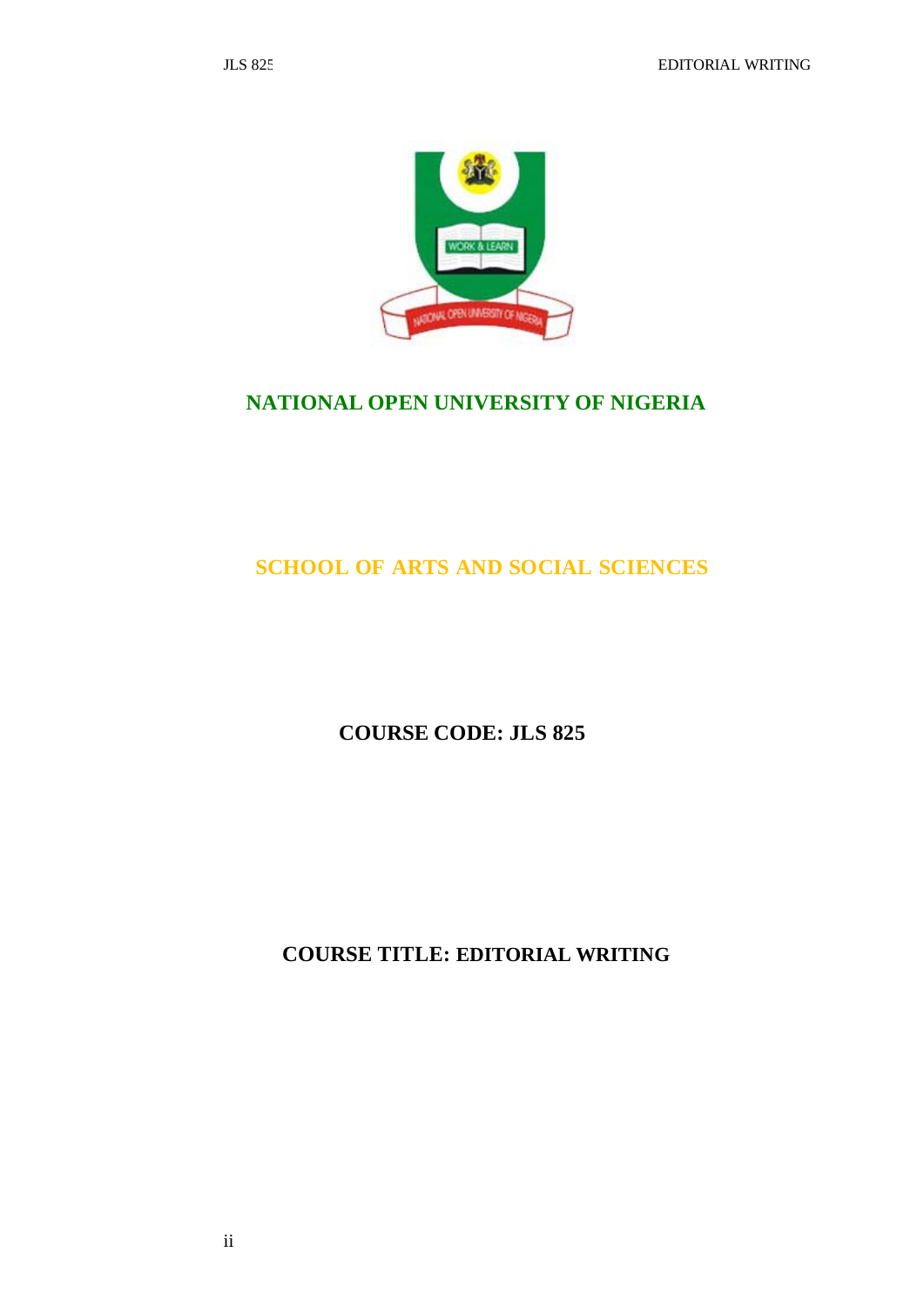# NATIONAL OPEN UNIVERSITY OF NIGERIA

## SCHOOL OF ARTS AND SOCIAL SCIENCES

**COURSE CODE: JLS 825**

**COURSE TITLE: EDITORIAL WRITING**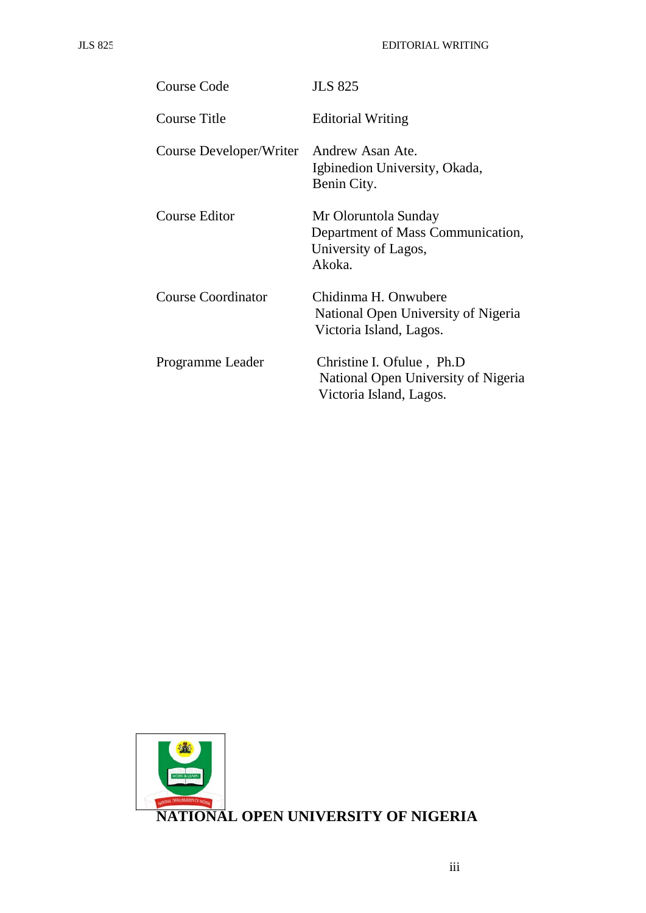| | |
|---|---|
| Course Code | JLS 825 |
| Course Title | Editorial Writing |
| Course Developer/Writer | Andrew Asan Ate.<br>Igbinedion University, Okada,<br>Benin City. |
| Course Editor | Mr Oloruntola Sunday<br>Department of Mass Communication,<br>University of Lagos,<br>Akoka. |
| Course Coordinator | Chidinma H. Onwubere<br>National Open University of Nigeria<br>Victoria Island, Lagos. |
| Programme Leader | Christine I. Ofulue , Ph.D<br>National Open University of Nigeria<br>Victoria Island, Lagos. |

**NATIONAL OPEN UNIVERSITY OF NIGERIA**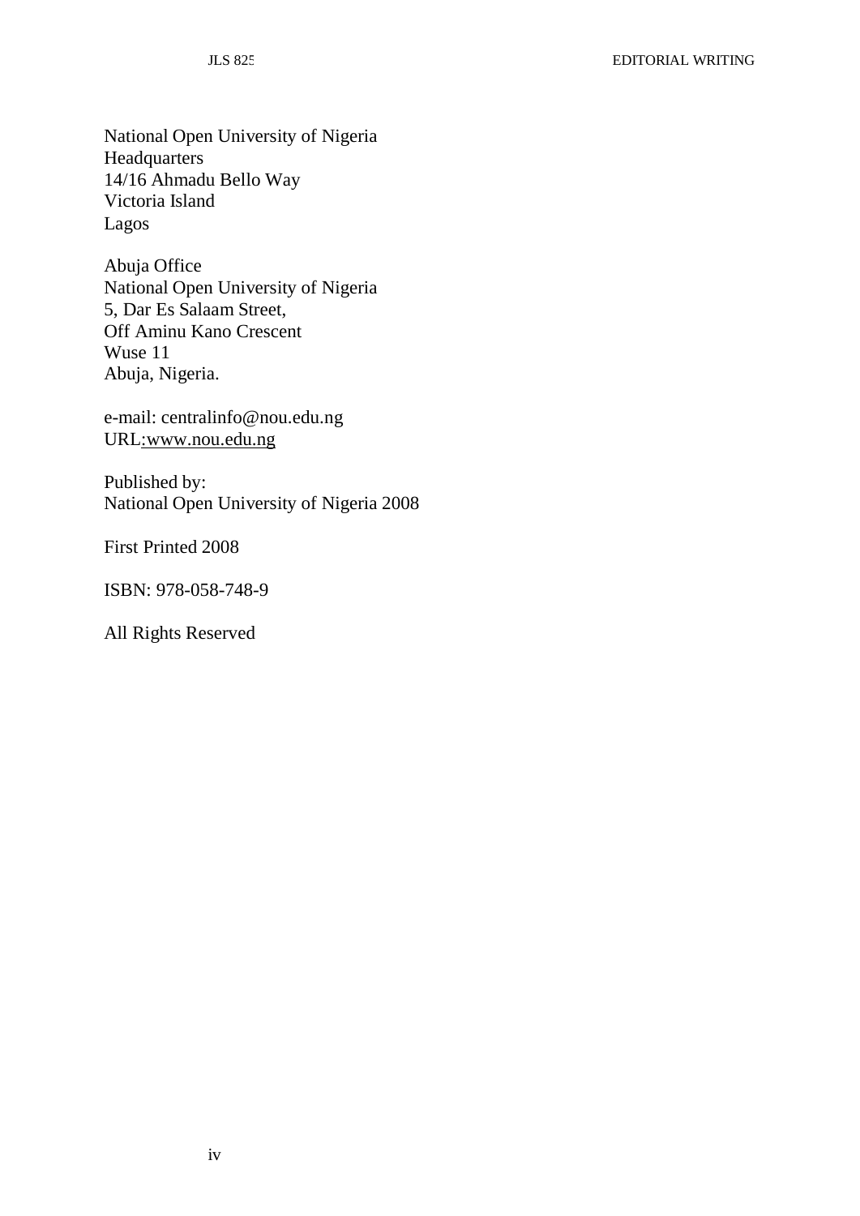National Open University of Nigeria
Headquarters
14/16 Ahmadu Bello Way
Victoria Island
Lagos

Abuja Office
National Open University of Nigeria
5, Dar Es Salaam Street,
Off Aminu Kano Crescent
Wuse 11
Abuja, Nigeria.

e-mail: centralinfo@nou.edu.ng
URL:www.nou.edu.ng

Published by:
National Open University of Nigeria 2008

First Printed 2008

ISBN: 978-058-748-9

All Rights Reserved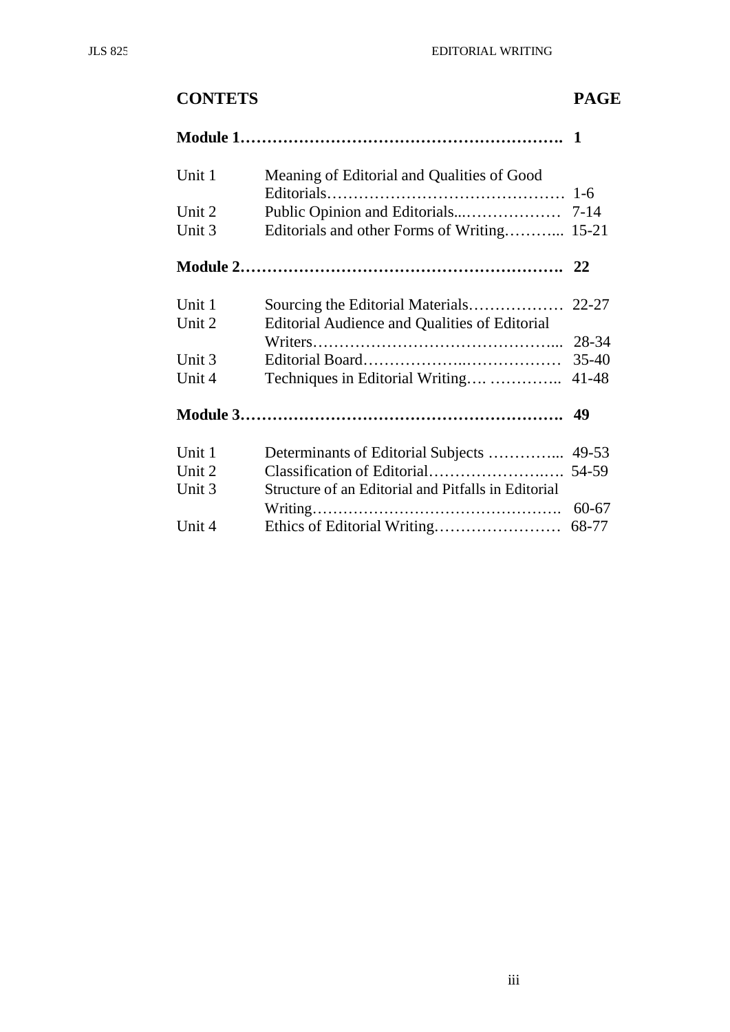**CONTETS** **PAGE**

| | | |
|---|---|---|
| **Module 1** | | **1** |
| Unit 1 | Meaning of Editorial and Qualities of Good Editorials | 1-6 |
| Unit 2 | Public Opinion and Editorials | 7-14 |
| Unit 3 | Editorials and other Forms of Writing | 15-21 |
| **Module 2** | | **22** |
| Unit 1 | Sourcing the Editorial Materials | 22-27 |
| Unit 2 | Editorial Audience and Qualities of Editorial Writers | 28-34 |
| Unit 3 | Editorial Board | 35-40 |
| Unit 4 | Techniques in Editorial Writing | 41-48 |
| **Module 3** | | **49** |
| Unit 1 | Determinants of Editorial Subjects | 49-53 |
| Unit 2 | Classification of Editorial | 54-59 |
| Unit 3 | Structure of an Editorial and Pitfalls in Editorial Writing | 60-67 |
| Unit 4 | Ethics of Editorial Writing | 68-77 |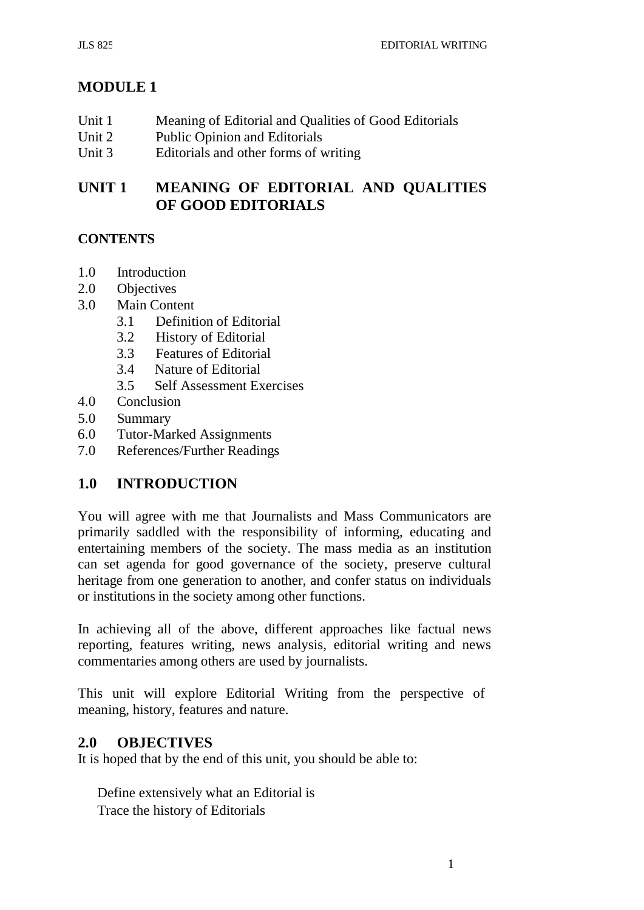# MODULE 1

Unit 1 Meaning of Editorial and Qualities of Good Editorials
Unit 2 Public Opinion and Editorials
Unit 3 Editorials and other forms of writing

## UNIT 1 MEANING OF EDITORIAL AND QUALITIES OF GOOD EDITORIALS

**CONTENTS**

1.0 Introduction
2.0 Objectives
3.0 Main Content
  3.1 Definition of Editorial
  3.2 History of Editorial
  3.3 Features of Editorial
  3.4 Nature of Editorial
  3.5 Self Assessment Exercises
4.0 Conclusion
5.0 Summary
6.0 Tutor-Marked Assignments
7.0 References/Further Readings

## 1.0 INTRODUCTION

You will agree with me that Journalists and Mass Communicators are primarily saddled with the responsibility of informing, educating and entertaining members of the society. The mass media as an institution can set agenda for good governance of the society, preserve cultural heritage from one generation to another, and confer status on individuals or institutions in the society among other functions.

In achieving all of the above, different approaches like factual news reporting, features writing, news analysis, editorial writing and news commentaries among others are used by journalists.

This unit will explore Editorial Writing from the perspective of meaning, history, features and nature.

## 2.0 OBJECTIVES

It is hoped that by the end of this unit, you should be able to:

- Define extensively what an Editorial is
- Trace the history of Editorials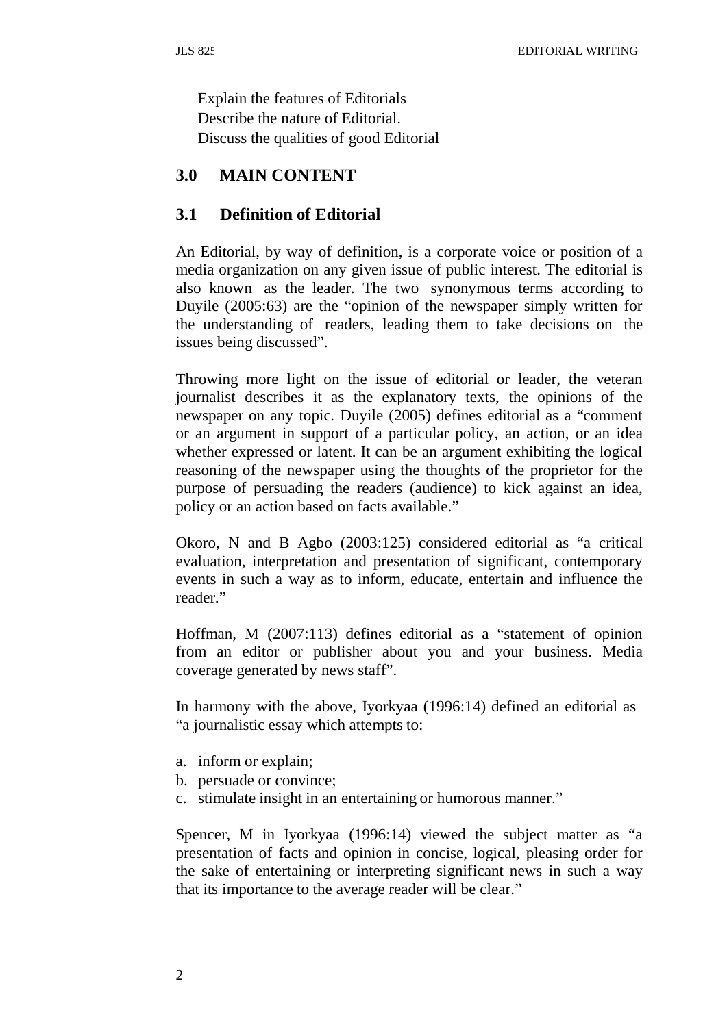Explain the features of Editorials
Describe the nature of Editorial.
Discuss the qualities of good Editorial

## 3.0 MAIN CONTENT

### 3.1 Definition of Editorial

An Editorial, by way of definition, is a corporate voice or position of a media organization on any given issue of public interest. The editorial is also known as the leader. The two synonymous terms according to Duyile (2005:63) are the "opinion of the newspaper simply written for the understanding of readers, leading them to take decisions on the issues being discussed".

Throwing more light on the issue of editorial or leader, the veteran journalist describes it as the explanatory texts, the opinions of the newspaper on any topic. Duyile (2005) defines editorial as a "comment or an argument in support of a particular policy, an action, or an idea whether expressed or latent. It can be an argument exhibiting the logical reasoning of the newspaper using the thoughts of the proprietor for the purpose of persuading the readers (audience) to kick against an idea, policy or an action based on facts available."

Okoro, N and B Agbo (2003:125) considered editorial as "a critical evaluation, interpretation and presentation of significant, contemporary events in such a way as to inform, educate, entertain and influence the reader."

Hoffman, M (2007:113) defines editorial as a "statement of opinion from an editor or publisher about you and your business. Media coverage generated by news staff".

In harmony with the above, Iyorkyaa (1996:14) defined an editorial as "a journalistic essay which attempts to:

a. inform or explain;
b. persuade or convince;
c. stimulate insight in an entertaining or humorous manner."

Spencer, M in Iyorkyaa (1996:14) viewed the subject matter as "a presentation of facts and opinion in concise, logical, pleasing order for the sake of entertaining or interpreting significant news in such a way that its importance to the average reader will be clear."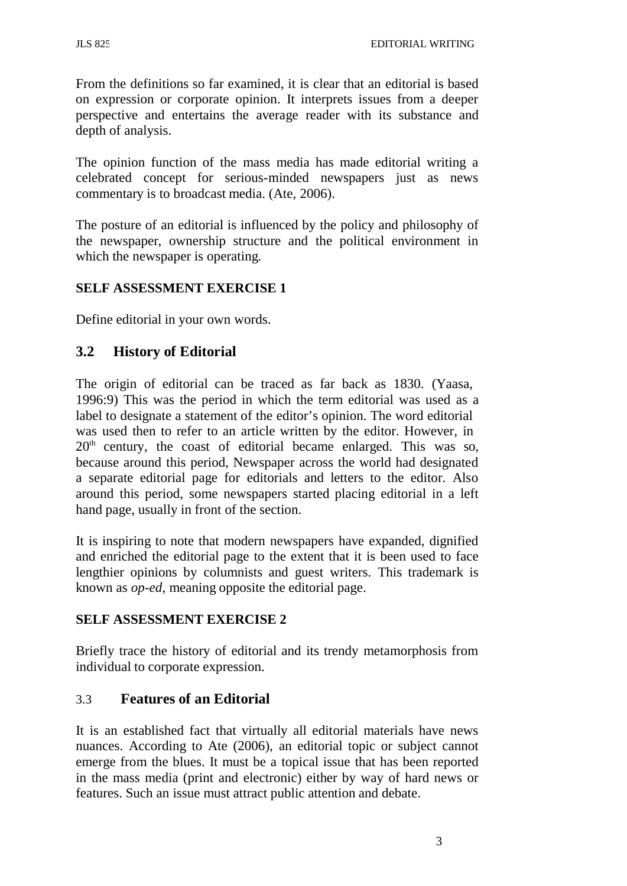From the definitions so far examined, it is clear that an editorial is based on expression or corporate opinion. It interprets issues from a deeper perspective and entertains the average reader with its substance and depth of analysis.

The opinion function of the mass media has made editorial writing a celebrated concept for serious-minded newspapers just as news commentary is to broadcast media. (Ate, 2006).

The posture of an editorial is influenced by the policy and philosophy of the newspaper, ownership structure and the political environment in which the newspaper is operating.

**SELF ASSESSMENT EXERCISE 1**

Define editorial in your own words.

## 3.2 History of Editorial

The origin of editorial can be traced as far back as 1830. (Yaasa, 1996:9) This was the period in which the term editorial was used as a label to designate a statement of the editor's opinion. The word editorial was used then to refer to an article written by the editor. However, in 20th century, the coast of editorial became enlarged. This was so, because around this period, Newspaper across the world had designated a separate editorial page for editorials and letters to the editor. Also around this period, some newspapers started placing editorial in a left hand page, usually in front of the section.

It is inspiring to note that modern newspapers have expanded, dignified and enriched the editorial page to the extent that it is been used to face lengthier opinions by columnists and guest writers. This trademark is known as *op-ed*, meaning opposite the editorial page.

**SELF ASSESSMENT EXERCISE 2**

Briefly trace the history of editorial and its trendy metamorphosis from individual to corporate expression.

## 3.3 Features of an Editorial

It is an established fact that virtually all editorial materials have news nuances. According to Ate (2006), an editorial topic or subject cannot emerge from the blues. It must be a topical issue that has been reported in the mass media (print and electronic) either by way of hard news or features. Such an issue must attract public attention and debate.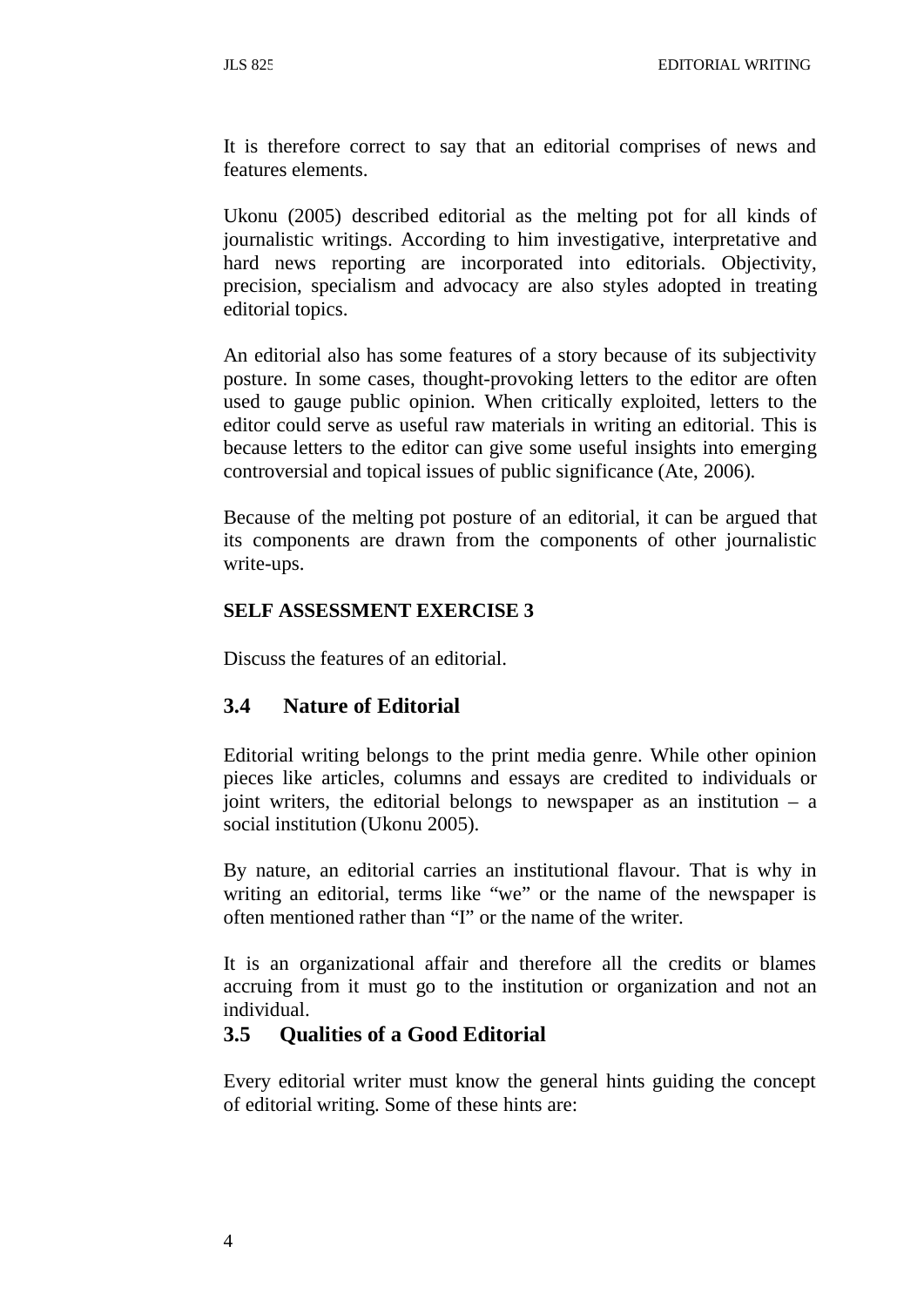It is therefore correct to say that an editorial comprises of news and features elements.

Ukonu (2005) described editorial as the melting pot for all kinds of journalistic writings. According to him investigative, interpretative and hard news reporting are incorporated into editorials. Objectivity, precision, specialism and advocacy are also styles adopted in treating editorial topics.

An editorial also has some features of a story because of its subjectivity posture. In some cases, thought-provoking letters to the editor are often used to gauge public opinion. When critically exploited, letters to the editor could serve as useful raw materials in writing an editorial. This is because letters to the editor can give some useful insights into emerging controversial and topical issues of public significance (Ate, 2006).

Because of the melting pot posture of an editorial, it can be argued that its components are drawn from the components of other journalistic write-ups.

**SELF ASSESSMENT EXERCISE 3**

Discuss the features of an editorial.

### 3.4 Nature of Editorial

Editorial writing belongs to the print media genre. While other opinion pieces like articles, columns and essays are credited to individuals or joint writers, the editorial belongs to newspaper as an institution – a social institution (Ukonu 2005).

By nature, an editorial carries an institutional flavour. That is why in writing an editorial, terms like "we" or the name of the newspaper is often mentioned rather than "I" or the name of the writer.

It is an organizational affair and therefore all the credits or blames accruing from it must go to the institution or organization and not an individual.

### 3.5 Qualities of a Good Editorial

Every editorial writer must know the general hints guiding the concept of editorial writing. Some of these hints are: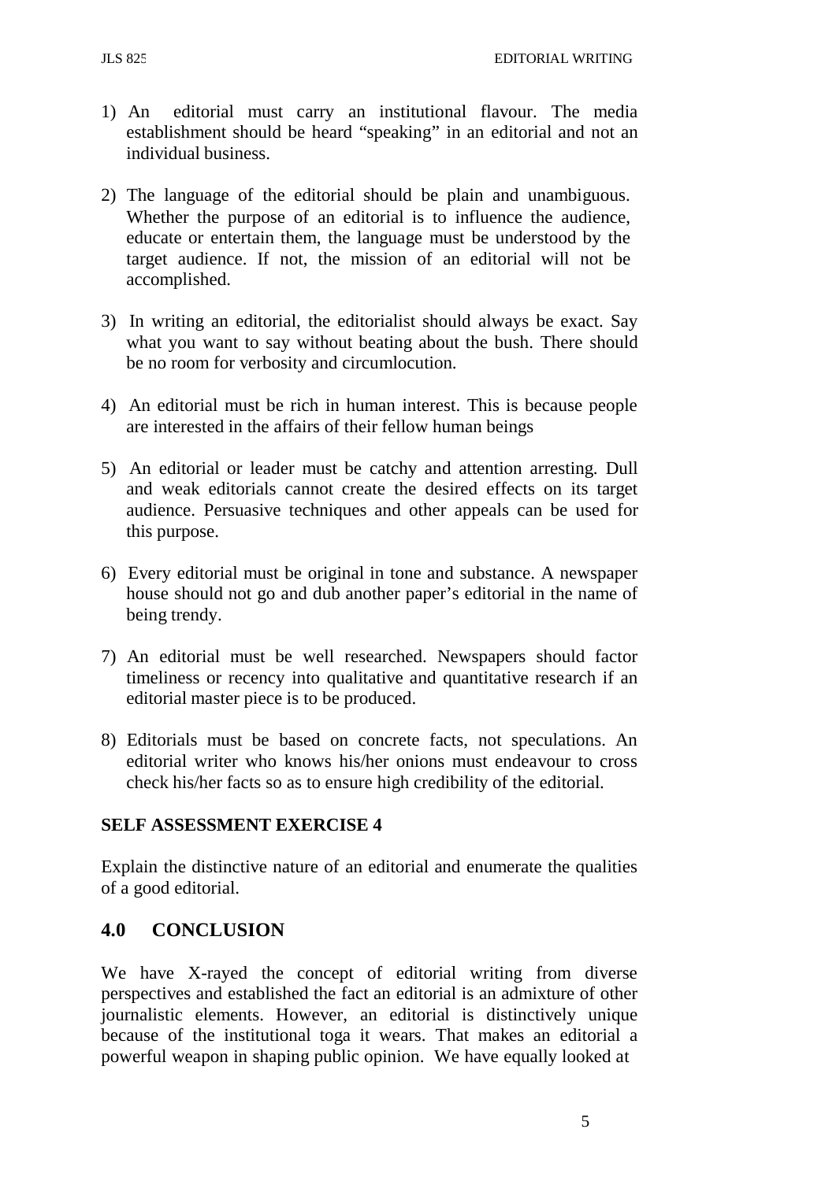1) An editorial must carry an institutional flavour. The media establishment should be heard "speaking" in an editorial and not an individual business.

2) The language of the editorial should be plain and unambiguous. Whether the purpose of an editorial is to influence the audience, educate or entertain them, the language must be understood by the target audience. If not, the mission of an editorial will not be accomplished.

3) In writing an editorial, the editorialist should always be exact. Say what you want to say without beating about the bush. There should be no room for verbosity and circumlocution.

4) An editorial must be rich in human interest. This is because people are interested in the affairs of their fellow human beings

5) An editorial or leader must be catchy and attention arresting. Dull and weak editorials cannot create the desired effects on its target audience. Persuasive techniques and other appeals can be used for this purpose.

6) Every editorial must be original in tone and substance. A newspaper house should not go and dub another paper's editorial in the name of being trendy.

7) An editorial must be well researched. Newspapers should factor timeliness or recency into qualitative and quantitative research if an editorial master piece is to be produced.

8) Editorials must be based on concrete facts, not speculations. An editorial writer who knows his/her onions must endeavour to cross check his/her facts so as to ensure high credibility of the editorial.

**SELF ASSESSMENT EXERCISE 4**

Explain the distinctive nature of an editorial and enumerate the qualities of a good editorial.

## 4.0 CONCLUSION

We have X-rayed the concept of editorial writing from diverse perspectives and established the fact an editorial is an admixture of other journalistic elements. However, an editorial is distinctively unique because of the institutional toga it wears. That makes an editorial a powerful weapon in shaping public opinion. We have equally looked at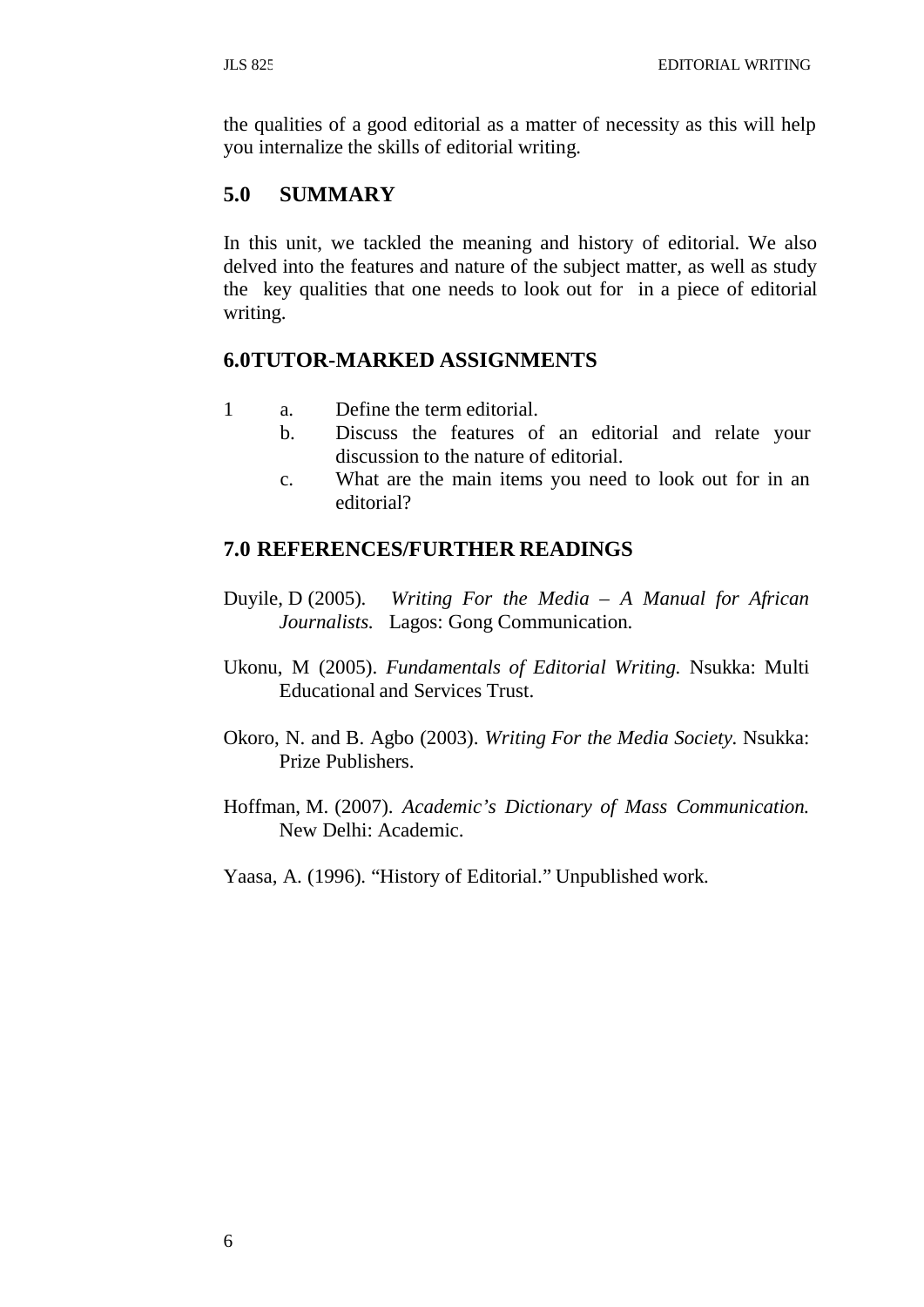the qualities of a good editorial as a matter of necessity as this will help you internalize the skills of editorial writing.

## 5.0 SUMMARY

In this unit, we tackled the meaning and history of editorial. We also delved into the features and nature of the subject matter, as well as study the key qualities that one needs to look out for in a piece of editorial writing.

## 6.0 TUTOR-MARKED ASSIGNMENTS

1
   a. Define the term editorial.
   b. Discuss the features of an editorial and relate your discussion to the nature of editorial.
   c. What are the main items you need to look out for in an editorial?

## 7.0 REFERENCES/FURTHER READINGS

Duyile, D (2005). *Writing For the Media – A Manual for African Journalists.* Lagos: Gong Communication.

Ukonu, M (2005). *Fundamentals of Editorial Writing.* Nsukka: Multi Educational and Services Trust.

Okoro, N. and B. Agbo (2003). *Writing For the Media Society.* Nsukka: Prize Publishers.

Hoffman, M. (2007). *Academic's Dictionary of Mass Communication.* New Delhi: Academic.

Yaasa, A. (1996). "History of Editorial." Unpublished work.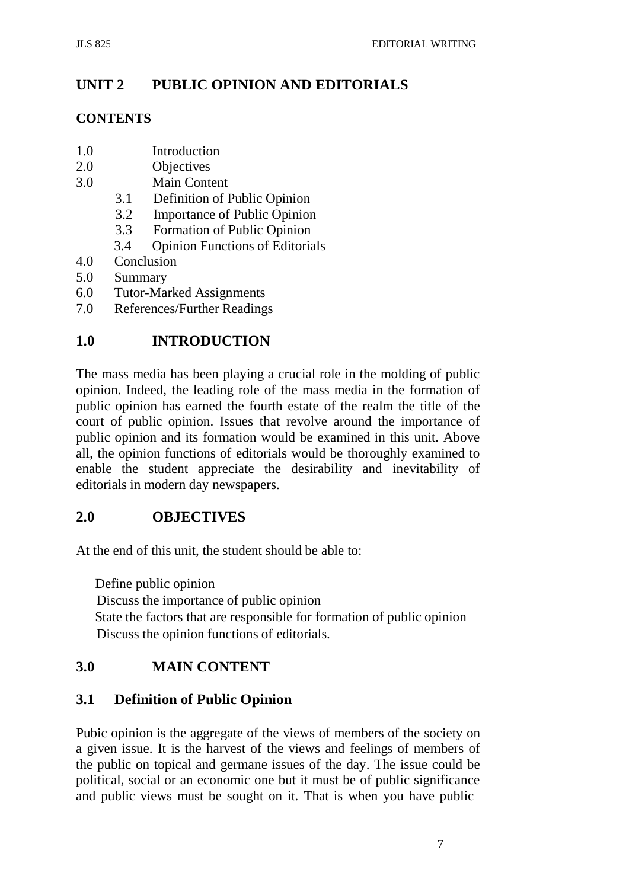# UNIT 2 PUBLIC OPINION AND EDITORIALS

**CONTENTS**

1.0 Introduction
2.0 Objectives
3.0 Main Content
  3.1 Definition of Public Opinion
  3.2 Importance of Public Opinion
  3.3 Formation of Public Opinion
  3.4 Opinion Functions of Editorials
4.0 Conclusion
5.0 Summary
6.0 Tutor-Marked Assignments
7.0 References/Further Readings

## 1.0 INTRODUCTION

The mass media has been playing a crucial role in the molding of public opinion. Indeed, the leading role of the mass media in the formation of public opinion has earned the fourth estate of the realm the title of the court of public opinion. Issues that revolve around the importance of public opinion and its formation would be examined in this unit. Above all, the opinion functions of editorials would be thoroughly examined to enable the student appreciate the desirability and inevitability of editorials in modern day newspapers.

## 2.0 OBJECTIVES

At the end of this unit, the student should be able to:

- Define public opinion
- Discuss the importance of public opinion
- State the factors that are responsible for formation of public opinion
- Discuss the opinion functions of editorials.

## 3.0 MAIN CONTENT

### 3.1 Definition of Public Opinion

Pubic opinion is the aggregate of the views of members of the society on a given issue. It is the harvest of the views and feelings of members of the public on topical and germane issues of the day. The issue could be political, social or an economic one but it must be of public significance and public views must be sought on it. That is when you have public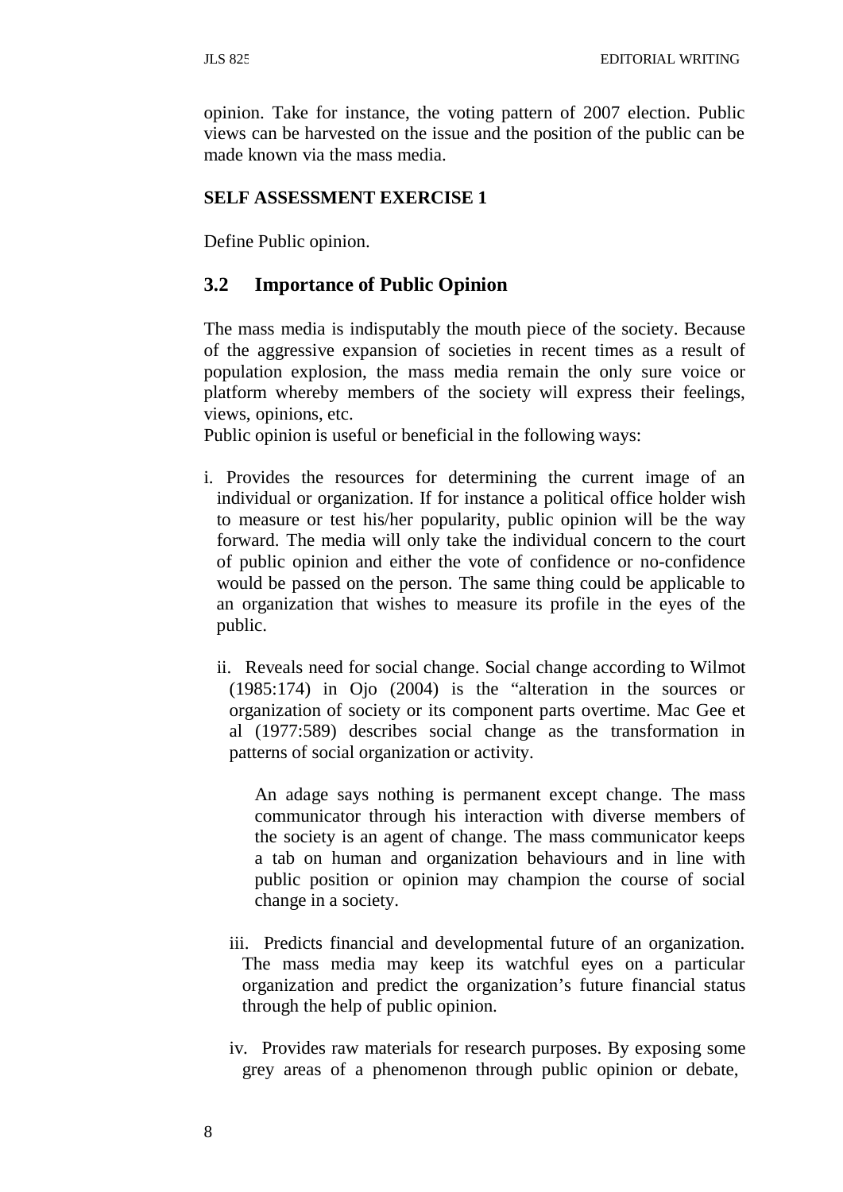opinion. Take for instance, the voting pattern of 2007 election. Public views can be harvested on the issue and the position of the public can be made known via the mass media.

**SELF ASSESSMENT EXERCISE 1**

Define Public opinion.

## 3.2 Importance of Public Opinion

The mass media is indisputably the mouth piece of the society. Because of the aggressive expansion of societies in recent times as a result of population explosion, the mass media remain the only sure voice or platform whereby members of the society will express their feelings, views, opinions, etc.

Public opinion is useful or beneficial in the following ways:

i. Provides the resources for determining the current image of an individual or organization. If for instance a political office holder wish to measure or test his/her popularity, public opinion will be the way forward. The media will only take the individual concern to the court of public opinion and either the vote of confidence or no-confidence would be passed on the person. The same thing could be applicable to an organization that wishes to measure its profile in the eyes of the public.

ii. Reveals need for social change. Social change according to Wilmot (1985:174) in Ojo (2004) is the "alteration in the sources or organization of society or its component parts overtime. Mac Gee et al (1977:589) describes social change as the transformation in patterns of social organization or activity.

   An adage says nothing is permanent except change. The mass communicator through his interaction with diverse members of the society is an agent of change. The mass communicator keeps a tab on human and organization behaviours and in line with public position or opinion may champion the course of social change in a society.

iii. Predicts financial and developmental future of an organization. The mass media may keep its watchful eyes on a particular organization and predict the organization's future financial status through the help of public opinion.

iv. Provides raw materials for research purposes. By exposing some grey areas of a phenomenon through public opinion or debate,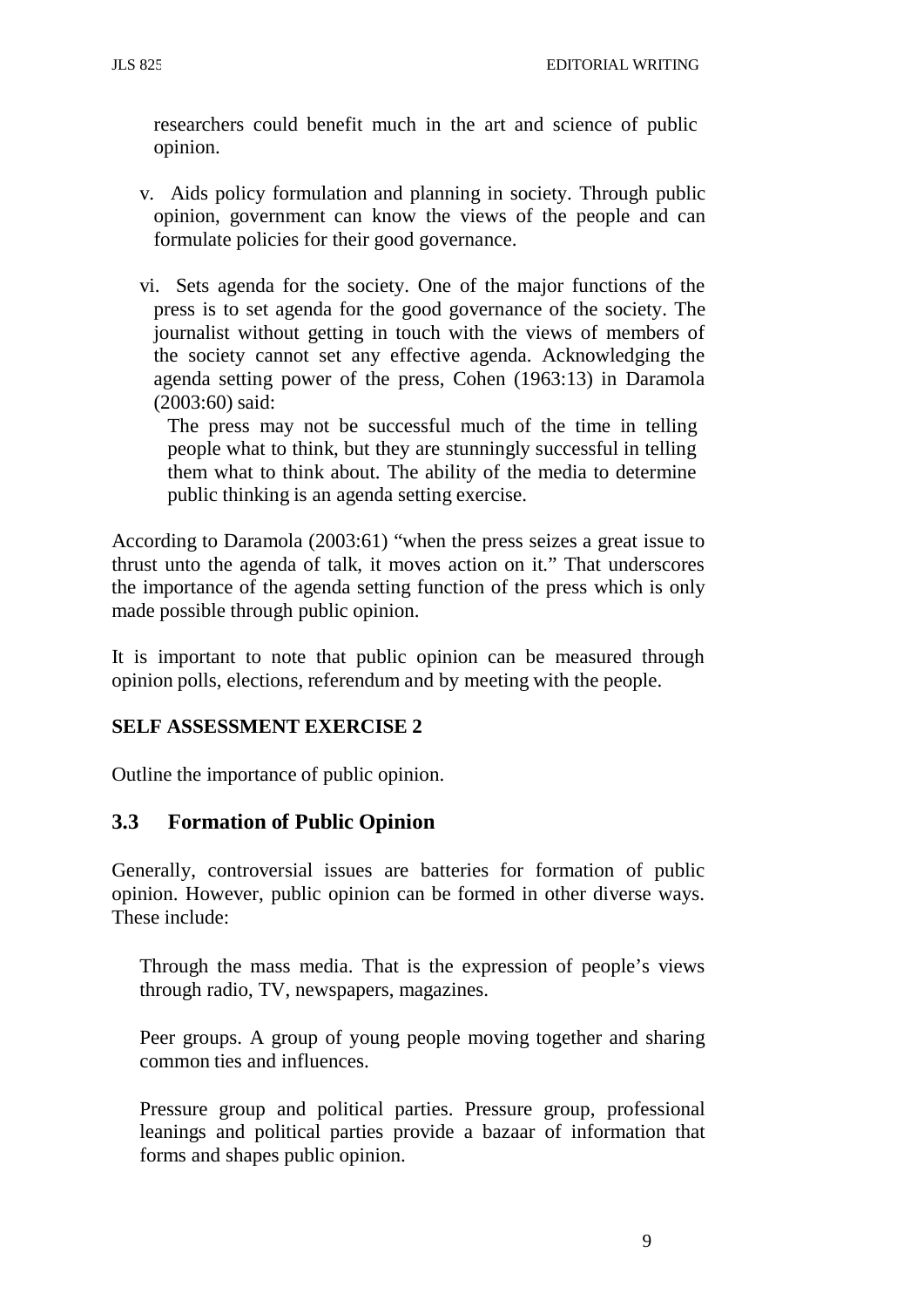researchers could benefit much in the art and science of public opinion.

v. Aids policy formulation and planning in society. Through public opinion, government can know the views of the people and can formulate policies for their good governance.

vi. Sets agenda for the society. One of the major functions of the press is to set agenda for the good governance of the society. The journalist without getting in touch with the views of members of the society cannot set any effective agenda. Acknowledging the agenda setting power of the press, Cohen (1963:13) in Daramola (2003:60) said:

> The press may not be successful much of the time in telling people what to think, but they are stunningly successful in telling them what to think about. The ability of the media to determine public thinking is an agenda setting exercise.

According to Daramola (2003:61) "when the press seizes a great issue to thrust unto the agenda of talk, it moves action on it." That underscores the importance of the agenda setting function of the press which is only made possible through public opinion.

It is important to note that public opinion can be measured through opinion polls, elections, referendum and by meeting with the people.

**SELF ASSESSMENT EXERCISE 2**

Outline the importance of public opinion.

## 3.3 Formation of Public Opinion

Generally, controversial issues are batteries for formation of public opinion. However, public opinion can be formed in other diverse ways. These include:

Through the mass media. That is the expression of people's views through radio, TV, newspapers, magazines.

Peer groups. A group of young people moving together and sharing common ties and influences.

Pressure group and political parties. Pressure group, professional leanings and political parties provide a bazaar of information that forms and shapes public opinion.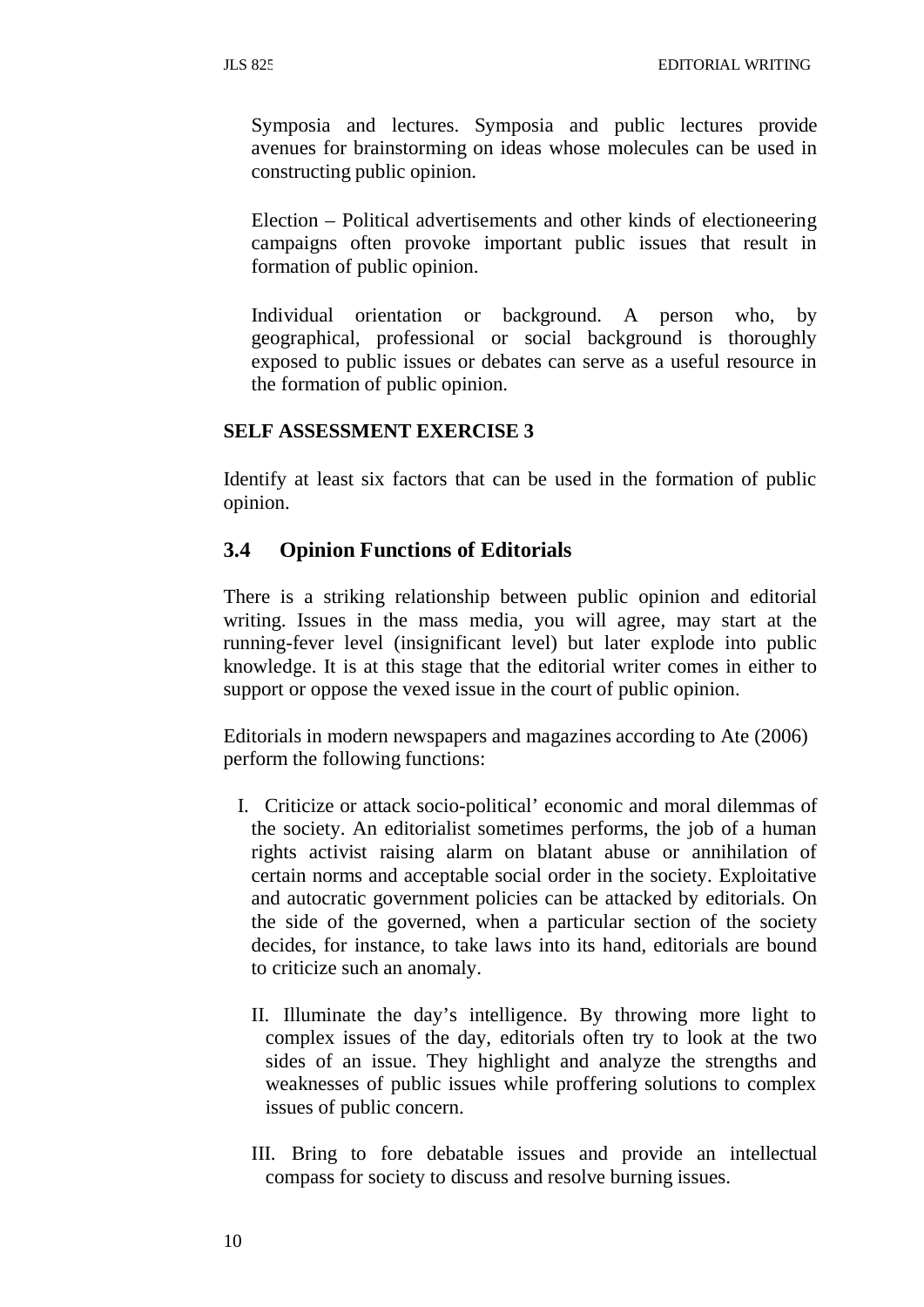Symposia and lectures. Symposia and public lectures provide avenues for brainstorming on ideas whose molecules can be used in constructing public opinion.

Election – Political advertisements and other kinds of electioneering campaigns often provoke important public issues that result in formation of public opinion.

Individual orientation or background. A person who, by geographical, professional or social background is thoroughly exposed to public issues or debates can serve as a useful resource in the formation of public opinion.

**SELF ASSESSMENT EXERCISE 3**

Identify at least six factors that can be used in the formation of public opinion.

## 3.4 Opinion Functions of Editorials

There is a striking relationship between public opinion and editorial writing. Issues in the mass media, you will agree, may start at the running-fever level (insignificant level) but later explode into public knowledge. It is at this stage that the editorial writer comes in either to support or oppose the vexed issue in the court of public opinion.

Editorials in modern newspapers and magazines according to Ate (2006) perform the following functions:

I. Criticize or attack socio-political' economic and moral dilemmas of the society. An editorialist sometimes performs, the job of a human rights activist raising alarm on blatant abuse or annihilation of certain norms and acceptable social order in the society. Exploitative and autocratic government policies can be attacked by editorials. On the side of the governed, when a particular section of the society decides, for instance, to take laws into its hand, editorials are bound to criticize such an anomaly.

II. Illuminate the day's intelligence. By throwing more light to complex issues of the day, editorials often try to look at the two sides of an issue. They highlight and analyze the strengths and weaknesses of public issues while proffering solutions to complex issues of public concern.

III. Bring to fore debatable issues and provide an intellectual compass for society to discuss and resolve burning issues.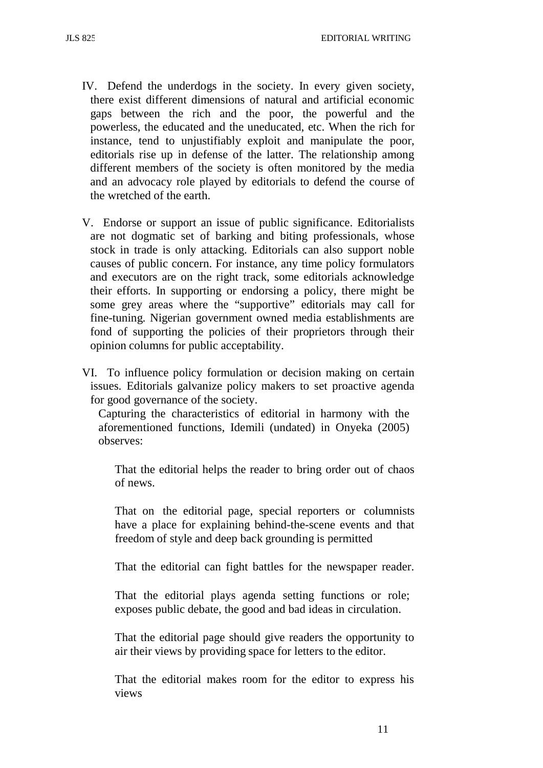IV. Defend the underdogs in the society. In every given society, there exist different dimensions of natural and artificial economic gaps between the rich and the poor, the powerful and the powerless, the educated and the uneducated, etc. When the rich for instance, tend to unjustifiably exploit and manipulate the poor, editorials rise up in defense of the latter. The relationship among different members of the society is often monitored by the media and an advocacy role played by editorials to defend the course of the wretched of the earth.

V. Endorse or support an issue of public significance. Editorialists are not dogmatic set of barking and biting professionals, whose stock in trade is only attacking. Editorials can also support noble causes of public concern. For instance, any time policy formulators and executors are on the right track, some editorials acknowledge their efforts. In supporting or endorsing a policy, there might be some grey areas where the "supportive" editorials may call for fine-tuning. Nigerian government owned media establishments are fond of supporting the policies of their proprietors through their opinion columns for public acceptability.

VI. To influence policy formulation or decision making on certain issues. Editorials galvanize policy makers to set proactive agenda for good governance of the society.

Capturing the characteristics of editorial in harmony with the aforementioned functions, Idemili (undated) in Onyeka (2005) observes:

> That the editorial helps the reader to bring order out of chaos of news.
>
> That on the editorial page, special reporters or columnists have a place for explaining behind-the-scene events and that freedom of style and deep back grounding is permitted
>
> That the editorial can fight battles for the newspaper reader.
>
> That the editorial plays agenda setting functions or role; exposes public debate, the good and bad ideas in circulation.
>
> That the editorial page should give readers the opportunity to air their views by providing space for letters to the editor.
>
> That the editorial makes room for the editor to express his views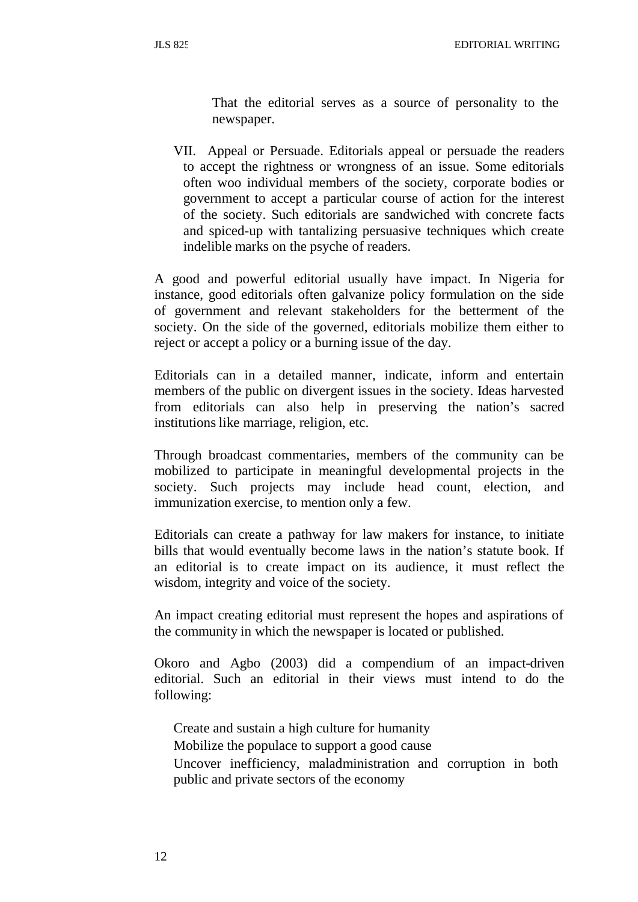That the editorial serves as a source of personality to the newspaper.

VII. Appeal or Persuade. Editorials appeal or persuade the readers to accept the rightness or wrongness of an issue. Some editorials often woo individual members of the society, corporate bodies or government to accept a particular course of action for the interest of the society. Such editorials are sandwiched with concrete facts and spiced-up with tantalizing persuasive techniques which create indelible marks on the psyche of readers.

A good and powerful editorial usually have impact. In Nigeria for instance, good editorials often galvanize policy formulation on the side of government and relevant stakeholders for the betterment of the society. On the side of the governed, editorials mobilize them either to reject or accept a policy or a burning issue of the day.

Editorials can in a detailed manner, indicate, inform and entertain members of the public on divergent issues in the society. Ideas harvested from editorials can also help in preserving the nation's sacred institutions like marriage, religion, etc.

Through broadcast commentaries, members of the community can be mobilized to participate in meaningful developmental projects in the society. Such projects may include head count, election, and immunization exercise, to mention only a few.

Editorials can create a pathway for law makers for instance, to initiate bills that would eventually become laws in the nation's statute book. If an editorial is to create impact on its audience, it must reflect the wisdom, integrity and voice of the society.

An impact creating editorial must represent the hopes and aspirations of the community in which the newspaper is located or published.

Okoro and Agbo (2003) did a compendium of an impact-driven editorial. Such an editorial in their views must intend to do the following:

- Create and sustain a high culture for humanity
- Mobilize the populace to support a good cause
- Uncover inefficiency, maladministration and corruption in both public and private sectors of the economy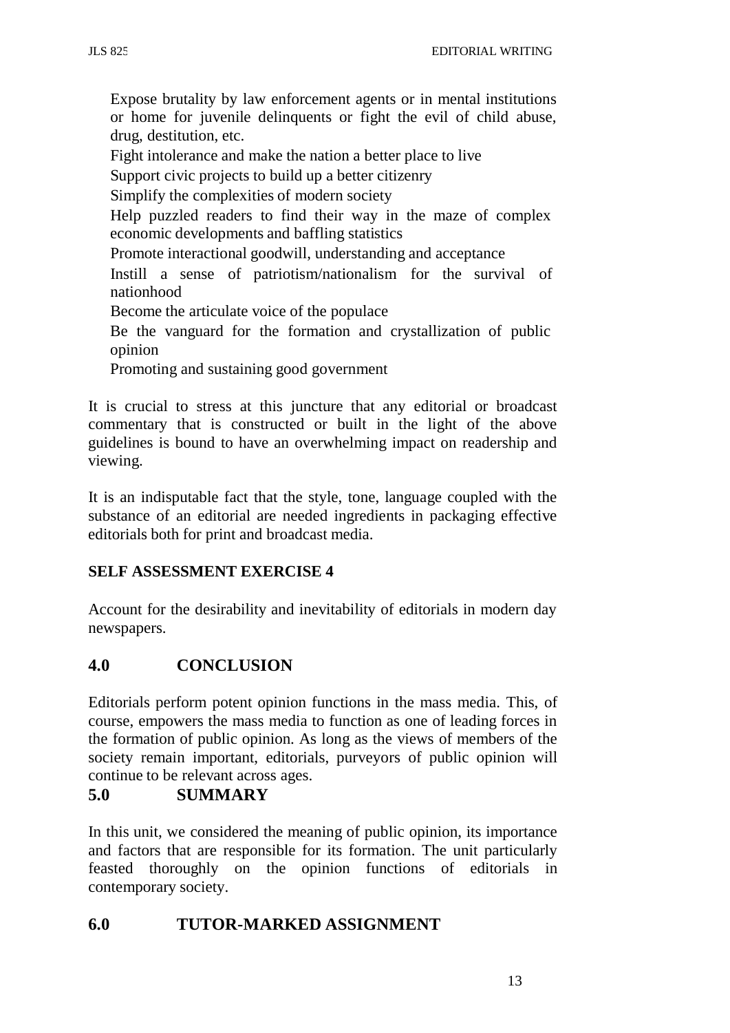- Expose brutality by law enforcement agents or in mental institutions or home for juvenile delinquents or fight the evil of child abuse, drug, destitution, etc.
- Fight intolerance and make the nation a better place to live
- Support civic projects to build up a better citizenry
- Simplify the complexities of modern society
- Help puzzled readers to find their way in the maze of complex economic developments and baffling statistics
- Promote interactional goodwill, understanding and acceptance
- Instill a sense of patriotism/nationalism for the survival of nationhood
- Become the articulate voice of the populace
- Be the vanguard for the formation and crystallization of public opinion
- Promoting and sustaining good government

It is crucial to stress at this juncture that any editorial or broadcast commentary that is constructed or built in the light of the above guidelines is bound to have an overwhelming impact on readership and viewing.

It is an indisputable fact that the style, tone, language coupled with the substance of an editorial are needed ingredients in packaging effective editorials both for print and broadcast media.

**SELF ASSESSMENT EXERCISE 4**

Account for the desirability and inevitability of editorials in modern day newspapers.

## 4.0 CONCLUSION

Editorials perform potent opinion functions in the mass media. This, of course, empowers the mass media to function as one of leading forces in the formation of public opinion. As long as the views of members of the society remain important, editorials, purveyors of public opinion will continue to be relevant across ages.

## 5.0 SUMMARY

In this unit, we considered the meaning of public opinion, its importance and factors that are responsible for its formation. The unit particularly feasted thoroughly on the opinion functions of editorials in contemporary society.

## 6.0 TUTOR-MARKED ASSIGNMENT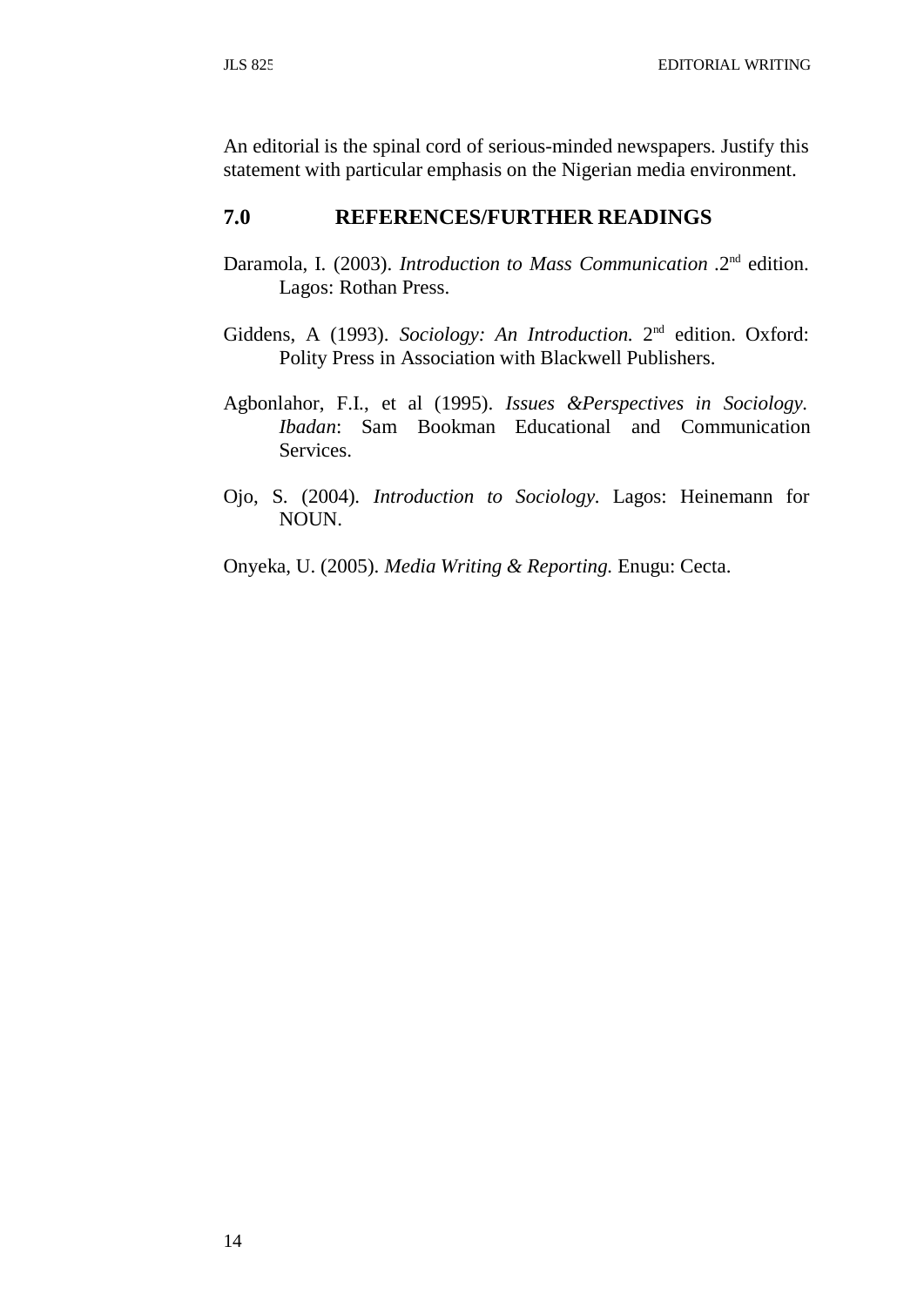An editorial is the spinal cord of serious-minded newspapers. Justify this statement with particular emphasis on the Nigerian media environment.

## 7.0 REFERENCES/FURTHER READINGS

Daramola, I. (2003). *Introduction to Mass Communication* .2nd edition. Lagos: Rothan Press.

Giddens, A (1993). *Sociology: An Introduction.* 2nd edition. Oxford: Polity Press in Association with Blackwell Publishers.

Agbonlahor, F.I., et al (1995). *Issues &Perspectives in Sociology. Ibadan*: Sam Bookman Educational and Communication Services.

Ojo, S. (2004). *Introduction to Sociology*. Lagos: Heinemann for NOUN.

Onyeka, U. (2005). *Media Writing & Reporting.* Enugu: Cecta.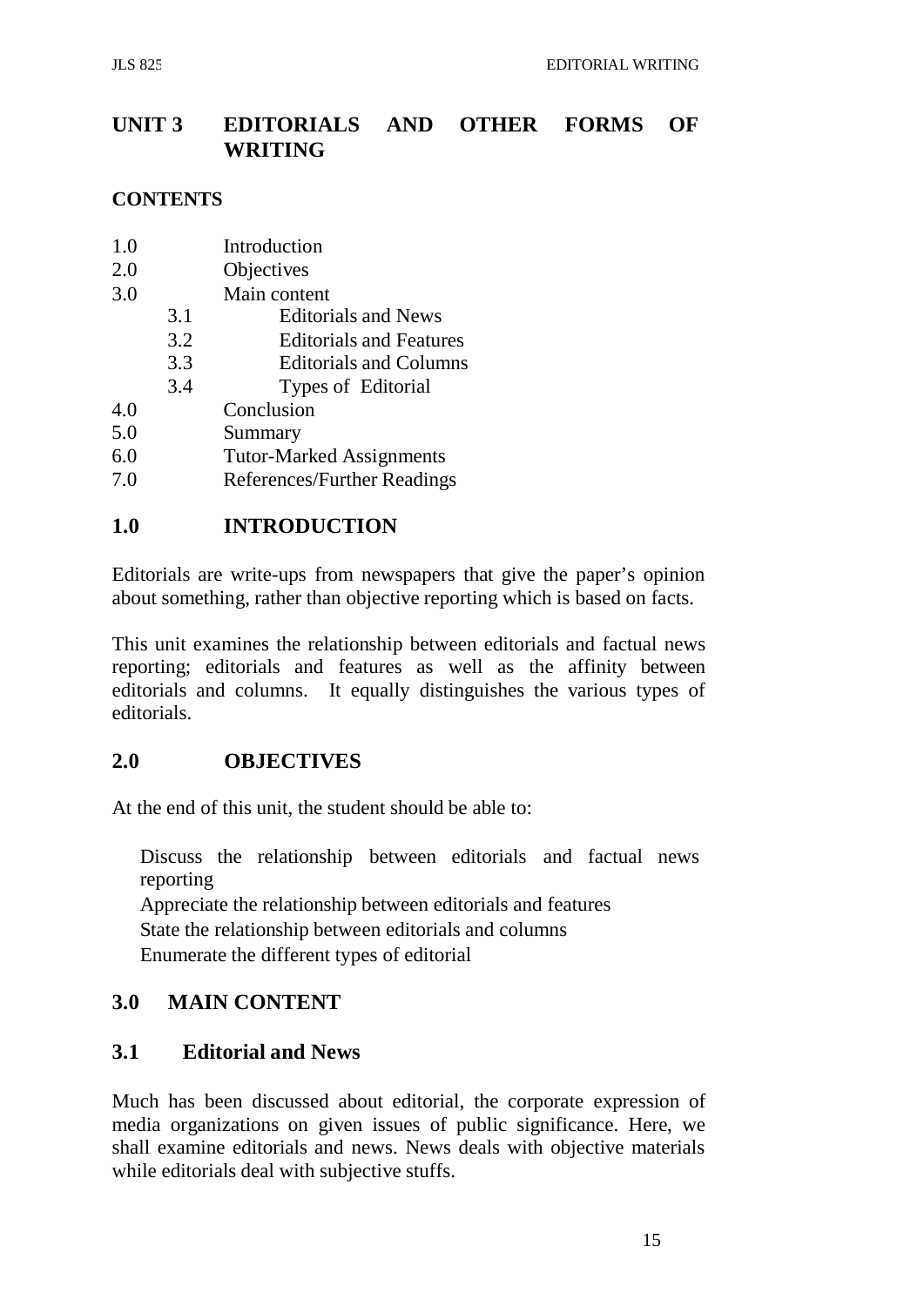# UNIT 3 EDITORIALS AND OTHER FORMS OF WRITING

**CONTENTS**

1.0 Introduction
2.0 Objectives
3.0 Main content
   3.1 Editorials and News
   3.2 Editorials and Features
   3.3 Editorials and Columns
   3.4 Types of Editorial
4.0 Conclusion
5.0 Summary
6.0 Tutor-Marked Assignments
7.0 References/Further Readings

## 1.0 INTRODUCTION

Editorials are write-ups from newspapers that give the paper's opinion about something, rather than objective reporting which is based on facts.

This unit examines the relationship between editorials and factual news reporting; editorials and features as well as the affinity between editorials and columns. It equally distinguishes the various types of editorials.

## 2.0 OBJECTIVES

At the end of this unit, the student should be able to:

- Discuss the relationship between editorials and factual news reporting
- Appreciate the relationship between editorials and features
- State the relationship between editorials and columns
- Enumerate the different types of editorial

## 3.0 MAIN CONTENT

### 3.1 Editorial and News

Much has been discussed about editorial, the corporate expression of media organizations on given issues of public significance. Here, we shall examine editorials and news. News deals with objective materials while editorials deal with subjective stuffs.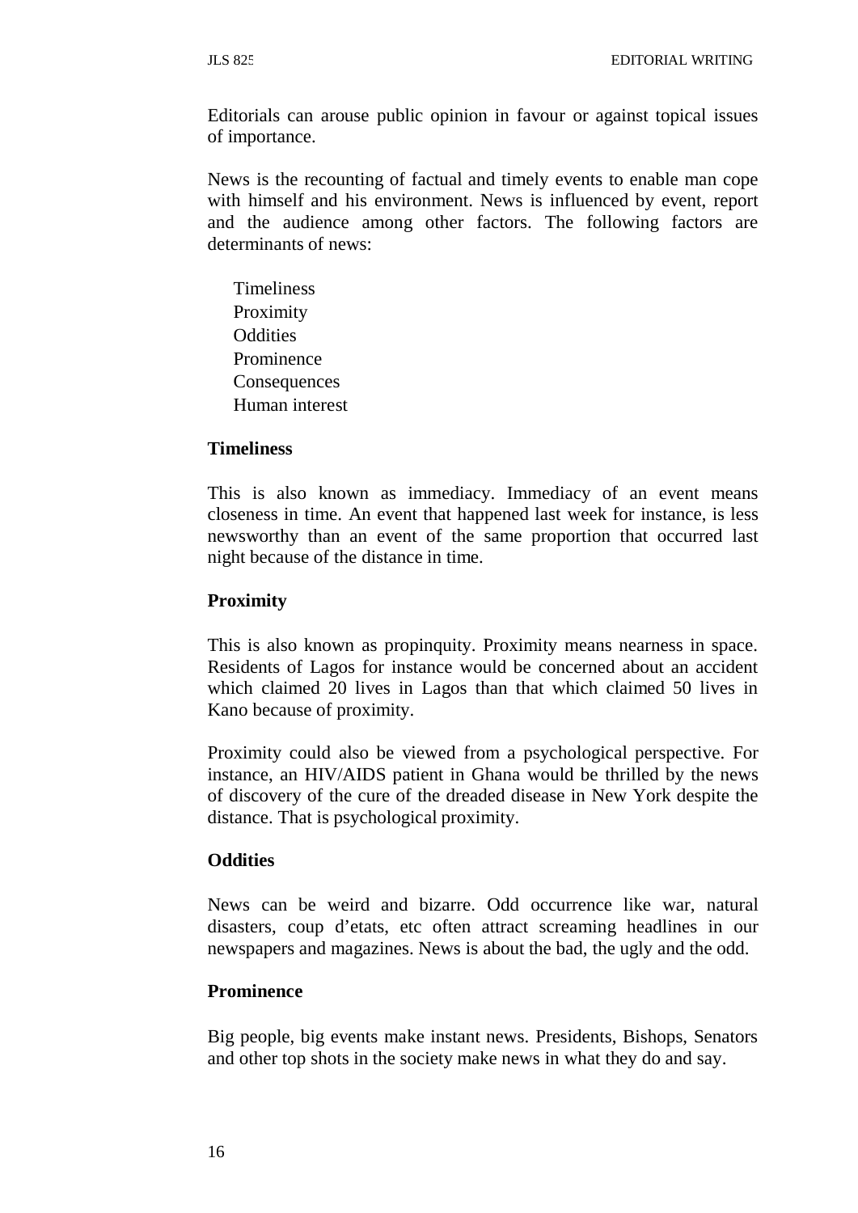Editorials can arouse public opinion in favour or against topical issues of importance.

News is the recounting of factual and timely events to enable man cope with himself and his environment. News is influenced by event, report and the audience among other factors. The following factors are determinants of news:

- Timeliness
- Proximity
- Oddities
- Prominence
- Consequences
- Human interest

**Timeliness**

This is also known as immediacy. Immediacy of an event means closeness in time. An event that happened last week for instance, is less newsworthy than an event of the same proportion that occurred last night because of the distance in time.

**Proximity**

This is also known as propinquity. Proximity means nearness in space. Residents of Lagos for instance would be concerned about an accident which claimed 20 lives in Lagos than that which claimed 50 lives in Kano because of proximity.

Proximity could also be viewed from a psychological perspective. For instance, an HIV/AIDS patient in Ghana would be thrilled by the news of discovery of the cure of the dreaded disease in New York despite the distance. That is psychological proximity.

**Oddities**

News can be weird and bizarre. Odd occurrence like war, natural disasters, coup d'etats, etc often attract screaming headlines in our newspapers and magazines. News is about the bad, the ugly and the odd.

**Prominence**

Big people, big events make instant news. Presidents, Bishops, Senators and other top shots in the society make news in what they do and say.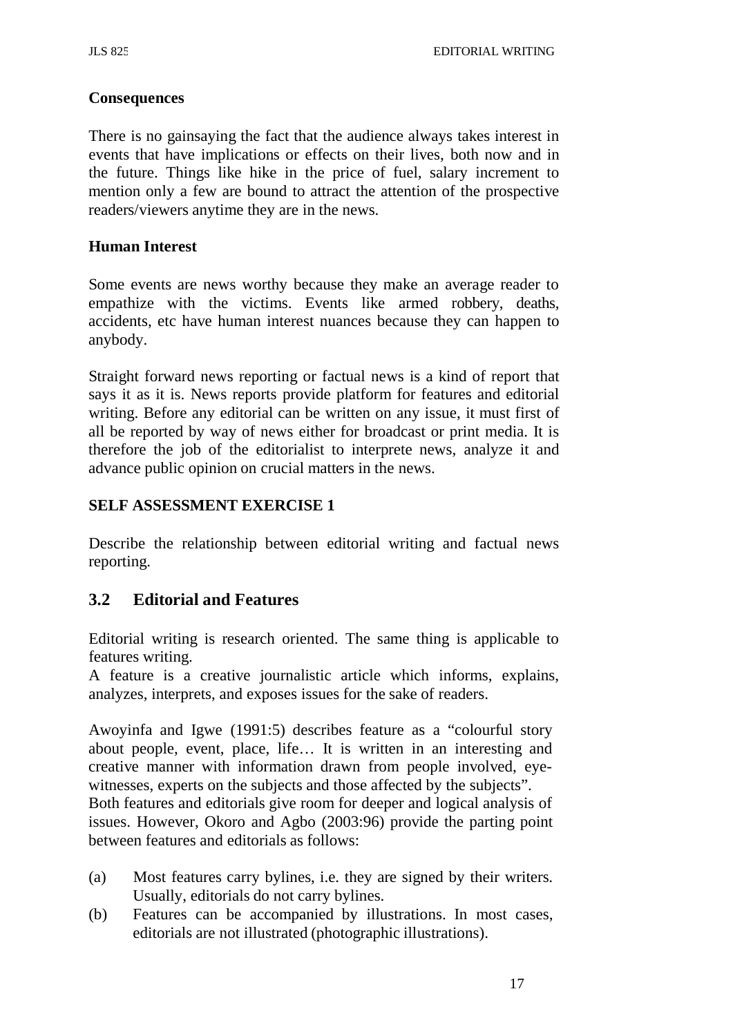**Consequences**

There is no gainsaying the fact that the audience always takes interest in events that have implications or effects on their lives, both now and in the future. Things like hike in the price of fuel, salary increment to mention only a few are bound to attract the attention of the prospective readers/viewers anytime they are in the news.

**Human Interest**

Some events are news worthy because they make an average reader to empathize with the victims. Events like armed robbery, deaths, accidents, etc have human interest nuances because they can happen to anybody.

Straight forward news reporting or factual news is a kind of report that says it as it is. News reports provide platform for features and editorial writing. Before any editorial can be written on any issue, it must first of all be reported by way of news either for broadcast or print media. It is therefore the job of the editorialist to interprete news, analyze it and advance public opinion on crucial matters in the news.

**SELF ASSESSMENT EXERCISE 1**

Describe the relationship between editorial writing and factual news reporting.

## 3.2 Editorial and Features

Editorial writing is research oriented. The same thing is applicable to features writing.
A feature is a creative journalistic article which informs, explains, analyzes, interprets, and exposes issues for the sake of readers.

Awoyinfa and Igwe (1991:5) describes feature as a "colourful story about people, event, place, life… It is written in an interesting and creative manner with information drawn from people involved, eye-witnesses, experts on the subjects and those affected by the subjects".
Both features and editorials give room for deeper and logical analysis of issues. However, Okoro and Agbo (2003:96) provide the parting point between features and editorials as follows:

(a) Most features carry bylines, i.e. they are signed by their writers. Usually, editorials do not carry bylines.
(b) Features can be accompanied by illustrations. In most cases, editorials are not illustrated (photographic illustrations).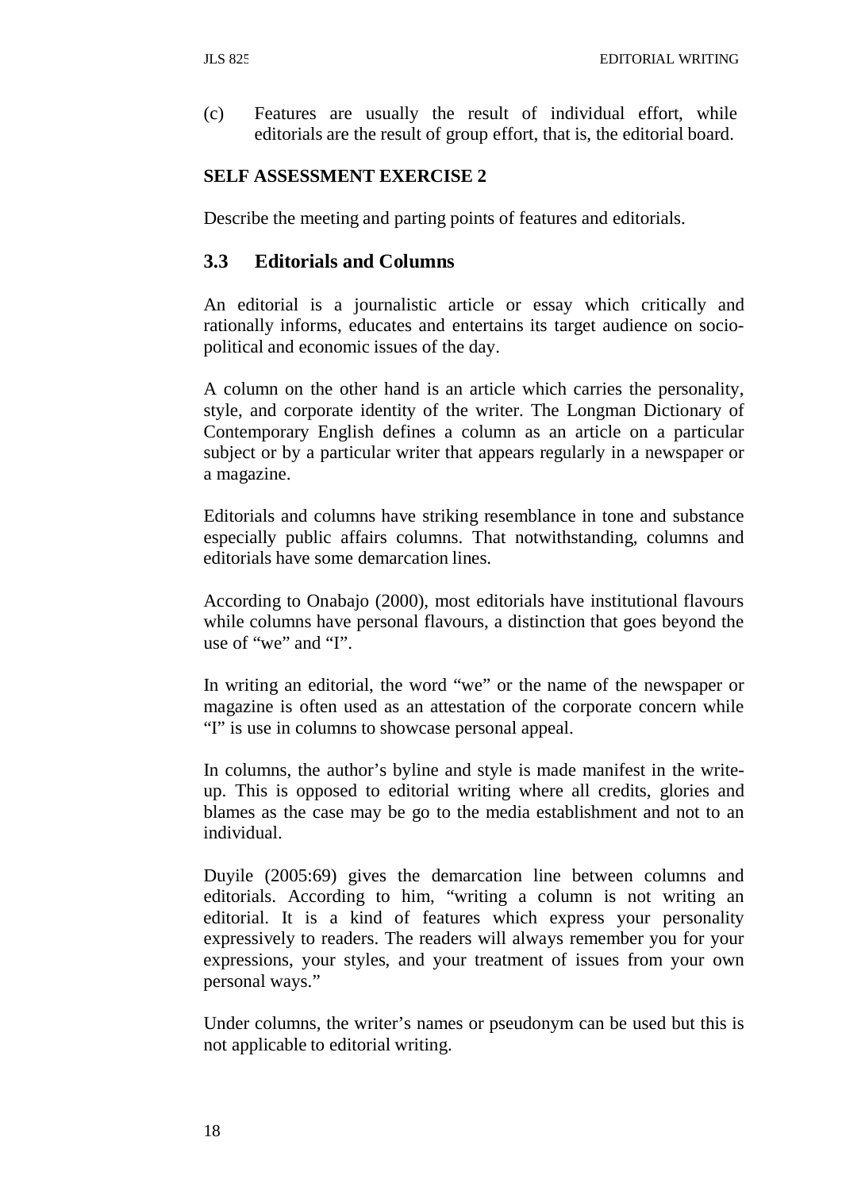(c) Features are usually the result of individual effort, while editorials are the result of group effort, that is, the editorial board.

**SELF ASSESSMENT EXERCISE 2**

Describe the meeting and parting points of features and editorials.

## 3.3 Editorials and Columns

An editorial is a journalistic article or essay which critically and rationally informs, educates and entertains its target audience on socio-political and economic issues of the day.

A column on the other hand is an article which carries the personality, style, and corporate identity of the writer. The Longman Dictionary of Contemporary English defines a column as an article on a particular subject or by a particular writer that appears regularly in a newspaper or a magazine.

Editorials and columns have striking resemblance in tone and substance especially public affairs columns. That notwithstanding, columns and editorials have some demarcation lines.

According to Onabajo (2000), most editorials have institutional flavours while columns have personal flavours, a distinction that goes beyond the use of "we" and "I".

In writing an editorial, the word "we" or the name of the newspaper or magazine is often used as an attestation of the corporate concern while "I" is use in columns to showcase personal appeal.

In columns, the author's byline and style is made manifest in the write-up. This is opposed to editorial writing where all credits, glories and blames as the case may be go to the media establishment and not to an individual.

Duyile (2005:69) gives the demarcation line between columns and editorials. According to him, "writing a column is not writing an editorial. It is a kind of features which express your personality expressively to readers. The readers will always remember you for your expressions, your styles, and your treatment of issues from your own personal ways."

Under columns, the writer's names or pseudonym can be used but this is not applicable to editorial writing.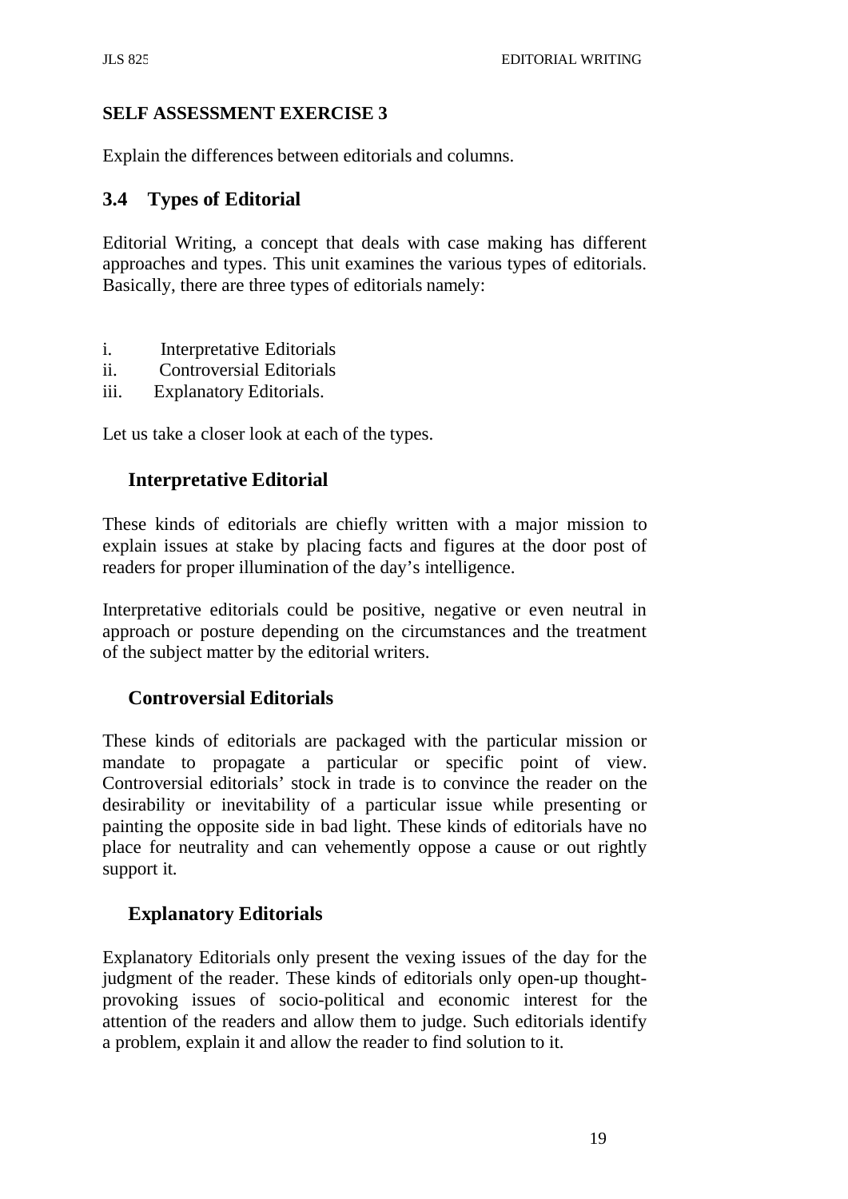**SELF ASSESSMENT EXERCISE 3**

Explain the differences between editorials and columns.

## 3.4 Types of Editorial

Editorial Writing, a concept that deals with case making has different approaches and types. This unit examines the various types of editorials. Basically, there are three types of editorials namely:

i. Interpretative Editorials
ii. Controversial Editorials
iii. Explanatory Editorials.

Let us take a closer look at each of the types.

### Interpretative Editorial

These kinds of editorials are chiefly written with a major mission to explain issues at stake by placing facts and figures at the door post of readers for proper illumination of the day's intelligence.

Interpretative editorials could be positive, negative or even neutral in approach or posture depending on the circumstances and the treatment of the subject matter by the editorial writers.

### Controversial Editorials

These kinds of editorials are packaged with the particular mission or mandate to propagate a particular or specific point of view. Controversial editorials' stock in trade is to convince the reader on the desirability or inevitability of a particular issue while presenting or painting the opposite side in bad light. These kinds of editorials have no place for neutrality and can vehemently oppose a cause or out rightly support it.

### Explanatory Editorials

Explanatory Editorials only present the vexing issues of the day for the judgment of the reader. These kinds of editorials only open-up thought-provoking issues of socio-political and economic interest for the attention of the readers and allow them to judge. Such editorials identify a problem, explain it and allow the reader to find solution to it.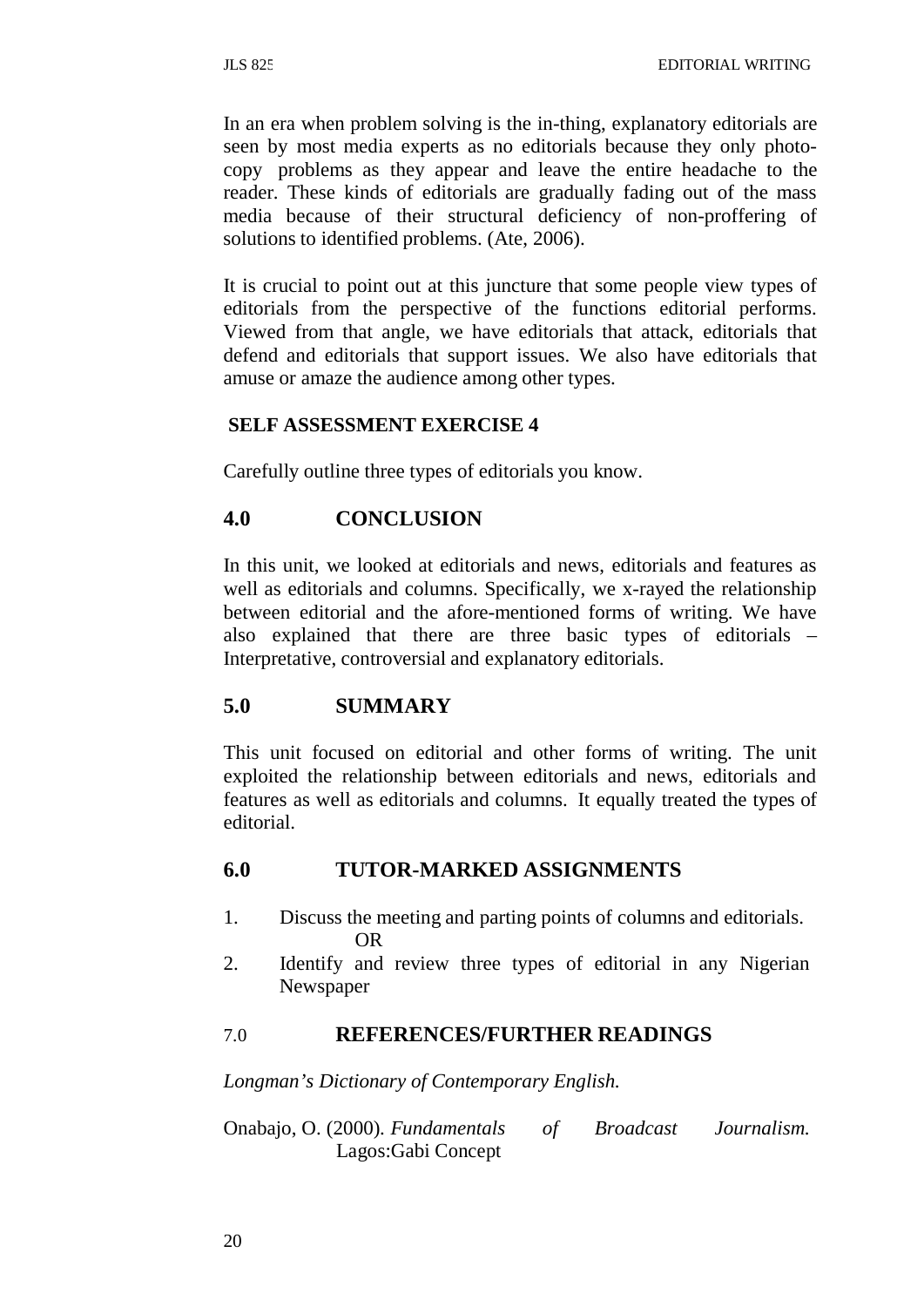In an era when problem solving is the in-thing, explanatory editorials are seen by most media experts as no editorials because they only photo-copy problems as they appear and leave the entire headache to the reader. These kinds of editorials are gradually fading out of the mass media because of their structural deficiency of non-proffering of solutions to identified problems. (Ate, 2006).

It is crucial to point out at this juncture that some people view types of editorials from the perspective of the functions editorial performs. Viewed from that angle, we have editorials that attack, editorials that defend and editorials that support issues. We also have editorials that amuse or amaze the audience among other types.

**SELF ASSESSMENT EXERCISE 4**

Carefully outline three types of editorials you know.

## 4.0 CONCLUSION

In this unit, we looked at editorials and news, editorials and features as well as editorials and columns. Specifically, we x-rayed the relationship between editorial and the afore-mentioned forms of writing. We have also explained that there are three basic types of editorials – Interpretative, controversial and explanatory editorials.

## 5.0 SUMMARY

This unit focused on editorial and other forms of writing. The unit exploited the relationship between editorials and news, editorials and features as well as editorials and columns. It equally treated the types of editorial.

## 6.0 TUTOR-MARKED ASSIGNMENTS

1. Discuss the meeting and parting points of columns and editorials.
   
   OR
2. Identify and review three types of editorial in any Nigerian Newspaper

## 7.0 REFERENCES/FURTHER READINGS

*Longman's Dictionary of Contemporary English.*

Onabajo, O. (2000). *Fundamentals of Broadcast Journalism.* Lagos:Gabi Concept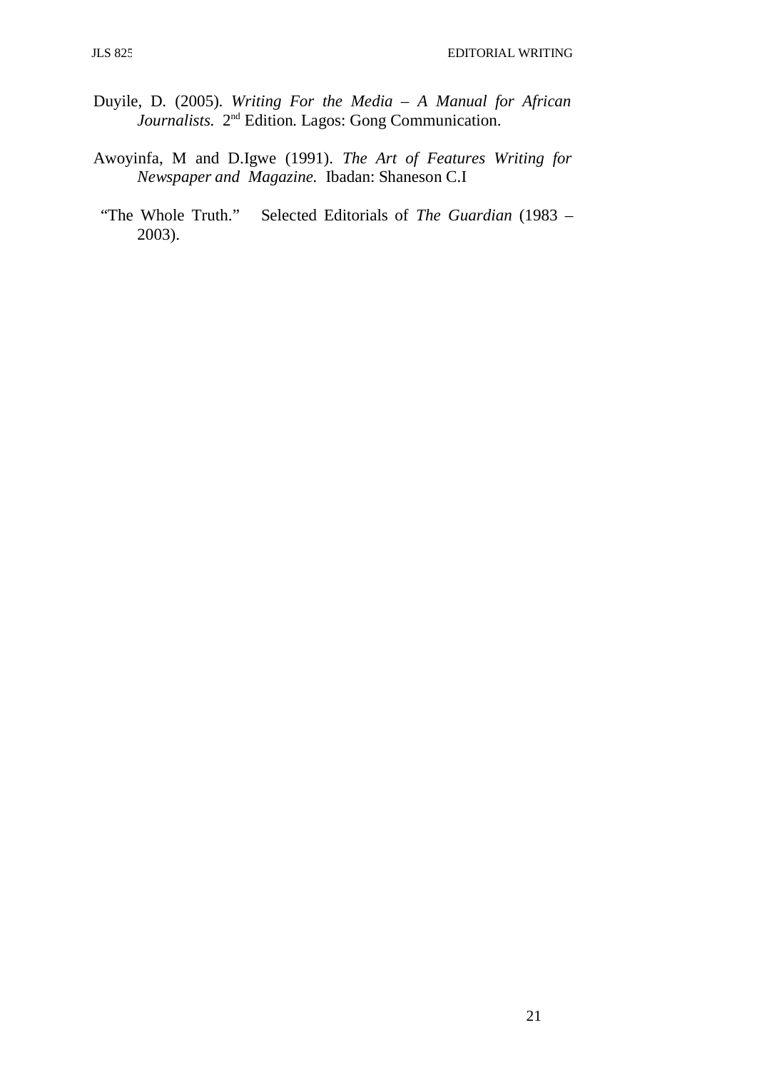Duyile, D. (2005). *Writing For the Media – A Manual for African Journalists.* 2nd Edition. Lagos: Gong Communication.

Awoyinfa, M and D.Igwe (1991). *The Art of Features Writing for Newspaper and Magazine.* Ibadan: Shaneson C.I

"The Whole Truth." Selected Editorials of *The Guardian* (1983 – 2003).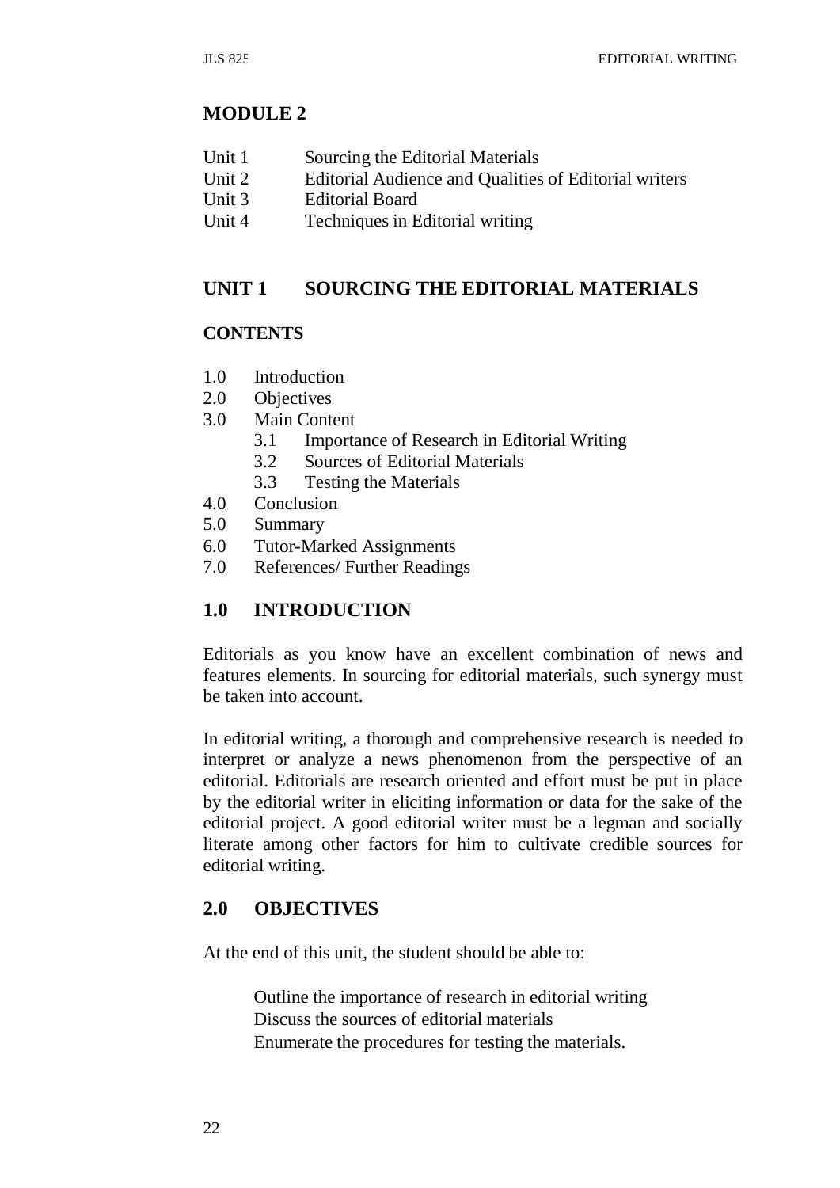## MODULE 2

Unit 1 Sourcing the Editorial Materials
Unit 2 Editorial Audience and Qualities of Editorial writers
Unit 3 Editorial Board
Unit 4 Techniques in Editorial writing

## UNIT 1 SOURCING THE EDITORIAL MATERIALS

### CONTENTS

1.0 Introduction
2.0 Objectives
3.0 Main Content
   3.1 Importance of Research in Editorial Writing
   3.2 Sources of Editorial Materials
   3.3 Testing the Materials
4.0 Conclusion
5.0 Summary
6.0 Tutor-Marked Assignments
7.0 References/ Further Readings

### 1.0 INTRODUCTION

Editorials as you know have an excellent combination of news and features elements. In sourcing for editorial materials, such synergy must be taken into account.

In editorial writing, a thorough and comprehensive research is needed to interpret or analyze a news phenomenon from the perspective of an editorial. Editorials are research oriented and effort must be put in place by the editorial writer in eliciting information or data for the sake of the editorial project. A good editorial writer must be a legman and socially literate among other factors for him to cultivate credible sources for editorial writing.

### 2.0 OBJECTIVES

At the end of this unit, the student should be able to:

- Outline the importance of research in editorial writing
- Discuss the sources of editorial materials
- Enumerate the procedures for testing the materials.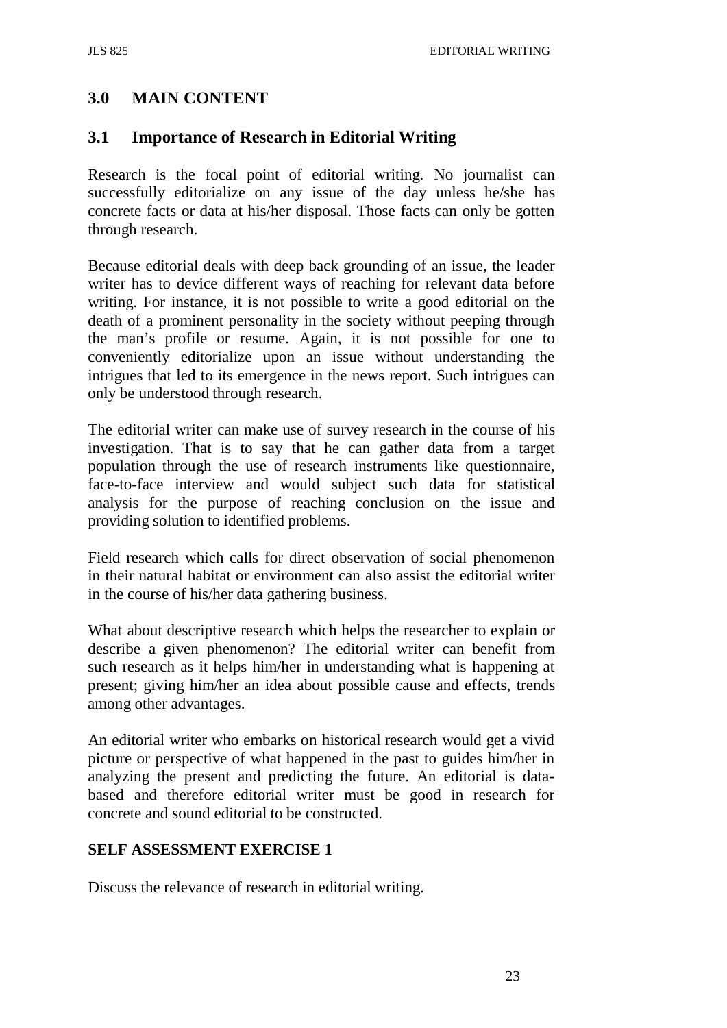## 3.0 MAIN CONTENT

### 3.1 Importance of Research in Editorial Writing

Research is the focal point of editorial writing. No journalist can successfully editorialize on any issue of the day unless he/she has concrete facts or data at his/her disposal. Those facts can only be gotten through research.

Because editorial deals with deep back grounding of an issue, the leader writer has to device different ways of reaching for relevant data before writing. For instance, it is not possible to write a good editorial on the death of a prominent personality in the society without peeping through the man's profile or resume. Again, it is not possible for one to conveniently editorialize upon an issue without understanding the intrigues that led to its emergence in the news report. Such intrigues can only be understood through research.

The editorial writer can make use of survey research in the course of his investigation. That is to say that he can gather data from a target population through the use of research instruments like questionnaire, face-to-face interview and would subject such data for statistical analysis for the purpose of reaching conclusion on the issue and providing solution to identified problems.

Field research which calls for direct observation of social phenomenon in their natural habitat or environment can also assist the editorial writer in the course of his/her data gathering business.

What about descriptive research which helps the researcher to explain or describe a given phenomenon? The editorial writer can benefit from such research as it helps him/her in understanding what is happening at present; giving him/her an idea about possible cause and effects, trends among other advantages.

An editorial writer who embarks on historical research would get a vivid picture or perspective of what happened in the past to guides him/her in analyzing the present and predicting the future. An editorial is data-based and therefore editorial writer must be good in research for concrete and sound editorial to be constructed.

**SELF ASSESSMENT EXERCISE 1**

Discuss the relevance of research in editorial writing.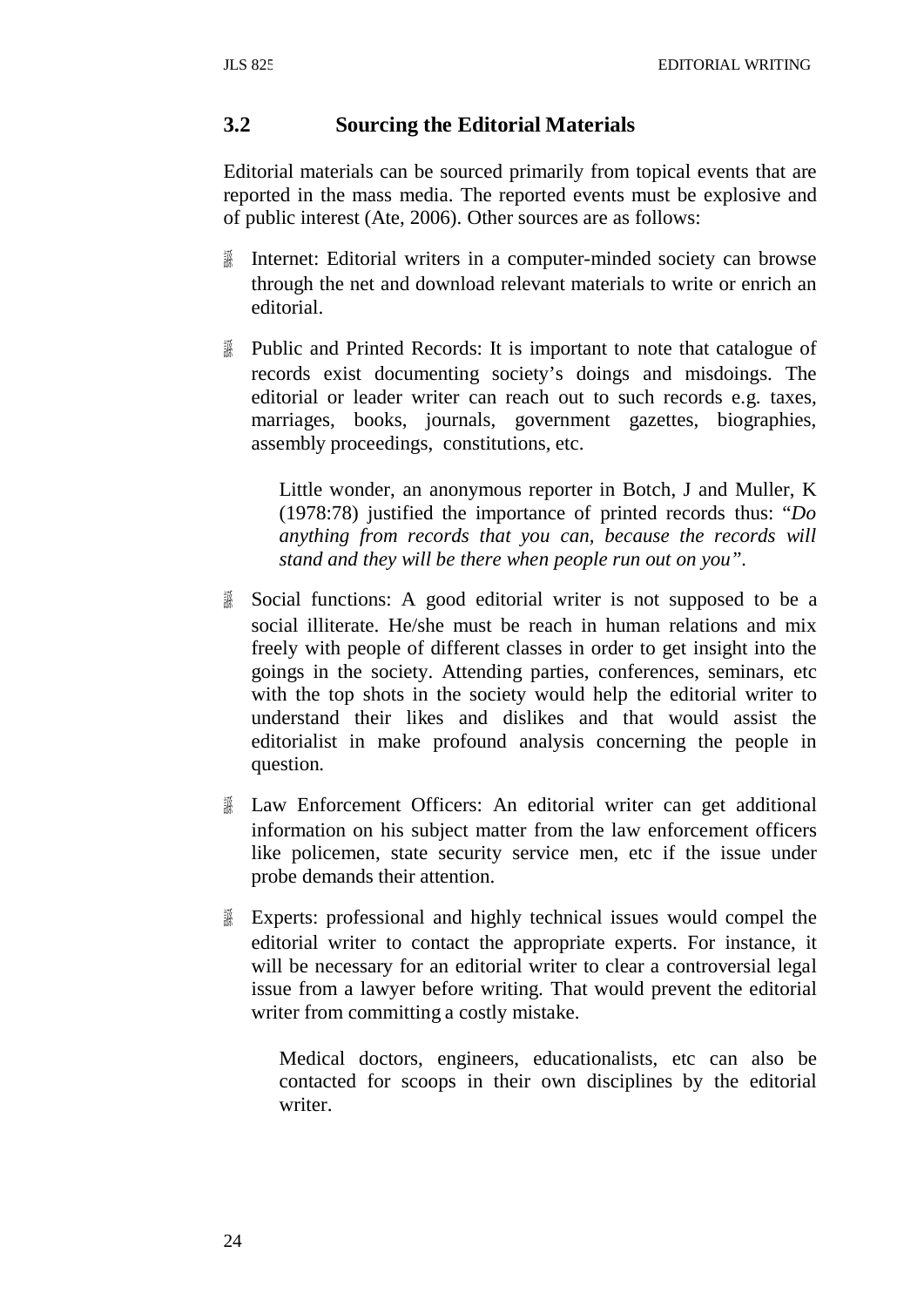### 3.2 Sourcing the Editorial Materials

Editorial materials can be sourced primarily from topical events that are reported in the mass media. The reported events must be explosive and of public interest (Ate, 2006). Other sources are as follows:

- Internet: Editorial writers in a computer-minded society can browse through the net and download relevant materials to write or enrich an editorial.
- Public and Printed Records: It is important to note that catalogue of records exist documenting society's doings and misdoings. The editorial or leader writer can reach out to such records e.g. taxes, marriages, books, journals, government gazettes, biographies, assembly proceedings, constitutions, etc.

  Little wonder, an anonymous reporter in Botch, J and Muller, K (1978:78) justified the importance of printed records thus: "*Do anything from records that you can, because the records will stand and they will be there when people run out on you*".

- Social functions: A good editorial writer is not supposed to be a social illiterate. He/she must be reach in human relations and mix freely with people of different classes in order to get insight into the goings in the society. Attending parties, conferences, seminars, etc with the top shots in the society would help the editorial writer to understand their likes and dislikes and that would assist the editorialist in make profound analysis concerning the people in question.
- Law Enforcement Officers: An editorial writer can get additional information on his subject matter from the law enforcement officers like policemen, state security service men, etc if the issue under probe demands their attention.
- Experts: professional and highly technical issues would compel the editorial writer to contact the appropriate experts. For instance, it will be necessary for an editorial writer to clear a controversial legal issue from a lawyer before writing. That would prevent the editorial writer from committing a costly mistake.

  Medical doctors, engineers, educationalists, etc can also be contacted for scoops in their own disciplines by the editorial writer.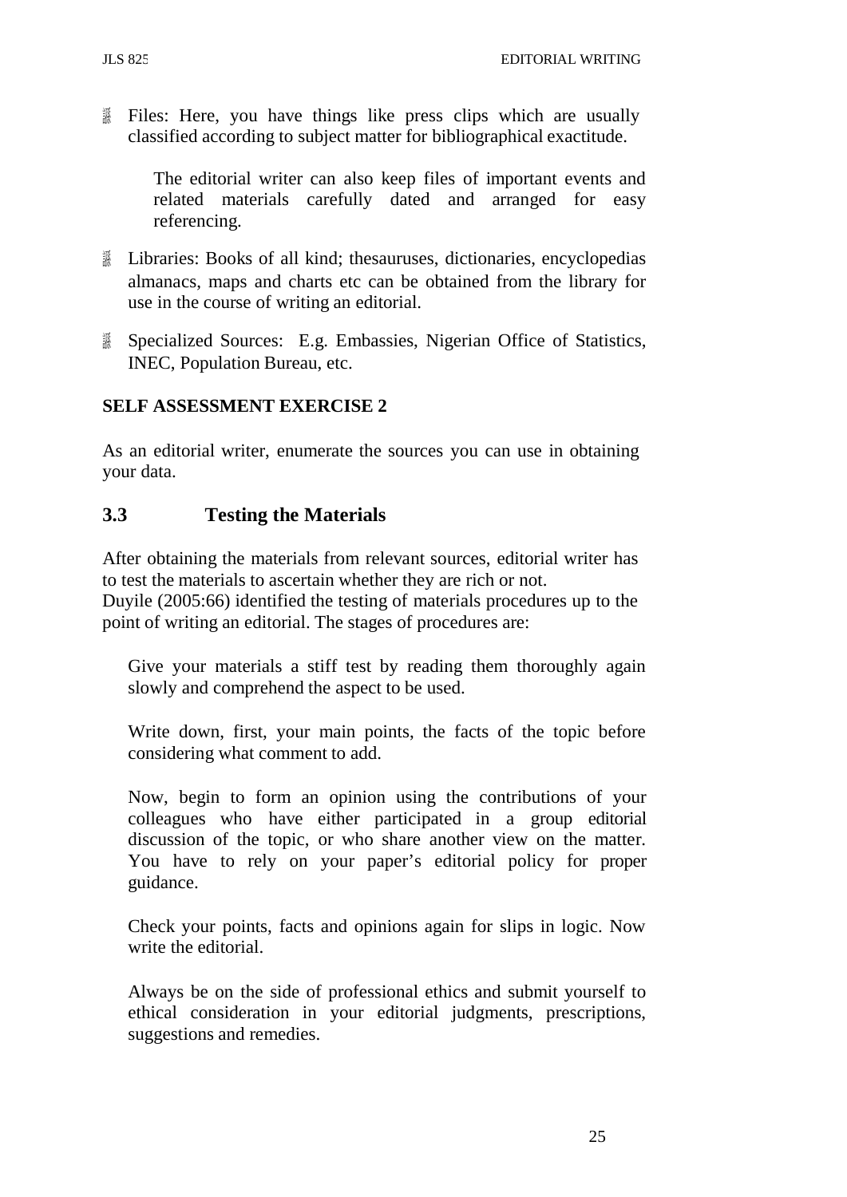- Files: Here, you have things like press clips which are usually classified according to subject matter for bibliographical exactitude.

  The editorial writer can also keep files of important events and related materials carefully dated and arranged for easy referencing.

- Libraries: Books of all kind; thesauruses, dictionaries, encyclopedias almanacs, maps and charts etc can be obtained from the library for use in the course of writing an editorial.

- Specialized Sources: E.g. Embassies, Nigerian Office of Statistics, INEC, Population Bureau, etc.

**SELF ASSESSMENT EXERCISE 2**

As an editorial writer, enumerate the sources you can use in obtaining your data.

## 3.3 Testing the Materials

After obtaining the materials from relevant sources, editorial writer has to test the materials to ascertain whether they are rich or not.
Duyile (2005:66) identified the testing of materials procedures up to the point of writing an editorial. The stages of procedures are:

Give your materials a stiff test by reading them thoroughly again slowly and comprehend the aspect to be used.

Write down, first, your main points, the facts of the topic before considering what comment to add.

Now, begin to form an opinion using the contributions of your colleagues who have either participated in a group editorial discussion of the topic, or who share another view on the matter. You have to rely on your paper's editorial policy for proper guidance.

Check your points, facts and opinions again for slips in logic. Now write the editorial.

Always be on the side of professional ethics and submit yourself to ethical consideration in your editorial judgments, prescriptions, suggestions and remedies.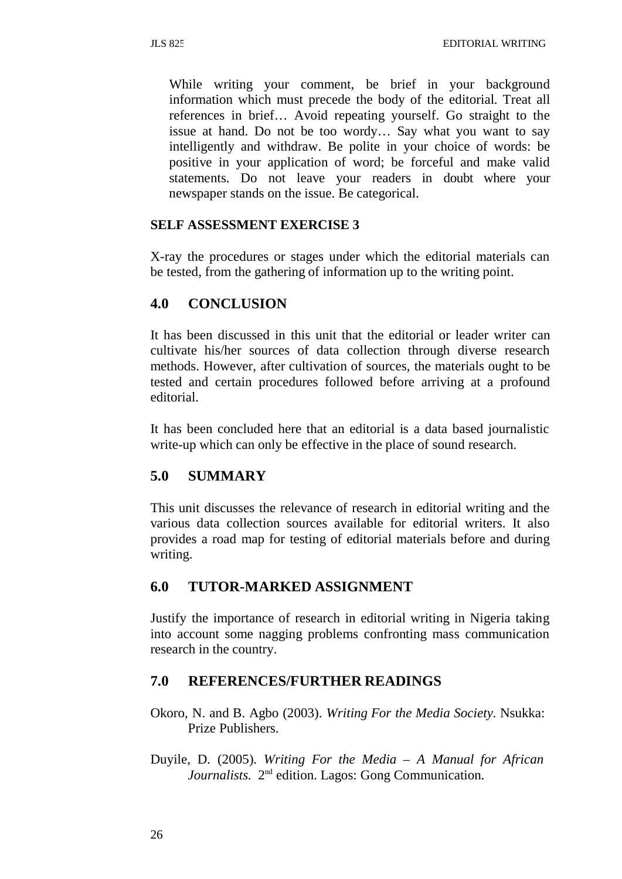> While writing your comment, be brief in your background information which must precede the body of the editorial. Treat all references in brief… Avoid repeating yourself. Go straight to the issue at hand. Do not be too wordy… Say what you want to say intelligently and withdraw. Be polite in your choice of words: be positive in your application of word; be forceful and make valid statements. Do not leave your readers in doubt where your newspaper stands on the issue. Be categorical.

**SELF ASSESSMENT EXERCISE 3**

X-ray the procedures or stages under which the editorial materials can be tested, from the gathering of information up to the writing point.

## 4.0 CONCLUSION

It has been discussed in this unit that the editorial or leader writer can cultivate his/her sources of data collection through diverse research methods. However, after cultivation of sources, the materials ought to be tested and certain procedures followed before arriving at a profound editorial.

It has been concluded here that an editorial is a data based journalistic write-up which can only be effective in the place of sound research.

## 5.0 SUMMARY

This unit discusses the relevance of research in editorial writing and the various data collection sources available for editorial writers. It also provides a road map for testing of editorial materials before and during writing.

## 6.0 TUTOR-MARKED ASSIGNMENT

Justify the importance of research in editorial writing in Nigeria taking into account some nagging problems confronting mass communication research in the country.

## 7.0 REFERENCES/FURTHER READINGS

Okoro, N. and B. Agbo (2003). *Writing For the Media Society.* Nsukka: Prize Publishers.

Duyile, D. (2005). *Writing For the Media – A Manual for African Journalists.* 2nd edition. Lagos: Gong Communication.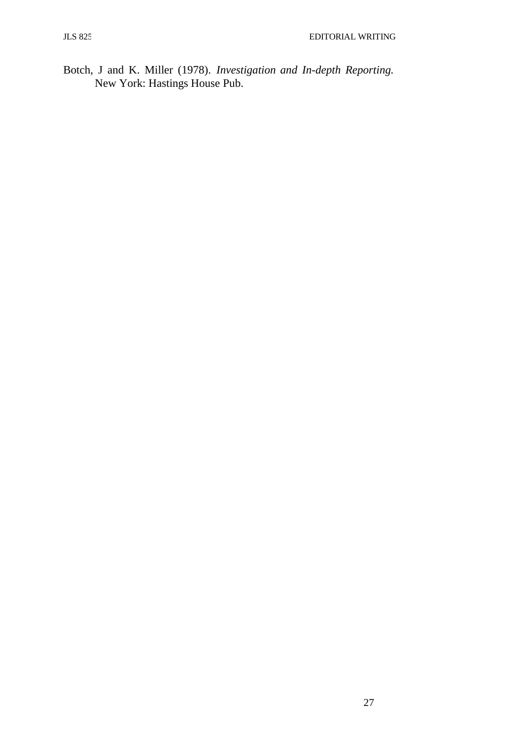Botch, J and K. Miller (1978). *Investigation and In-depth Reporting.* New York: Hastings House Pub.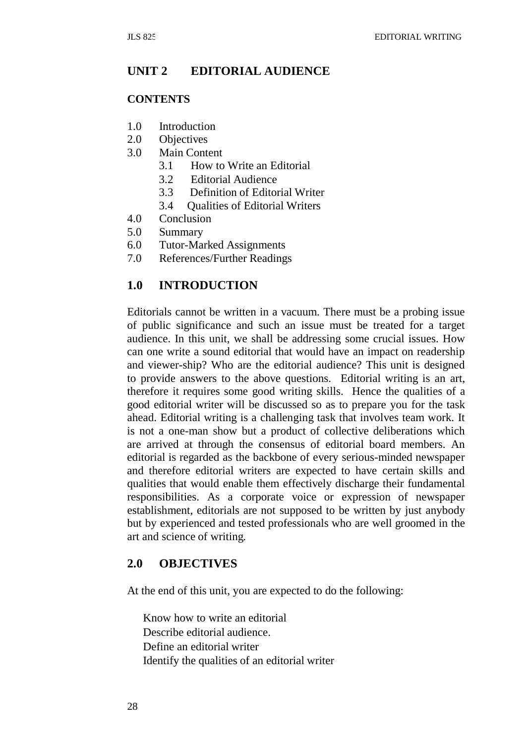## UNIT 2 EDITORIAL AUDIENCE

**CONTENTS**

1.0 Introduction
2.0 Objectives
3.0 Main Content
   3.1 How to Write an Editorial
   3.2 Editorial Audience
   3.3 Definition of Editorial Writer
   3.4 Qualities of Editorial Writers
4.0 Conclusion
5.0 Summary
6.0 Tutor-Marked Assignments
7.0 References/Further Readings

## 1.0 INTRODUCTION

Editorials cannot be written in a vacuum. There must be a probing issue of public significance and such an issue must be treated for a target audience. In this unit, we shall be addressing some crucial issues. How can one write a sound editorial that would have an impact on readership and viewer-ship? Who are the editorial audience? This unit is designed to provide answers to the above questions. Editorial writing is an art, therefore it requires some good writing skills. Hence the qualities of a good editorial writer will be discussed so as to prepare you for the task ahead. Editorial writing is a challenging task that involves team work. It is not a one-man show but a product of collective deliberations which are arrived at through the consensus of editorial board members. An editorial is regarded as the backbone of every serious-minded newspaper and therefore editorial writers are expected to have certain skills and qualities that would enable them effectively discharge their fundamental responsibilities. As a corporate voice or expression of newspaper establishment, editorials are not supposed to be written by just anybody but by experienced and tested professionals who are well groomed in the art and science of writing.

## 2.0 OBJECTIVES

At the end of this unit, you are expected to do the following:

- Know how to write an editorial
- Describe editorial audience.
- Define an editorial writer
- Identify the qualities of an editorial writer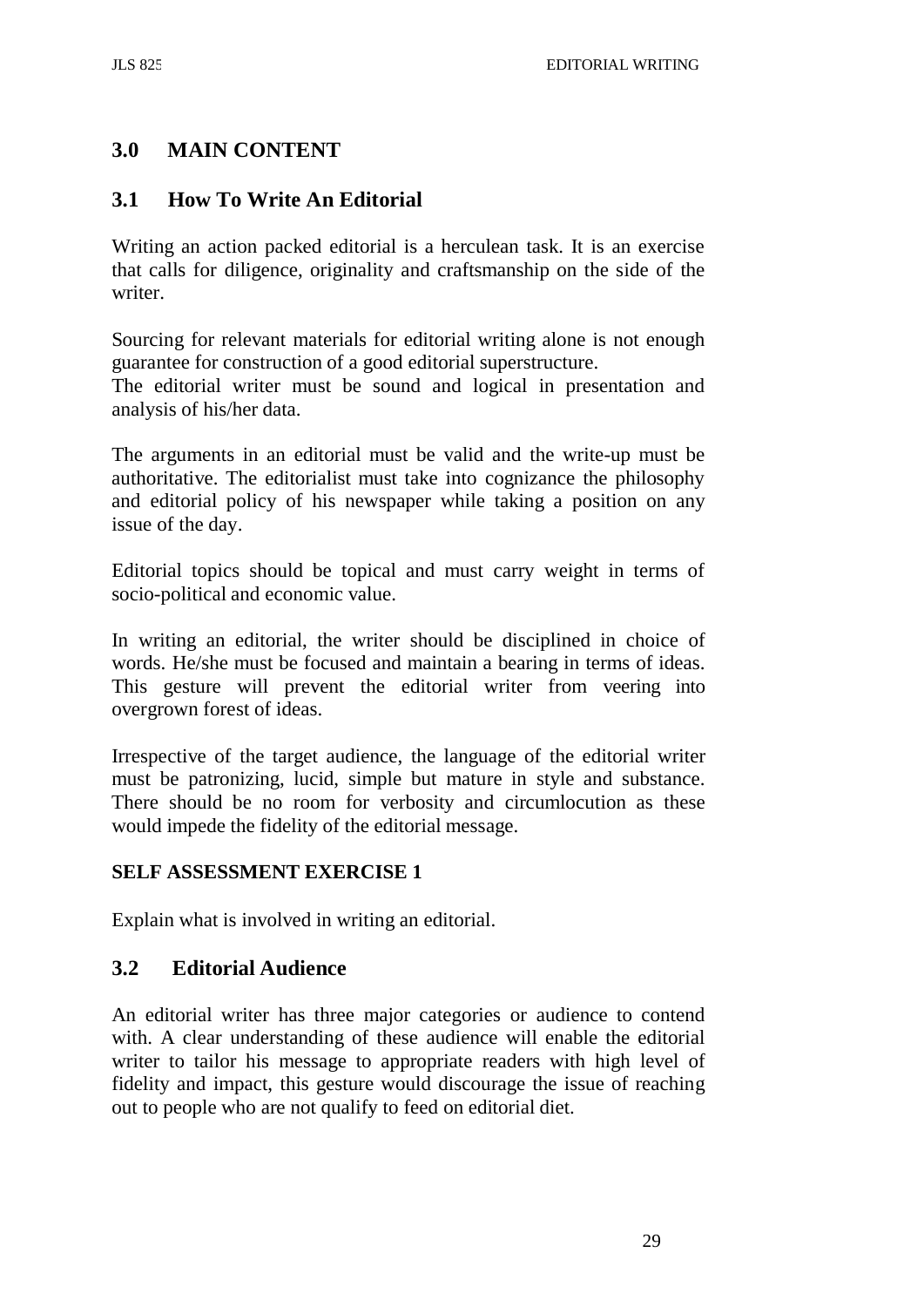## 3.0 MAIN CONTENT

### 3.1 How To Write An Editorial

Writing an action packed editorial is a herculean task. It is an exercise that calls for diligence, originality and craftsmanship on the side of the writer.

Sourcing for relevant materials for editorial writing alone is not enough guarantee for construction of a good editorial superstructure.
The editorial writer must be sound and logical in presentation and analysis of his/her data.

The arguments in an editorial must be valid and the write-up must be authoritative. The editorialist must take into cognizance the philosophy and editorial policy of his newspaper while taking a position on any issue of the day.

Editorial topics should be topical and must carry weight in terms of socio-political and economic value.

In writing an editorial, the writer should be disciplined in choice of words. He/she must be focused and maintain a bearing in terms of ideas. This gesture will prevent the editorial writer from veering into overgrown forest of ideas.

Irrespective of the target audience, the language of the editorial writer must be patronizing, lucid, simple but mature in style and substance. There should be no room for verbosity and circumlocution as these would impede the fidelity of the editorial message.

**SELF ASSESSMENT EXERCISE 1**

Explain what is involved in writing an editorial.

### 3.2 Editorial Audience

An editorial writer has three major categories or audience to contend with. A clear understanding of these audience will enable the editorial writer to tailor his message to appropriate readers with high level of fidelity and impact, this gesture would discourage the issue of reaching out to people who are not qualify to feed on editorial diet.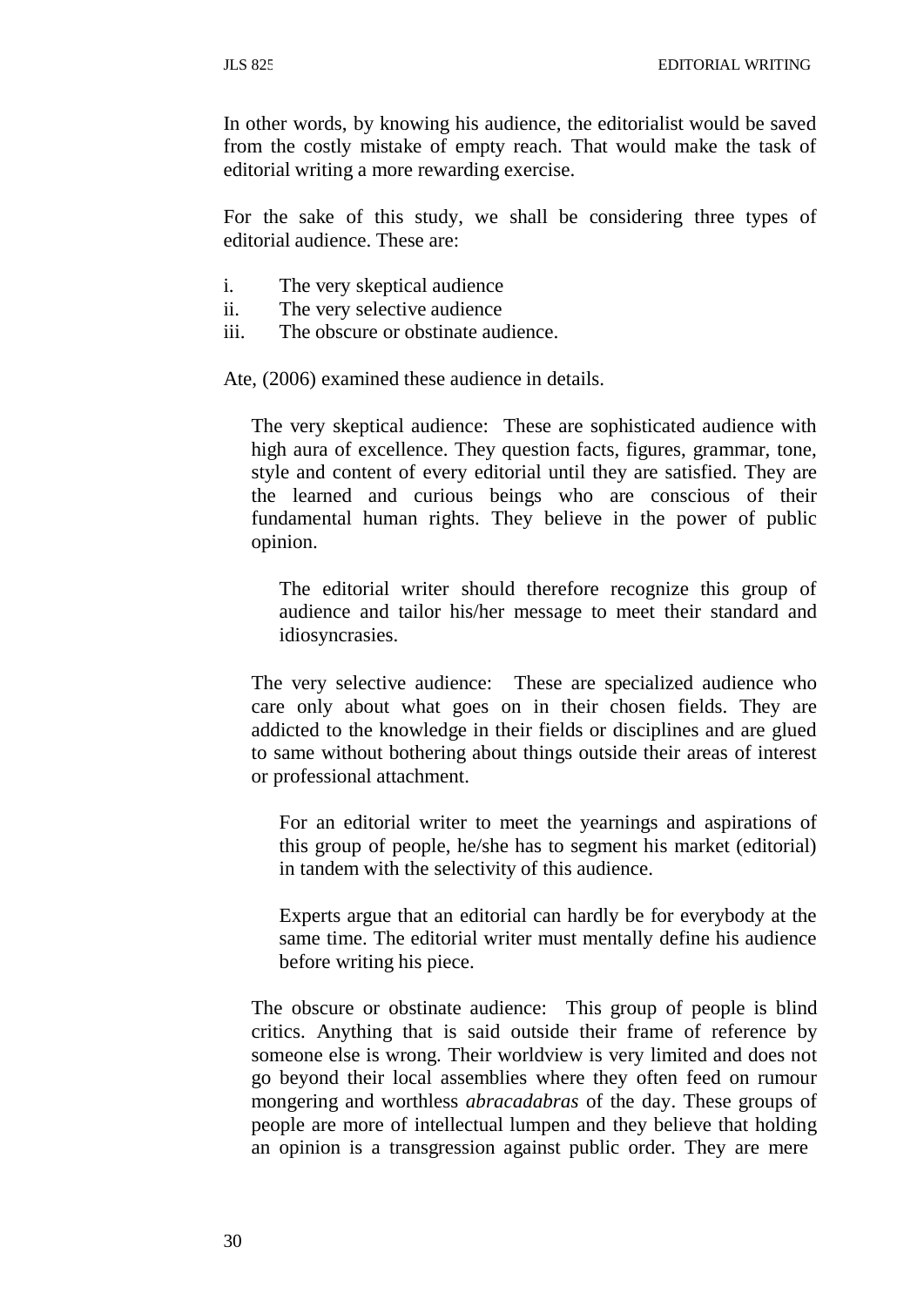In other words, by knowing his audience, the editorialist would be saved from the costly mistake of empty reach. That would make the task of editorial writing a more rewarding exercise.

For the sake of this study, we shall be considering three types of editorial audience. These are:

i. The very skeptical audience
ii. The very selective audience
iii. The obscure or obstinate audience.

Ate, (2006) examined these audience in details.

The very skeptical audience: These are sophisticated audience with high aura of excellence. They question facts, figures, grammar, tone, style and content of every editorial until they are satisfied. They are the learned and curious beings who are conscious of their fundamental human rights. They believe in the power of public opinion.

The editorial writer should therefore recognize this group of audience and tailor his/her message to meet their standard and idiosyncrasies.

The very selective audience: These are specialized audience who care only about what goes on in their chosen fields. They are addicted to the knowledge in their fields or disciplines and are glued to same without bothering about things outside their areas of interest or professional attachment.

For an editorial writer to meet the yearnings and aspirations of this group of people, he/she has to segment his market (editorial) in tandem with the selectivity of this audience.

Experts argue that an editorial can hardly be for everybody at the same time. The editorial writer must mentally define his audience before writing his piece.

The obscure or obstinate audience: This group of people is blind critics. Anything that is said outside their frame of reference by someone else is wrong. Their worldview is very limited and does not go beyond their local assemblies where they often feed on rumour mongering and worthless *abracadabras* of the day. These groups of people are more of intellectual lumpen and they believe that holding an opinion is a transgression against public order. They are mere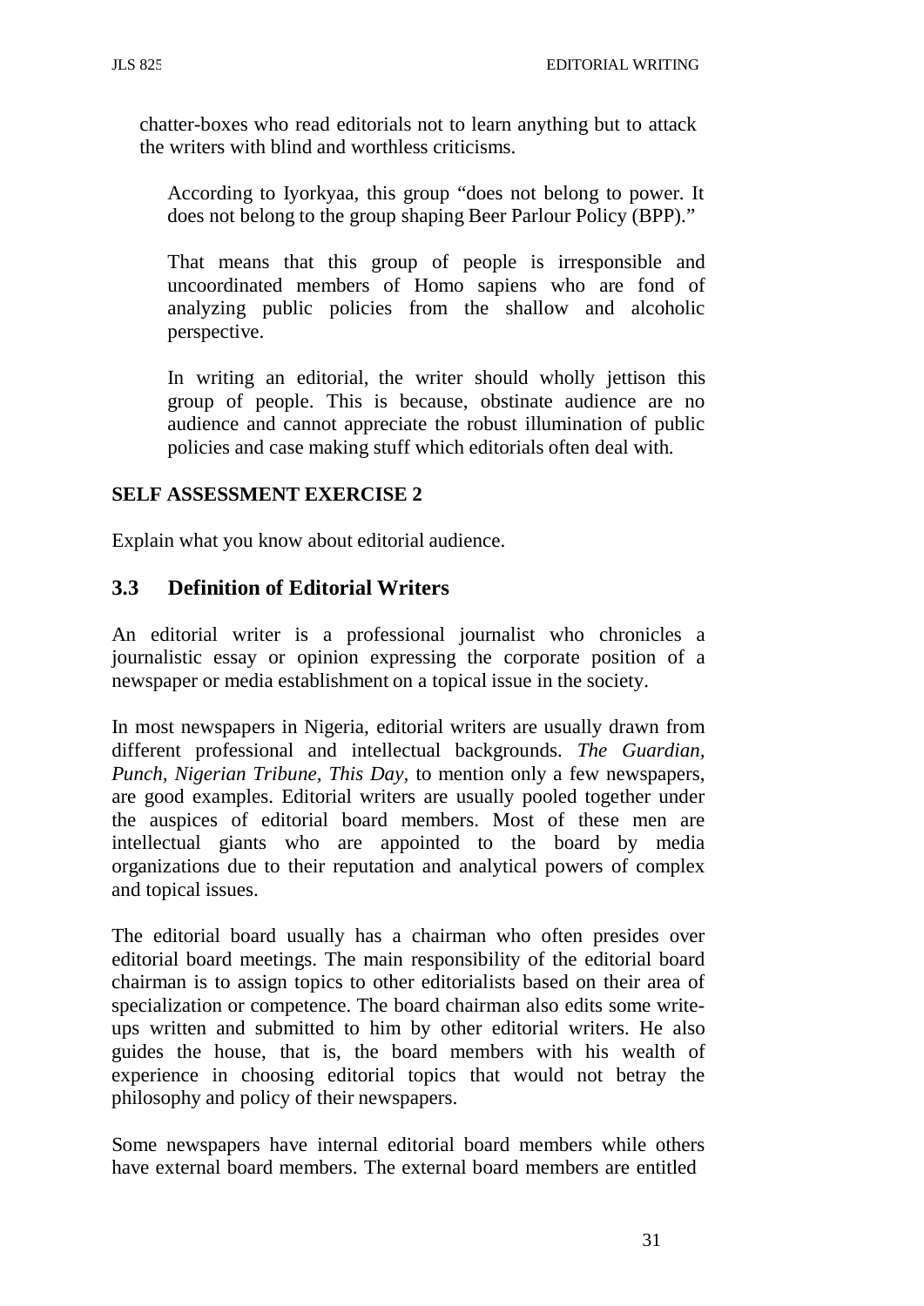chatter-boxes who read editorials not to learn anything but to attack the writers with blind and worthless criticisms.

According to Iyorkyaa, this group "does not belong to power. It does not belong to the group shaping Beer Parlour Policy (BPP)."

That means that this group of people is irresponsible and uncoordinated members of Homo sapiens who are fond of analyzing public policies from the shallow and alcoholic perspective.

In writing an editorial, the writer should wholly jettison this group of people. This is because, obstinate audience are no audience and cannot appreciate the robust illumination of public policies and case making stuff which editorials often deal with.

**SELF ASSESSMENT EXERCISE 2**

Explain what you know about editorial audience.

## 3.3 Definition of Editorial Writers

An editorial writer is a professional journalist who chronicles a journalistic essay or opinion expressing the corporate position of a newspaper or media establishment on a topical issue in the society.

In most newspapers in Nigeria, editorial writers are usually drawn from different professional and intellectual backgrounds. *The Guardian, Punch, Nigerian Tribune, This Day*, to mention only a few newspapers, are good examples. Editorial writers are usually pooled together under the auspices of editorial board members. Most of these men are intellectual giants who are appointed to the board by media organizations due to their reputation and analytical powers of complex and topical issues.

The editorial board usually has a chairman who often presides over editorial board meetings. The main responsibility of the editorial board chairman is to assign topics to other editorialists based on their area of specialization or competence. The board chairman also edits some write-ups written and submitted to him by other editorial writers. He also guides the house, that is, the board members with his wealth of experience in choosing editorial topics that would not betray the philosophy and policy of their newspapers.

Some newspapers have internal editorial board members while others have external board members. The external board members are entitled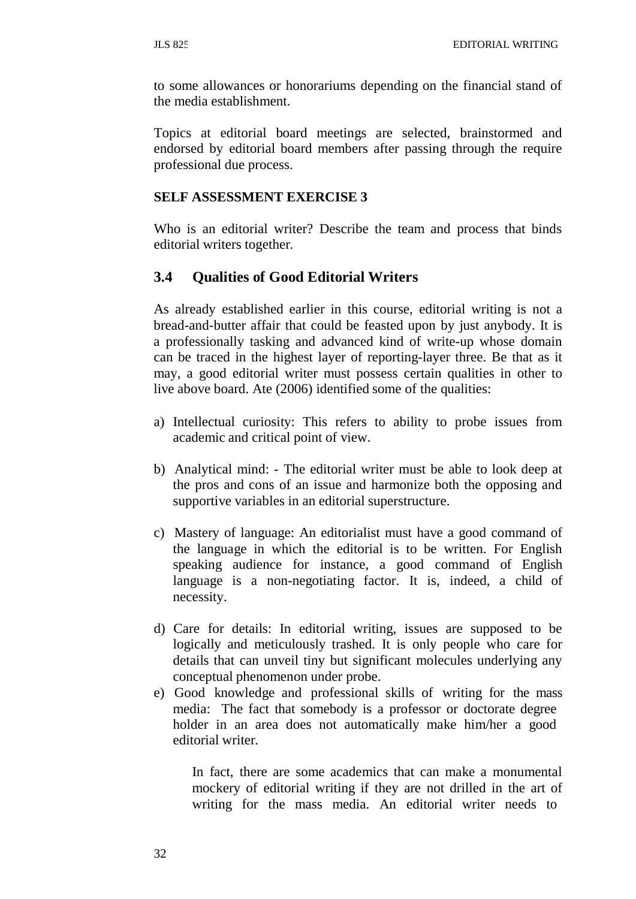to some allowances or honorariums depending on the financial stand of the media establishment.

Topics at editorial board meetings are selected, brainstormed and endorsed by editorial board members after passing through the require professional due process.

**SELF ASSESSMENT EXERCISE 3**

Who is an editorial writer? Describe the team and process that binds editorial writers together.

## 3.4 Qualities of Good Editorial Writers

As already established earlier in this course, editorial writing is not a bread-and-butter affair that could be feasted upon by just anybody. It is a professionally tasking and advanced kind of write-up whose domain can be traced in the highest layer of reporting-layer three. Be that as it may, a good editorial writer must possess certain qualities in other to live above board. Ate (2006) identified some of the qualities:

a) Intellectual curiosity: This refers to ability to probe issues from academic and critical point of view.

b) Analytical mind: - The editorial writer must be able to look deep at the pros and cons of an issue and harmonize both the opposing and supportive variables in an editorial superstructure.

c) Mastery of language: An editorialist must have a good command of the language in which the editorial is to be written. For English speaking audience for instance, a good command of English language is a non-negotiating factor. It is, indeed, a child of necessity.

d) Care for details: In editorial writing, issues are supposed to be logically and meticulously trashed. It is only people who care for details that can unveil tiny but significant molecules underlying any conceptual phenomenon under probe.

e) Good knowledge and professional skills of writing for the mass media: The fact that somebody is a professor or doctorate degree holder in an area does not automatically make him/her a good editorial writer.

   In fact, there are some academics that can make a monumental mockery of editorial writing if they are not drilled in the art of writing for the mass media. An editorial writer needs to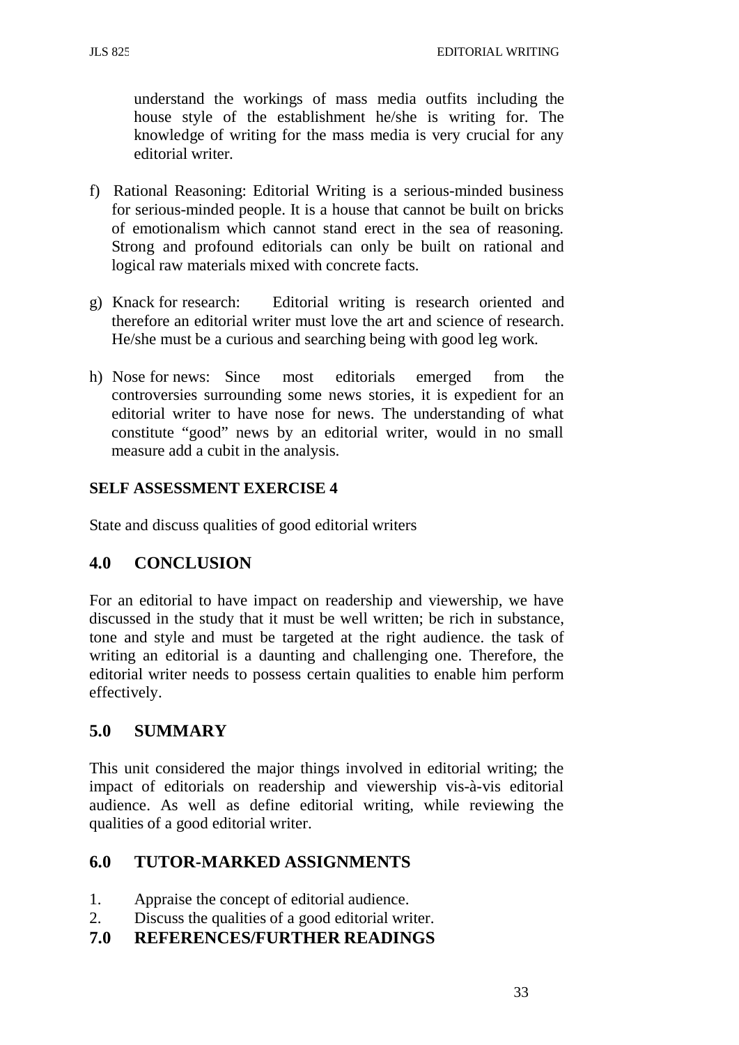understand the workings of mass media outfits including the house style of the establishment he/she is writing for. The knowledge of writing for the mass media is very crucial for any editorial writer.

f) Rational Reasoning: Editorial Writing is a serious-minded business for serious-minded people. It is a house that cannot be built on bricks of emotionalism which cannot stand erect in the sea of reasoning. Strong and profound editorials can only be built on rational and logical raw materials mixed with concrete facts.

g) Knack for research: Editorial writing is research oriented and therefore an editorial writer must love the art and science of research. He/she must be a curious and searching being with good leg work.

h) Nose for news: Since most editorials emerged from the controversies surrounding some news stories, it is expedient for an editorial writer to have nose for news. The understanding of what constitute "good" news by an editorial writer, would in no small measure add a cubit in the analysis.

**SELF ASSESSMENT EXERCISE 4**

State and discuss qualities of good editorial writers

## 4.0 CONCLUSION

For an editorial to have impact on readership and viewership, we have discussed in the study that it must be well written; be rich in substance, tone and style and must be targeted at the right audience. the task of writing an editorial is a daunting and challenging one. Therefore, the editorial writer needs to possess certain qualities to enable him perform effectively.

## 5.0 SUMMARY

This unit considered the major things involved in editorial writing; the impact of editorials on readership and viewership vis-à-vis editorial audience. As well as define editorial writing, while reviewing the qualities of a good editorial writer.

## 6.0 TUTOR-MARKED ASSIGNMENTS

1. Appraise the concept of editorial audience.
2. Discuss the qualities of a good editorial writer.

## 7.0 REFERENCES/FURTHER READINGS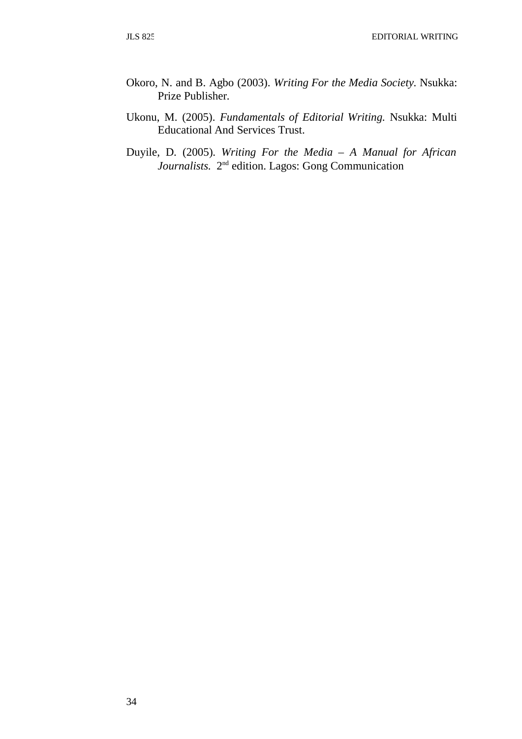Okoro, N. and B. Agbo (2003). *Writing For the Media Society*. Nsukka: Prize Publisher.

Ukonu, M. (2005). *Fundamentals of Editorial Writing.* Nsukka: Multi Educational And Services Trust.

Duyile, D. (2005). *Writing For the Media – A Manual for African Journalists.* 2nd edition. Lagos: Gong Communication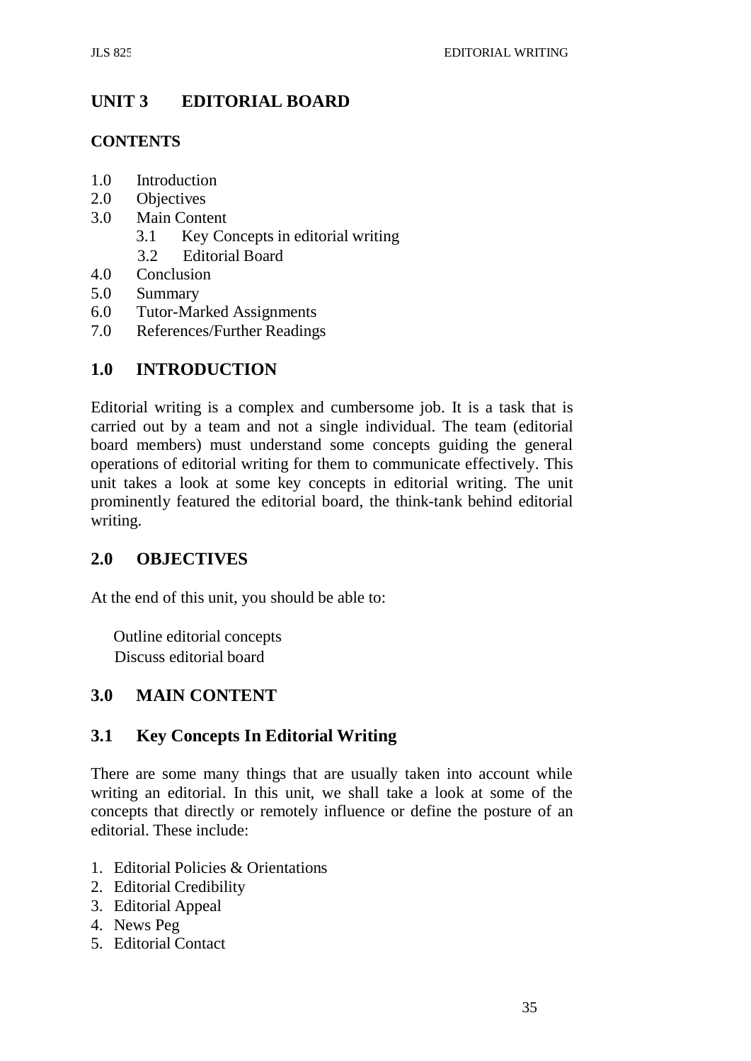# UNIT 3 EDITORIAL BOARD

## CONTENTS

1.0 Introduction
2.0 Objectives
3.0 Main Content
 3.1 Key Concepts in editorial writing
 3.2 Editorial Board
4.0 Conclusion
5.0 Summary
6.0 Tutor-Marked Assignments
7.0 References/Further Readings

## 1.0 INTRODUCTION

Editorial writing is a complex and cumbersome job. It is a task that is carried out by a team and not a single individual. The team (editorial board members) must understand some concepts guiding the general operations of editorial writing for them to communicate effectively. This unit takes a look at some key concepts in editorial writing. The unit prominently featured the editorial board, the think-tank behind editorial writing.

## 2.0 OBJECTIVES

At the end of this unit, you should be able to:

- Outline editorial concepts
- Discuss editorial board

## 3.0 MAIN CONTENT

### 3.1 Key Concepts In Editorial Writing

There are some many things that are usually taken into account while writing an editorial. In this unit, we shall take a look at some of the concepts that directly or remotely influence or define the posture of an editorial. These include:

1. Editorial Policies & Orientations
2. Editorial Credibility
3. Editorial Appeal
4. News Peg
5. Editorial Contact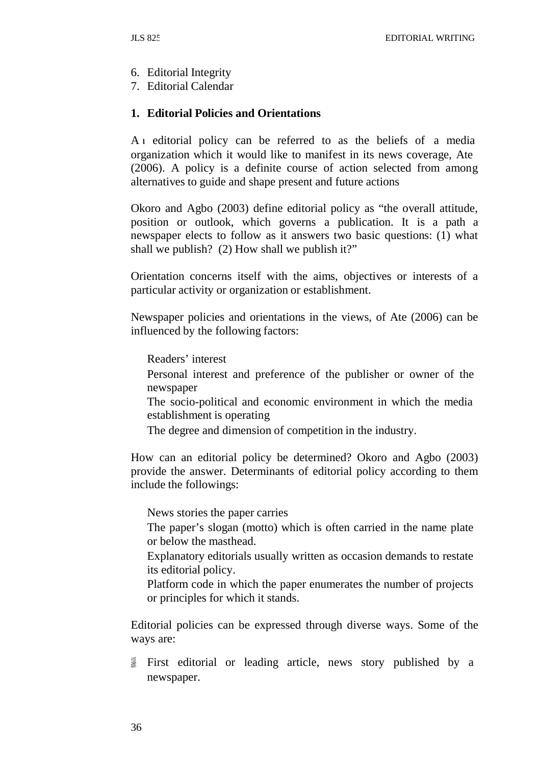6. Editorial Integrity
7. Editorial Calendar

**1. Editorial Policies and Orientations**

An editorial policy can be referred to as the beliefs of a media organization which it would like to manifest in its news coverage, Ate (2006). A policy is a definite course of action selected from among alternatives to guide and shape present and future actions

Okoro and Agbo (2003) define editorial policy as "the overall attitude, position or outlook, which governs a publication. It is a path a newspaper elects to follow as it answers two basic questions: (1) what shall we publish? (2) How shall we publish it?"

Orientation concerns itself with the aims, objectives or interests of a particular activity or organization or establishment.

Newspaper policies and orientations in the views, of Ate (2006) can be influenced by the following factors:

- Readers' interest
- Personal interest and preference of the publisher or owner of the newspaper
- The socio-political and economic environment in which the media establishment is operating
- The degree and dimension of competition in the industry.

How can an editorial policy be determined? Okoro and Agbo (2003) provide the answer. Determinants of editorial policy according to them include the followings:

- News stories the paper carries
- The paper's slogan (motto) which is often carried in the name plate or below the masthead.
- Explanatory editorials usually written as occasion demands to restate its editorial policy.
- Platform code in which the paper enumerates the number of projects or principles for which it stands.

Editorial policies can be expressed through diverse ways. Some of the ways are:

- First editorial or leading article, news story published by a newspaper.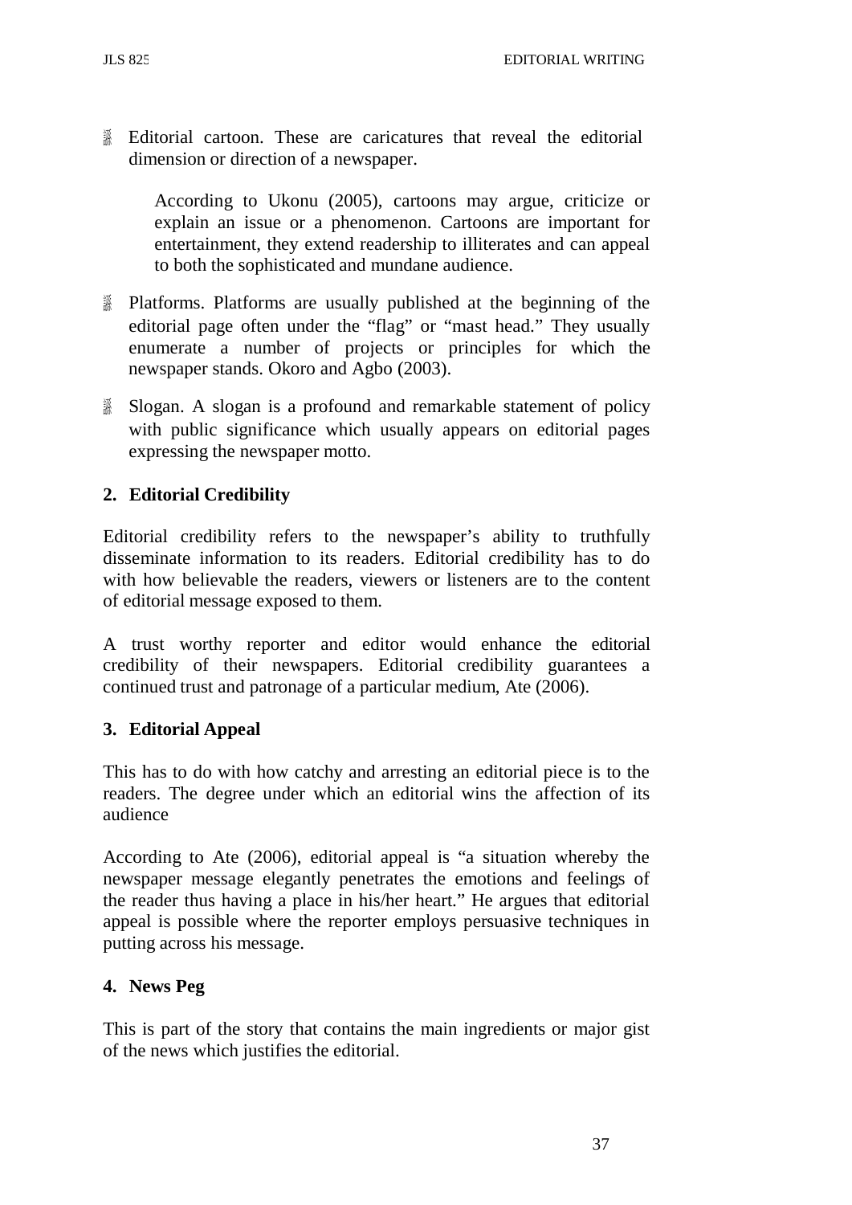- Editorial cartoon. These are caricatures that reveal the editorial dimension or direction of a newspaper.

  According to Ukonu (2005), cartoons may argue, criticize or explain an issue or a phenomenon. Cartoons are important for entertainment, they extend readership to illiterates and can appeal to both the sophisticated and mundane audience.

- Platforms. Platforms are usually published at the beginning of the editorial page often under the "flag" or "mast head." They usually enumerate a number of projects or principles for which the newspaper stands. Okoro and Agbo (2003).

- Slogan. A slogan is a profound and remarkable statement of policy with public significance which usually appears on editorial pages expressing the newspaper motto.

**2. Editorial Credibility**

Editorial credibility refers to the newspaper's ability to truthfully disseminate information to its readers. Editorial credibility has to do with how believable the readers, viewers or listeners are to the content of editorial message exposed to them.

A trust worthy reporter and editor would enhance the editorial credibility of their newspapers. Editorial credibility guarantees a continued trust and patronage of a particular medium, Ate (2006).

**3. Editorial Appeal**

This has to do with how catchy and arresting an editorial piece is to the readers. The degree under which an editorial wins the affection of its audience

According to Ate (2006), editorial appeal is "a situation whereby the newspaper message elegantly penetrates the emotions and feelings of the reader thus having a place in his/her heart." He argues that editorial appeal is possible where the reporter employs persuasive techniques in putting across his message.

**4. News Peg**

This is part of the story that contains the main ingredients or major gist of the news which justifies the editorial.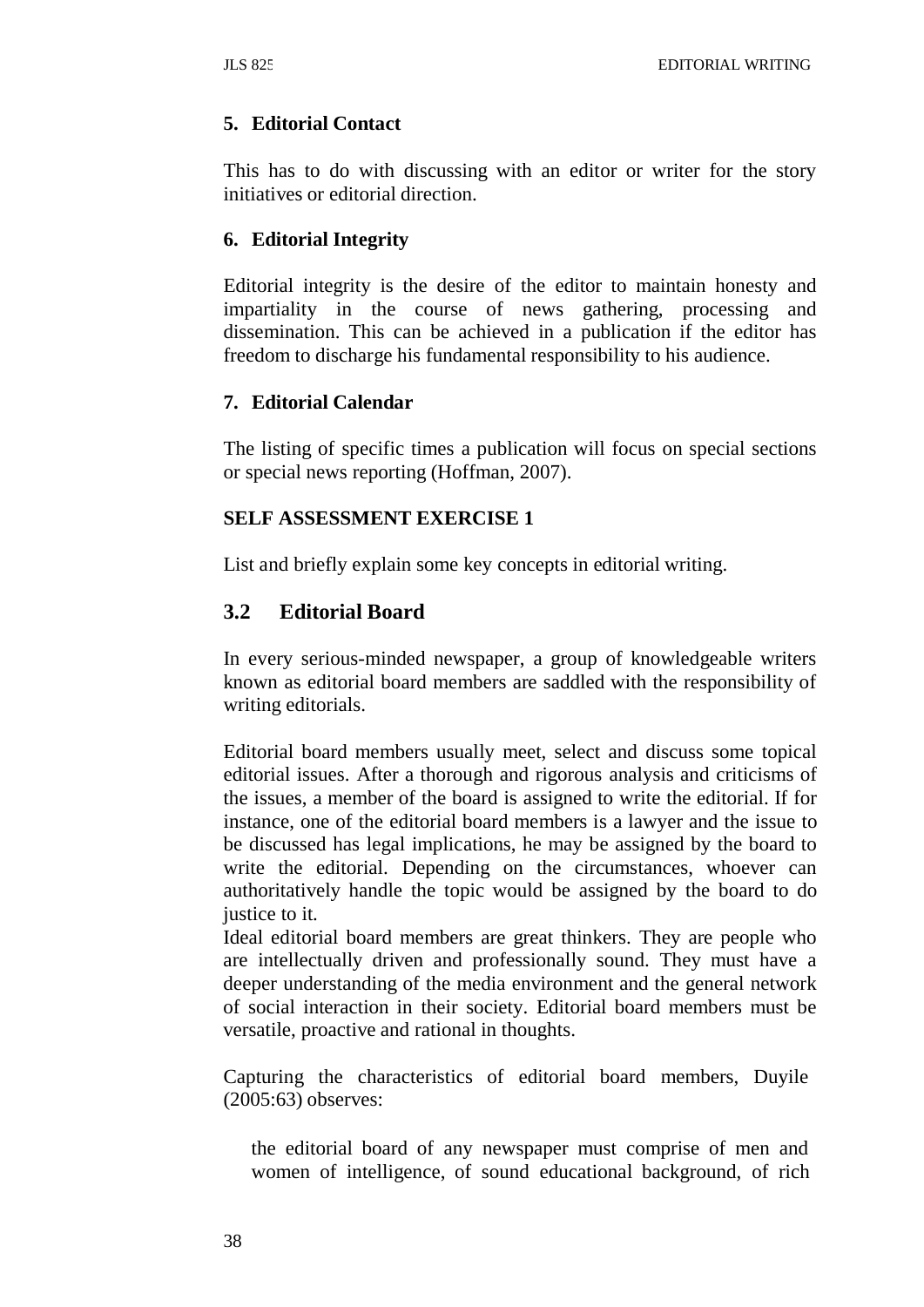**5. Editorial Contact**

This has to do with discussing with an editor or writer for the story initiatives or editorial direction.

**6. Editorial Integrity**

Editorial integrity is the desire of the editor to maintain honesty and impartiality in the course of news gathering, processing and dissemination. This can be achieved in a publication if the editor has freedom to discharge his fundamental responsibility to his audience.

**7. Editorial Calendar**

The listing of specific times a publication will focus on special sections or special news reporting (Hoffman, 2007).

**SELF ASSESSMENT EXERCISE 1**

List and briefly explain some key concepts in editorial writing.

## 3.2 Editorial Board

In every serious-minded newspaper, a group of knowledgeable writers known as editorial board members are saddled with the responsibility of writing editorials.

Editorial board members usually meet, select and discuss some topical editorial issues. After a thorough and rigorous analysis and criticisms of the issues, a member of the board is assigned to write the editorial. If for instance, one of the editorial board members is a lawyer and the issue to be discussed has legal implications, he may be assigned by the board to write the editorial. Depending on the circumstances, whoever can authoritatively handle the topic would be assigned by the board to do justice to it.

Ideal editorial board members are great thinkers. They are people who are intellectually driven and professionally sound. They must have a deeper understanding of the media environment and the general network of social interaction in their society. Editorial board members must be versatile, proactive and rational in thoughts.

Capturing the characteristics of editorial board members, Duyile (2005:63) observes:

> the editorial board of any newspaper must comprise of men and women of intelligence, of sound educational background, of rich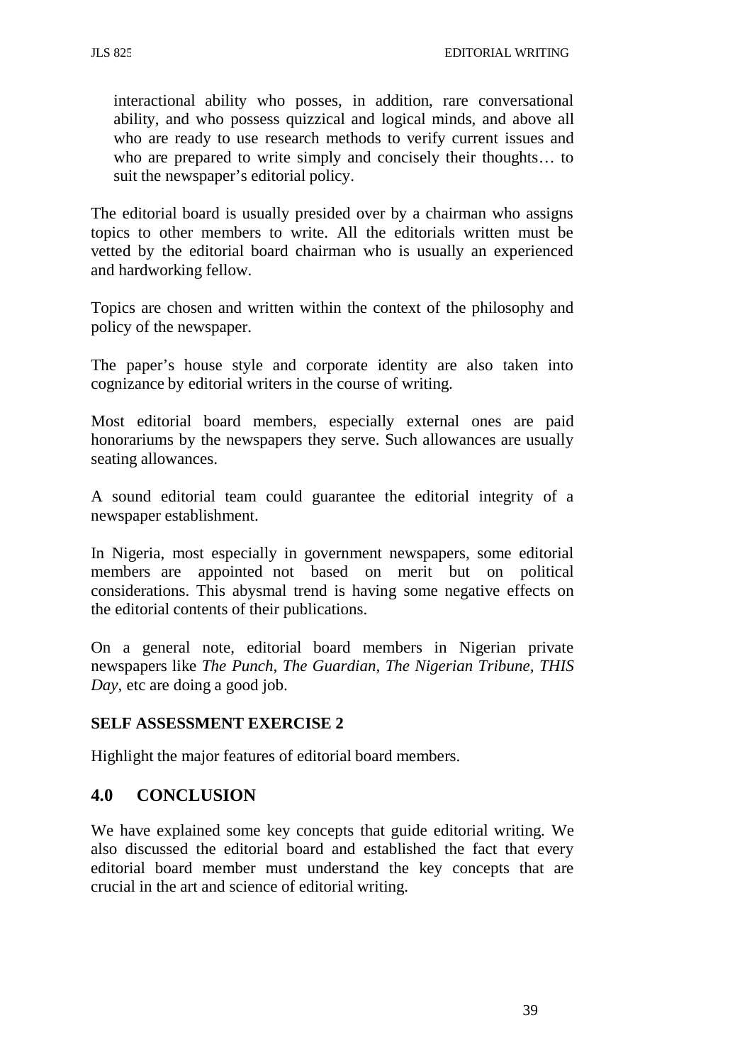> interactional ability who posses, in addition, rare conversational ability, and who possess quizzical and logical minds, and above all who are ready to use research methods to verify current issues and who are prepared to write simply and concisely their thoughts… to suit the newspaper's editorial policy.

The editorial board is usually presided over by a chairman who assigns topics to other members to write. All the editorials written must be vetted by the editorial board chairman who is usually an experienced and hardworking fellow.

Topics are chosen and written within the context of the philosophy and policy of the newspaper.

The paper's house style and corporate identity are also taken into cognizance by editorial writers in the course of writing.

Most editorial board members, especially external ones are paid honorariums by the newspapers they serve. Such allowances are usually seating allowances.

A sound editorial team could guarantee the editorial integrity of a newspaper establishment.

In Nigeria, most especially in government newspapers, some editorial members are appointed not based on merit but on political considerations. This abysmal trend is having some negative effects on the editorial contents of their publications.

On a general note, editorial board members in Nigerian private newspapers like *The Punch*, *The Guardian*, *The Nigerian Tribune, THIS Day*, etc are doing a good job.

**SELF ASSESSMENT EXERCISE 2**

Highlight the major features of editorial board members.

## 4.0 CONCLUSION

We have explained some key concepts that guide editorial writing. We also discussed the editorial board and established the fact that every editorial board member must understand the key concepts that are crucial in the art and science of editorial writing.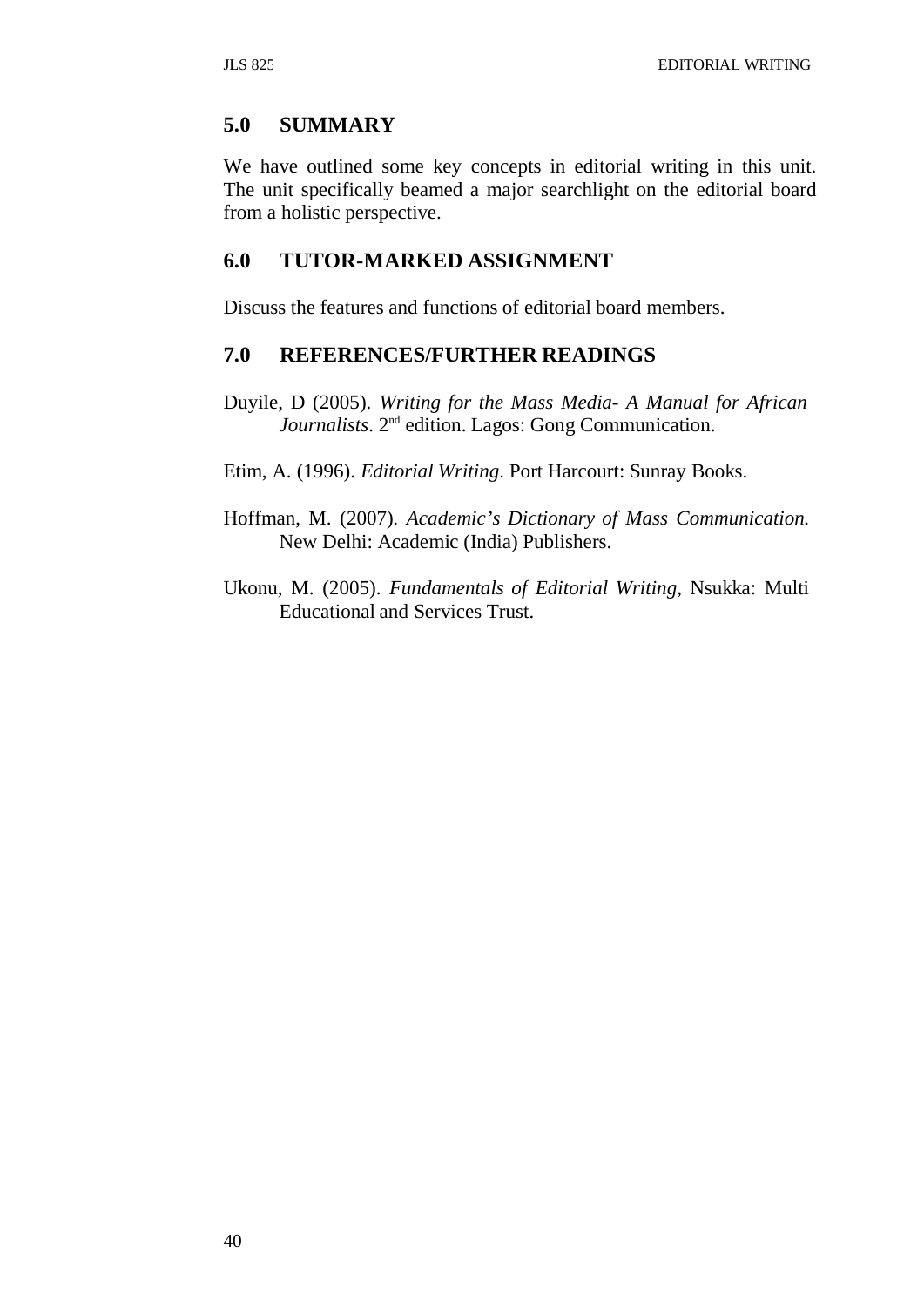## 5.0 SUMMARY

We have outlined some key concepts in editorial writing in this unit. The unit specifically beamed a major searchlight on the editorial board from a holistic perspective.

## 6.0 TUTOR-MARKED ASSIGNMENT

Discuss the features and functions of editorial board members.

## 7.0 REFERENCES/FURTHER READINGS

Duyile, D (2005). *Writing for the Mass Media- A Manual for African Journalists*. 2nd edition. Lagos: Gong Communication.

Etim, A. (1996). *Editorial Writing*. Port Harcourt: Sunray Books.

Hoffman, M. (2007). *Academic's Dictionary of Mass Communication.* New Delhi: Academic (India) Publishers.

Ukonu, M. (2005). *Fundamentals of Editorial Writing,* Nsukka: Multi Educational and Services Trust.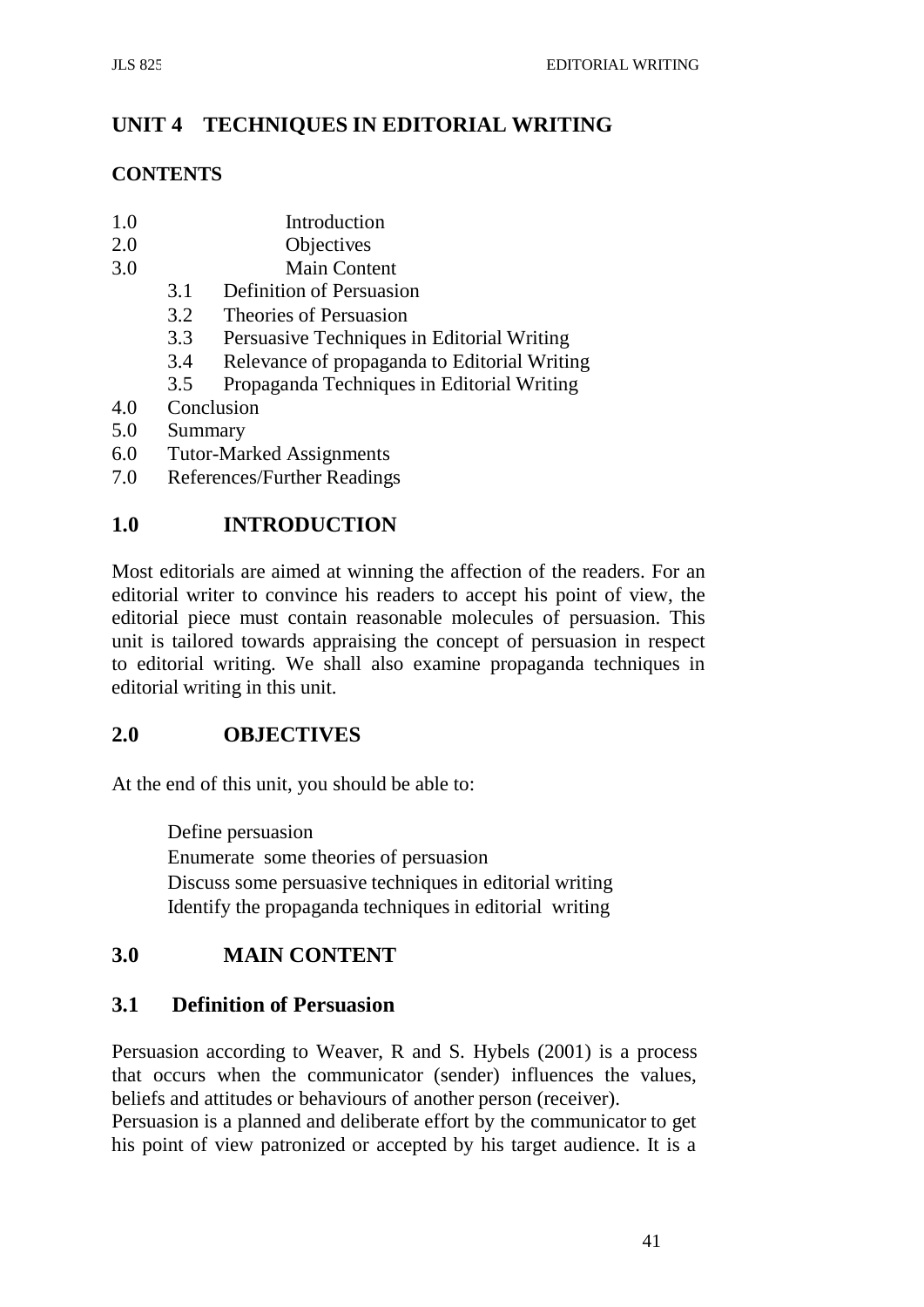## UNIT 4 TECHNIQUES IN EDITORIAL WRITING

**CONTENTS**

1.0 Introduction
2.0 Objectives
3.0 Main Content
    3.1 Definition of Persuasion
    3.2 Theories of Persuasion
    3.3 Persuasive Techniques in Editorial Writing
    3.4 Relevance of propaganda to Editorial Writing
    3.5 Propaganda Techniques in Editorial Writing
4.0 Conclusion
5.0 Summary
6.0 Tutor-Marked Assignments
7.0 References/Further Readings

## 1.0 INTRODUCTION

Most editorials are aimed at winning the affection of the readers. For an editorial writer to convince his readers to accept his point of view, the editorial piece must contain reasonable molecules of persuasion. This unit is tailored towards appraising the concept of persuasion in respect to editorial writing. We shall also examine propaganda techniques in editorial writing in this unit.

## 2.0 OBJECTIVES

At the end of this unit, you should be able to:

- Define persuasion
- Enumerate some theories of persuasion
- Discuss some persuasive techniques in editorial writing
- Identify the propaganda techniques in editorial writing

## 3.0 MAIN CONTENT

### 3.1 Definition of Persuasion

Persuasion according to Weaver, R and S. Hybels (2001) is a process that occurs when the communicator (sender) influences the values, beliefs and attitudes or behaviours of another person (receiver).

Persuasion is a planned and deliberate effort by the communicator to get his point of view patronized or accepted by his target audience. It is a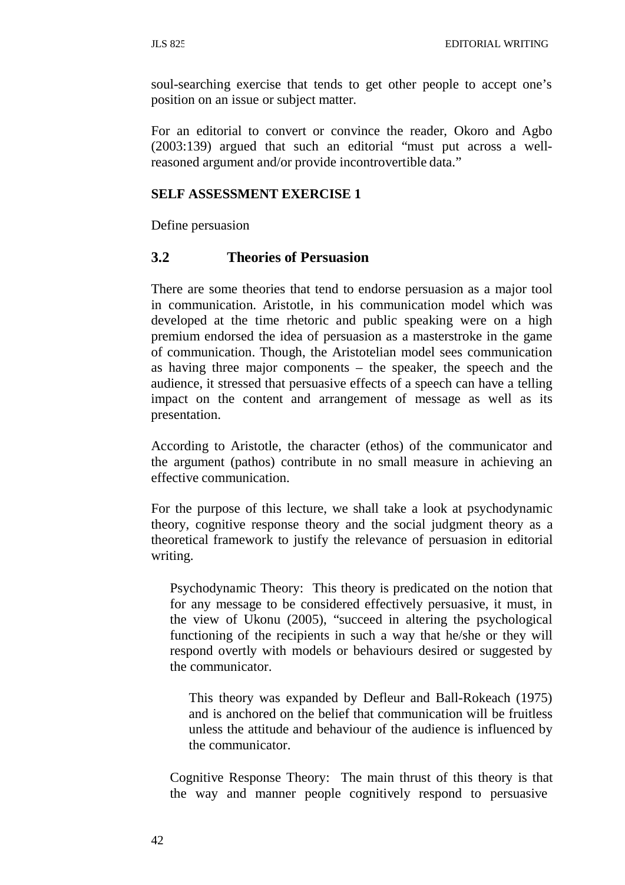soul-searching exercise that tends to get other people to accept one's position on an issue or subject matter.

For an editorial to convert or convince the reader, Okoro and Agbo (2003:139) argued that such an editorial "must put across a well-reasoned argument and/or provide incontrovertible data."

**SELF ASSESSMENT EXERCISE 1**

Define persuasion

### 3.2 Theories of Persuasion

There are some theories that tend to endorse persuasion as a major tool in communication. Aristotle, in his communication model which was developed at the time rhetoric and public speaking were on a high premium endorsed the idea of persuasion as a masterstroke in the game of communication. Though, the Aristotelian model sees communication as having three major components – the speaker, the speech and the audience, it stressed that persuasive effects of a speech can have a telling impact on the content and arrangement of message as well as its presentation.

According to Aristotle, the character (ethos) of the communicator and the argument (pathos) contribute in no small measure in achieving an effective communication.

For the purpose of this lecture, we shall take a look at psychodynamic theory, cognitive response theory and the social judgment theory as a theoretical framework to justify the relevance of persuasion in editorial writing.

Psychodynamic Theory: This theory is predicated on the notion that for any message to be considered effectively persuasive, it must, in the view of Ukonu (2005), "succeed in altering the psychological functioning of the recipients in such a way that he/she or they will respond overtly with models or behaviours desired or suggested by the communicator.

This theory was expanded by Defleur and Ball-Rokeach (1975) and is anchored on the belief that communication will be fruitless unless the attitude and behaviour of the audience is influenced by the communicator.

Cognitive Response Theory: The main thrust of this theory is that the way and manner people cognitively respond to persuasive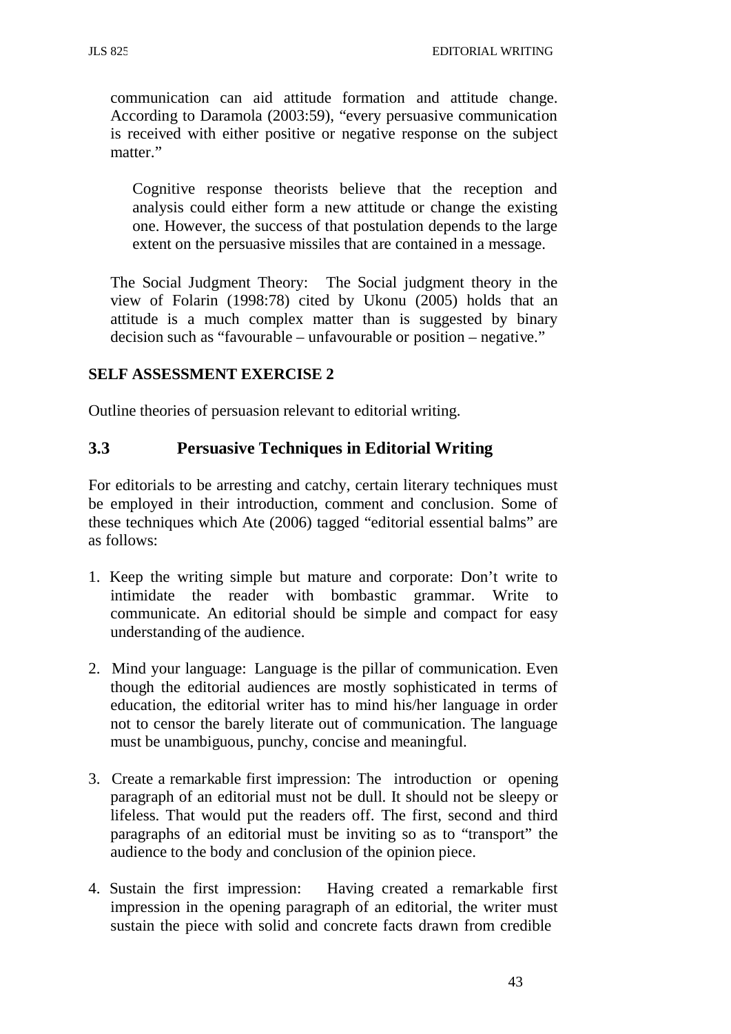communication can aid attitude formation and attitude change. According to Daramola (2003:59), "every persuasive communication is received with either positive or negative response on the subject matter."

> Cognitive response theorists believe that the reception and analysis could either form a new attitude or change the existing one. However, the success of that postulation depends to the large extent on the persuasive missiles that are contained in a message.

The Social Judgment Theory: The Social judgment theory in the view of Folarin (1998:78) cited by Ukonu (2005) holds that an attitude is a much complex matter than is suggested by binary decision such as "favourable – unfavourable or position – negative."

**SELF ASSESSMENT EXERCISE 2**

Outline theories of persuasion relevant to editorial writing.

### 3.3 Persuasive Techniques in Editorial Writing

For editorials to be arresting and catchy, certain literary techniques must be employed in their introduction, comment and conclusion. Some of these techniques which Ate (2006) tagged "editorial essential balms" are as follows:

1. Keep the writing simple but mature and corporate: Don't write to intimidate the reader with bombastic grammar. Write to communicate. An editorial should be simple and compact for easy understanding of the audience.

2. Mind your language: Language is the pillar of communication. Even though the editorial audiences are mostly sophisticated in terms of education, the editorial writer has to mind his/her language in order not to censor the barely literate out of communication. The language must be unambiguous, punchy, concise and meaningful.

3. Create a remarkable first impression: The introduction or opening paragraph of an editorial must not be dull. It should not be sleepy or lifeless. That would put the readers off. The first, second and third paragraphs of an editorial must be inviting so as to "transport" the audience to the body and conclusion of the opinion piece.

4. Sustain the first impression: Having created a remarkable first impression in the opening paragraph of an editorial, the writer must sustain the piece with solid and concrete facts drawn from credible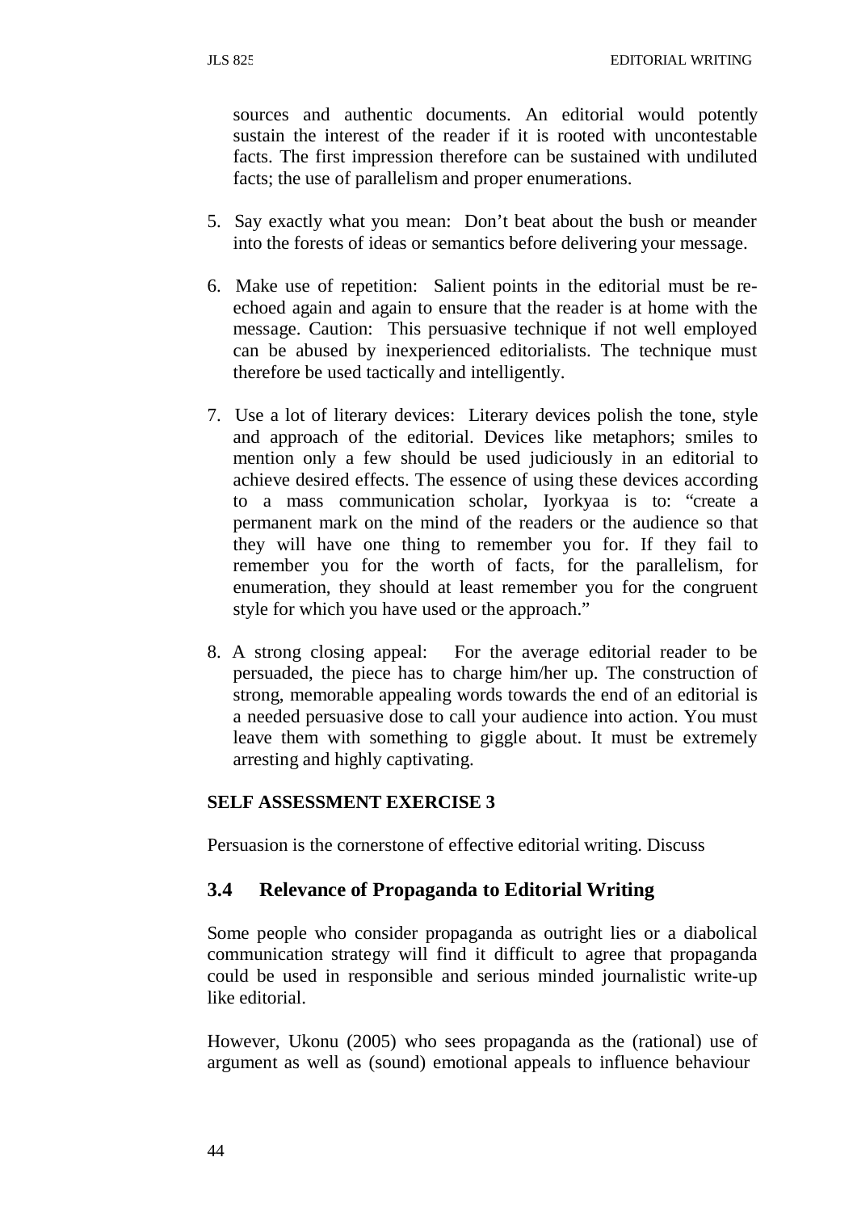sources and authentic documents. An editorial would potently sustain the interest of the reader if it is rooted with uncontestable facts. The first impression therefore can be sustained with undiluted facts; the use of parallelism and proper enumerations.

5. Say exactly what you mean: Don't beat about the bush or meander into the forests of ideas or semantics before delivering your message.

6. Make use of repetition: Salient points in the editorial must be re-echoed again and again to ensure that the reader is at home with the message. Caution: This persuasive technique if not well employed can be abused by inexperienced editorialists. The technique must therefore be used tactically and intelligently.

7. Use a lot of literary devices: Literary devices polish the tone, style and approach of the editorial. Devices like metaphors; smiles to mention only a few should be used judiciously in an editorial to achieve desired effects. The essence of using these devices according to a mass communication scholar, Iyorkyaa is to: "create a permanent mark on the mind of the readers or the audience so that they will have one thing to remember you for. If they fail to remember you for the worth of facts, for the parallelism, for enumeration, they should at least remember you for the congruent style for which you have used or the approach."

8. A strong closing appeal: For the average editorial reader to be persuaded, the piece has to charge him/her up. The construction of strong, memorable appealing words towards the end of an editorial is a needed persuasive dose to call your audience into action. You must leave them with something to giggle about. It must be extremely arresting and highly captivating.

**SELF ASSESSMENT EXERCISE 3**

Persuasion is the cornerstone of effective editorial writing. Discuss

## 3.4 Relevance of Propaganda to Editorial Writing

Some people who consider propaganda as outright lies or a diabolical communication strategy will find it difficult to agree that propaganda could be used in responsible and serious minded journalistic write-up like editorial.

However, Ukonu (2005) who sees propaganda as the (rational) use of argument as well as (sound) emotional appeals to influence behaviour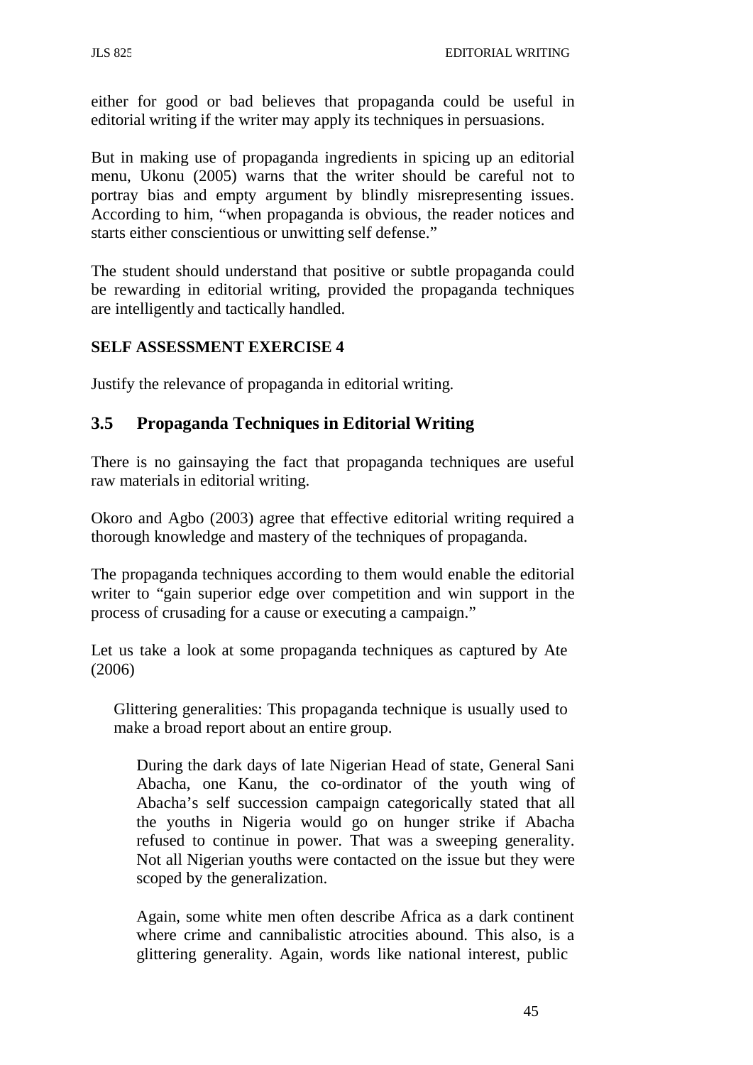either for good or bad believes that propaganda could be useful in editorial writing if the writer may apply its techniques in persuasions.

But in making use of propaganda ingredients in spicing up an editorial menu, Ukonu (2005) warns that the writer should be careful not to portray bias and empty argument by blindly misrepresenting issues. According to him, "when propaganda is obvious, the reader notices and starts either conscientious or unwitting self defense."

The student should understand that positive or subtle propaganda could be rewarding in editorial writing, provided the propaganda techniques are intelligently and tactically handled.

**SELF ASSESSMENT EXERCISE 4**

Justify the relevance of propaganda in editorial writing.

### 3.5 Propaganda Techniques in Editorial Writing

There is no gainsaying the fact that propaganda techniques are useful raw materials in editorial writing.

Okoro and Agbo (2003) agree that effective editorial writing required a thorough knowledge and mastery of the techniques of propaganda.

The propaganda techniques according to them would enable the editorial writer to "gain superior edge over competition and win support in the process of crusading for a cause or executing a campaign."

Let us take a look at some propaganda techniques as captured by Ate (2006)

Glittering generalities: This propaganda technique is usually used to make a broad report about an entire group.

During the dark days of late Nigerian Head of state, General Sani Abacha, one Kanu, the co-ordinator of the youth wing of Abacha's self succession campaign categorically stated that all the youths in Nigeria would go on hunger strike if Abacha refused to continue in power. That was a sweeping generality. Not all Nigerian youths were contacted on the issue but they were scoped by the generalization.

Again, some white men often describe Africa as a dark continent where crime and cannibalistic atrocities abound. This also, is a glittering generality. Again, words like national interest, public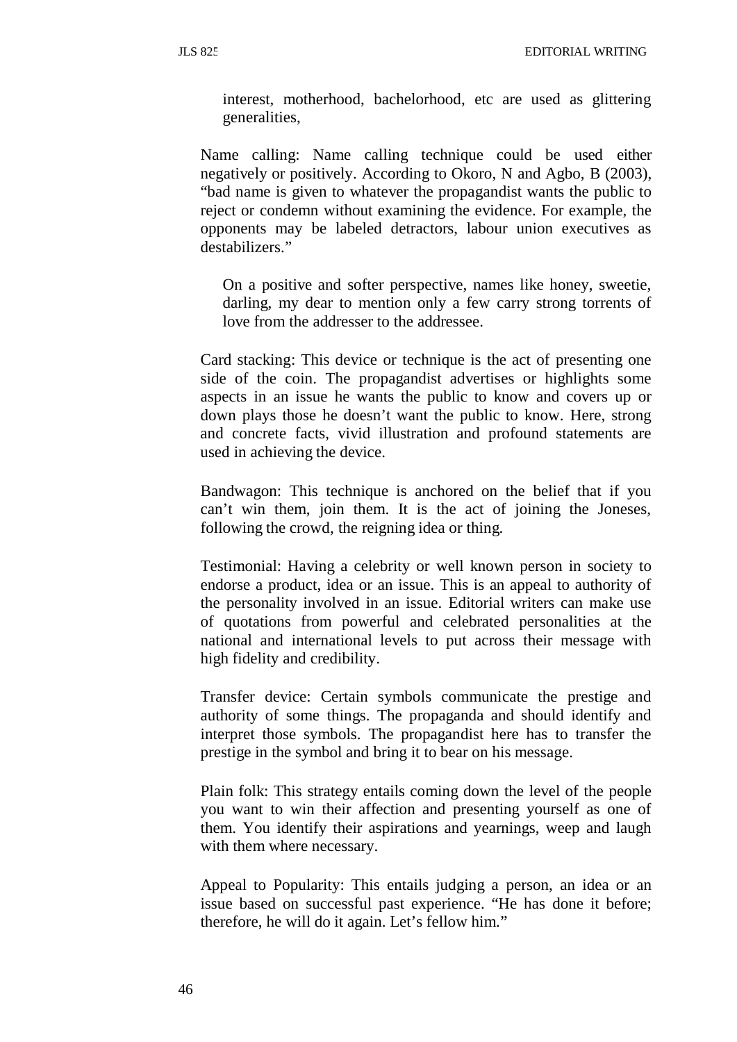interest, motherhood, bachelorhood, etc are used as glittering generalities,

Name calling: Name calling technique could be used either negatively or positively. According to Okoro, N and Agbo, B (2003), "bad name is given to whatever the propagandist wants the public to reject or condemn without examining the evidence. For example, the opponents may be labeled detractors, labour union executives as destabilizers."

On a positive and softer perspective, names like honey, sweetie, darling, my dear to mention only a few carry strong torrents of love from the addresser to the addressee.

Card stacking: This device or technique is the act of presenting one side of the coin. The propagandist advertises or highlights some aspects in an issue he wants the public to know and covers up or down plays those he doesn't want the public to know. Here, strong and concrete facts, vivid illustration and profound statements are used in achieving the device.

Bandwagon: This technique is anchored on the belief that if you can't win them, join them. It is the act of joining the Joneses, following the crowd, the reigning idea or thing.

Testimonial: Having a celebrity or well known person in society to endorse a product, idea or an issue. This is an appeal to authority of the personality involved in an issue. Editorial writers can make use of quotations from powerful and celebrated personalities at the national and international levels to put across their message with high fidelity and credibility.

Transfer device: Certain symbols communicate the prestige and authority of some things. The propaganda and should identify and interpret those symbols. The propagandist here has to transfer the prestige in the symbol and bring it to bear on his message.

Plain folk: This strategy entails coming down the level of the people you want to win their affection and presenting yourself as one of them. You identify their aspirations and yearnings, weep and laugh with them where necessary.

Appeal to Popularity: This entails judging a person, an idea or an issue based on successful past experience. "He has done it before; therefore, he will do it again. Let's fellow him."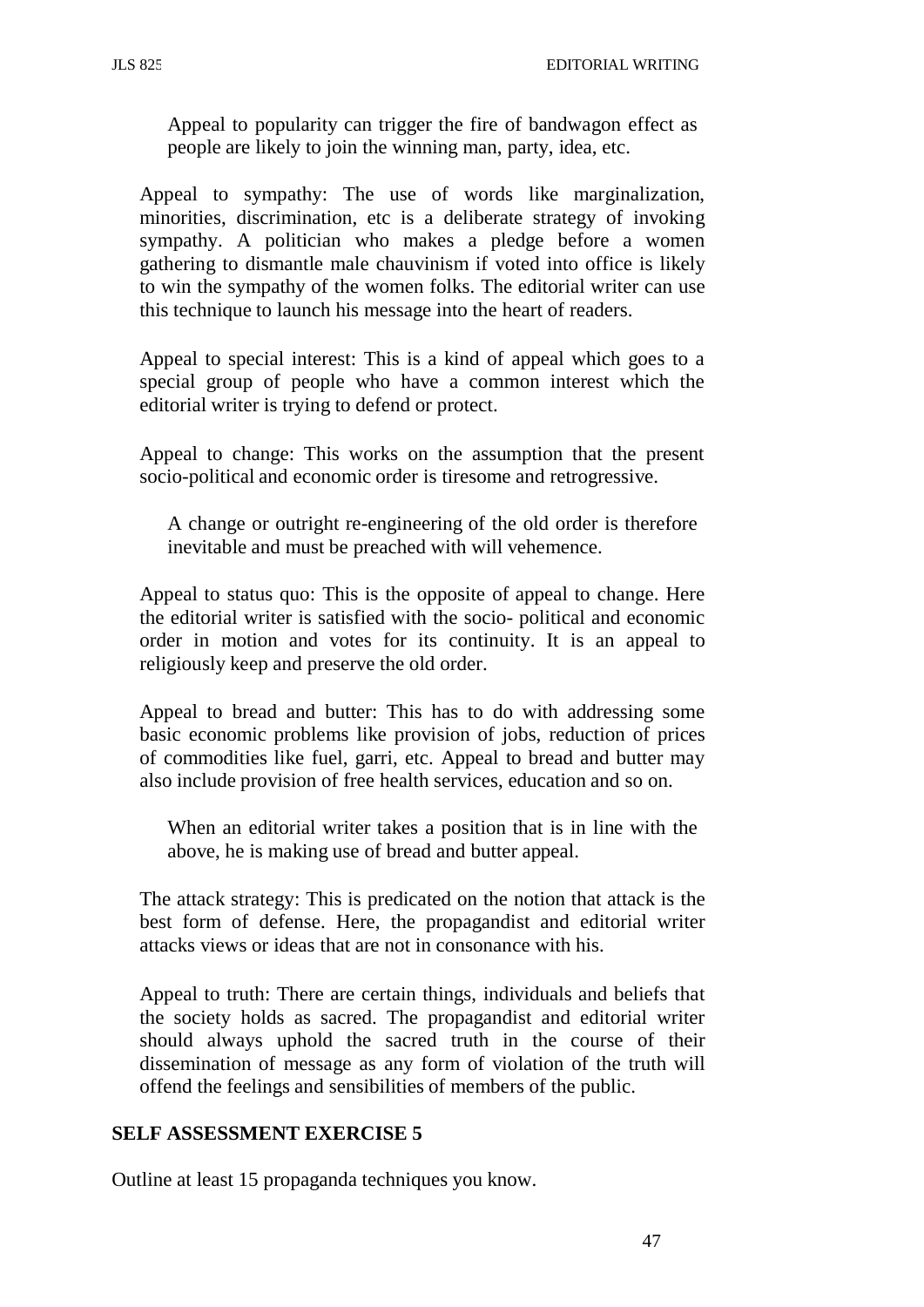Appeal to popularity can trigger the fire of bandwagon effect as people are likely to join the winning man, party, idea, etc.

Appeal to sympathy: The use of words like marginalization, minorities, discrimination, etc is a deliberate strategy of invoking sympathy. A politician who makes a pledge before a women gathering to dismantle male chauvinism if voted into office is likely to win the sympathy of the women folks. The editorial writer can use this technique to launch his message into the heart of readers.

Appeal to special interest: This is a kind of appeal which goes to a special group of people who have a common interest which the editorial writer is trying to defend or protect.

Appeal to change: This works on the assumption that the present socio-political and economic order is tiresome and retrogressive.

A change or outright re-engineering of the old order is therefore inevitable and must be preached with will vehemence.

Appeal to status quo: This is the opposite of appeal to change. Here the editorial writer is satisfied with the socio- political and economic order in motion and votes for its continuity. It is an appeal to religiously keep and preserve the old order.

Appeal to bread and butter: This has to do with addressing some basic economic problems like provision of jobs, reduction of prices of commodities like fuel, garri, etc. Appeal to bread and butter may also include provision of free health services, education and so on.

When an editorial writer takes a position that is in line with the above, he is making use of bread and butter appeal.

The attack strategy: This is predicated on the notion that attack is the best form of defense. Here, the propagandist and editorial writer attacks views or ideas that are not in consonance with his.

Appeal to truth: There are certain things, individuals and beliefs that the society holds as sacred. The propagandist and editorial writer should always uphold the sacred truth in the course of their dissemination of message as any form of violation of the truth will offend the feelings and sensibilities of members of the public.

## SELF ASSESSMENT EXERCISE 5

Outline at least 15 propaganda techniques you know.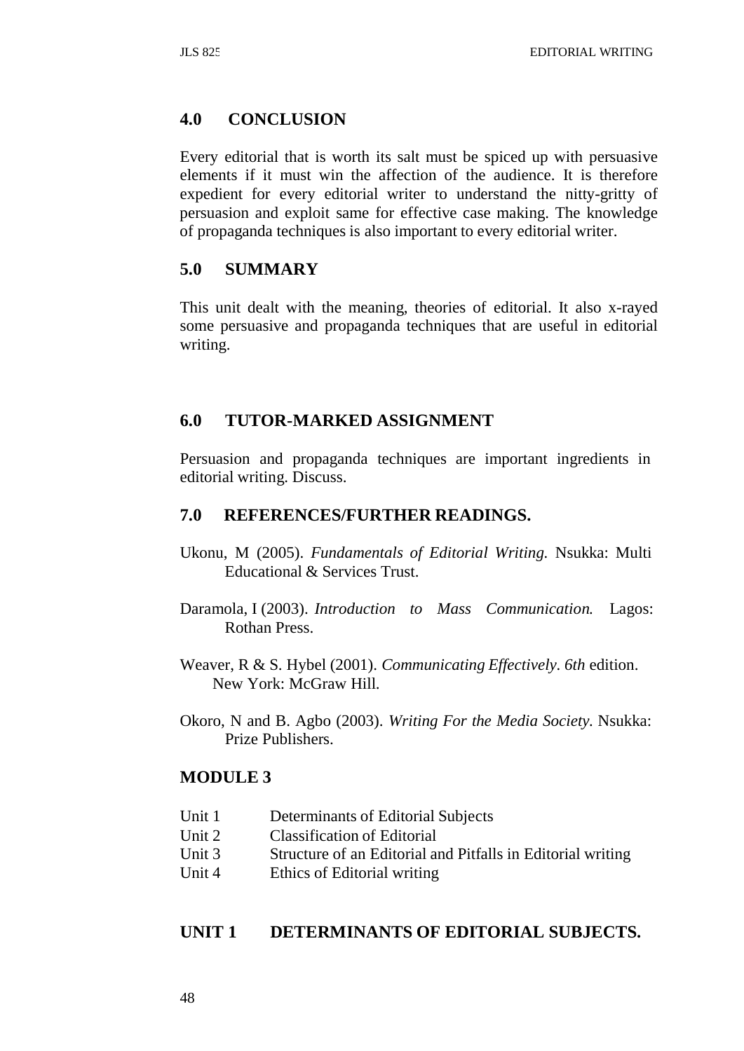## 4.0 CONCLUSION

Every editorial that is worth its salt must be spiced up with persuasive elements if it must win the affection of the audience. It is therefore expedient for every editorial writer to understand the nitty-gritty of persuasion and exploit same for effective case making. The knowledge of propaganda techniques is also important to every editorial writer.

## 5.0 SUMMARY

This unit dealt with the meaning, theories of editorial. It also x-rayed some persuasive and propaganda techniques that are useful in editorial writing.

## 6.0 TUTOR-MARKED ASSIGNMENT

Persuasion and propaganda techniques are important ingredients in editorial writing. Discuss.

## 7.0 REFERENCES/FURTHER READINGS.

Ukonu, M (2005). *Fundamentals of Editorial Writing.* Nsukka: Multi Educational & Services Trust.

Daramola, I (2003). *Introduction to Mass Communication.* Lagos: Rothan Press.

Weaver, R & S. Hybel (2001). *Communicating Effectively*. *6th* edition. New York: McGraw Hill.

Okoro, N and B. Agbo (2003). *Writing For the Media Society.* Nsukka: Prize Publishers.

# MODULE 3

- Unit 1 Determinants of Editorial Subjects
- Unit 2 Classification of Editorial
- Unit 3 Structure of an Editorial and Pitfalls in Editorial writing
- Unit 4 Ethics of Editorial writing

## UNIT 1 DETERMINANTS OF EDITORIAL SUBJECTS.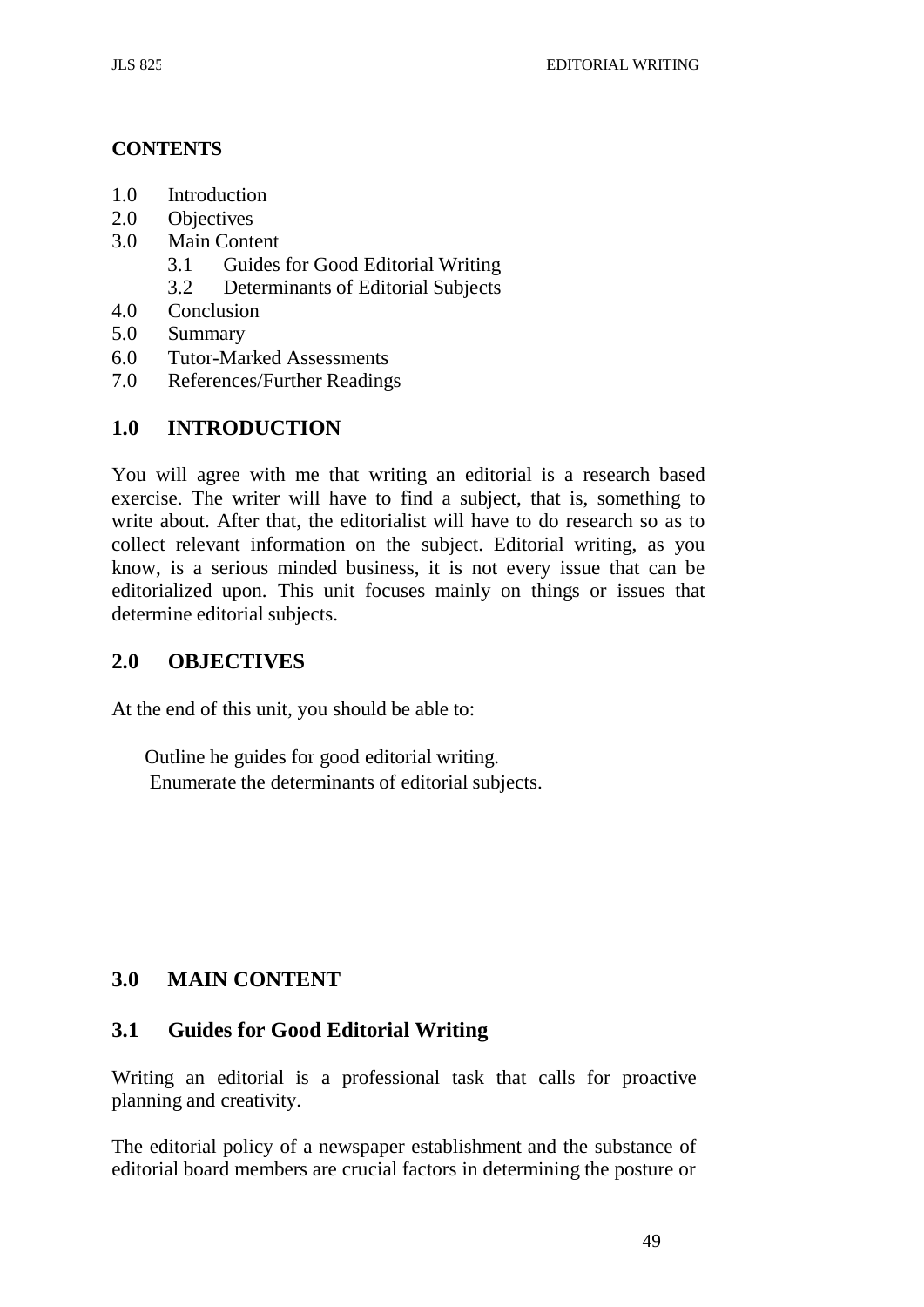**CONTENTS**

1.0 Introduction
2.0 Objectives
3.0 Main Content
    3.1 Guides for Good Editorial Writing
    3.2 Determinants of Editorial Subjects
4.0 Conclusion
5.0 Summary
6.0 Tutor-Marked Assessments
7.0 References/Further Readings

## 1.0 INTRODUCTION

You will agree with me that writing an editorial is a research based exercise. The writer will have to find a subject, that is, something to write about. After that, the editorialist will have to do research so as to collect relevant information on the subject. Editorial writing, as you know, is a serious minded business, it is not every issue that can be editorialized upon. This unit focuses mainly on things or issues that determine editorial subjects.

## 2.0 OBJECTIVES

At the end of this unit, you should be able to:

- Outline he guides for good editorial writing.
- Enumerate the determinants of editorial subjects.

## 3.0 MAIN CONTENT

### 3.1 Guides for Good Editorial Writing

Writing an editorial is a professional task that calls for proactive planning and creativity.

The editorial policy of a newspaper establishment and the substance of editorial board members are crucial factors in determining the posture or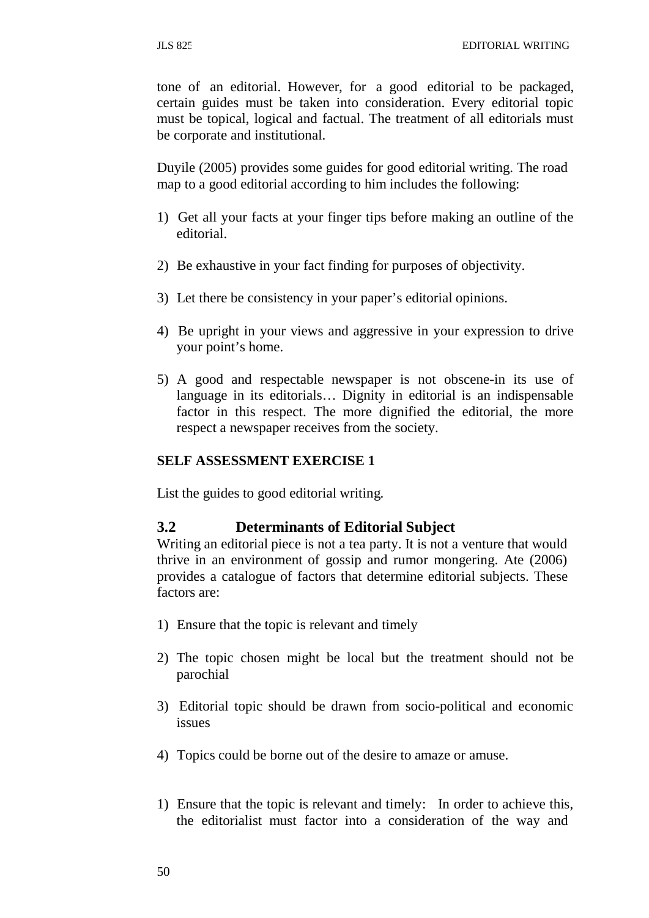tone of an editorial. However, for a good editorial to be packaged, certain guides must be taken into consideration. Every editorial topic must be topical, logical and factual. The treatment of all editorials must be corporate and institutional.

Duyile (2005) provides some guides for good editorial writing. The road map to a good editorial according to him includes the following:

1) Get all your facts at your finger tips before making an outline of the editorial.

2) Be exhaustive in your fact finding for purposes of objectivity.

3) Let there be consistency in your paper's editorial opinions.

4) Be upright in your views and aggressive in your expression to drive your point's home.

5) A good and respectable newspaper is not obscene-in its use of language in its editorials… Dignity in editorial is an indispensable factor in this respect. The more dignified the editorial, the more respect a newspaper receives from the society.

**SELF ASSESSMENT EXERCISE 1**

List the guides to good editorial writing.

### 3.2 Determinants of Editorial Subject

Writing an editorial piece is not a tea party. It is not a venture that would thrive in an environment of gossip and rumor mongering. Ate (2006) provides a catalogue of factors that determine editorial subjects. These factors are:

1) Ensure that the topic is relevant and timely

2) The topic chosen might be local but the treatment should not be parochial

3) Editorial topic should be drawn from socio-political and economic issues

4) Topics could be borne out of the desire to amaze or amuse.

1) Ensure that the topic is relevant and timely: In order to achieve this, the editorialist must factor into a consideration of the way and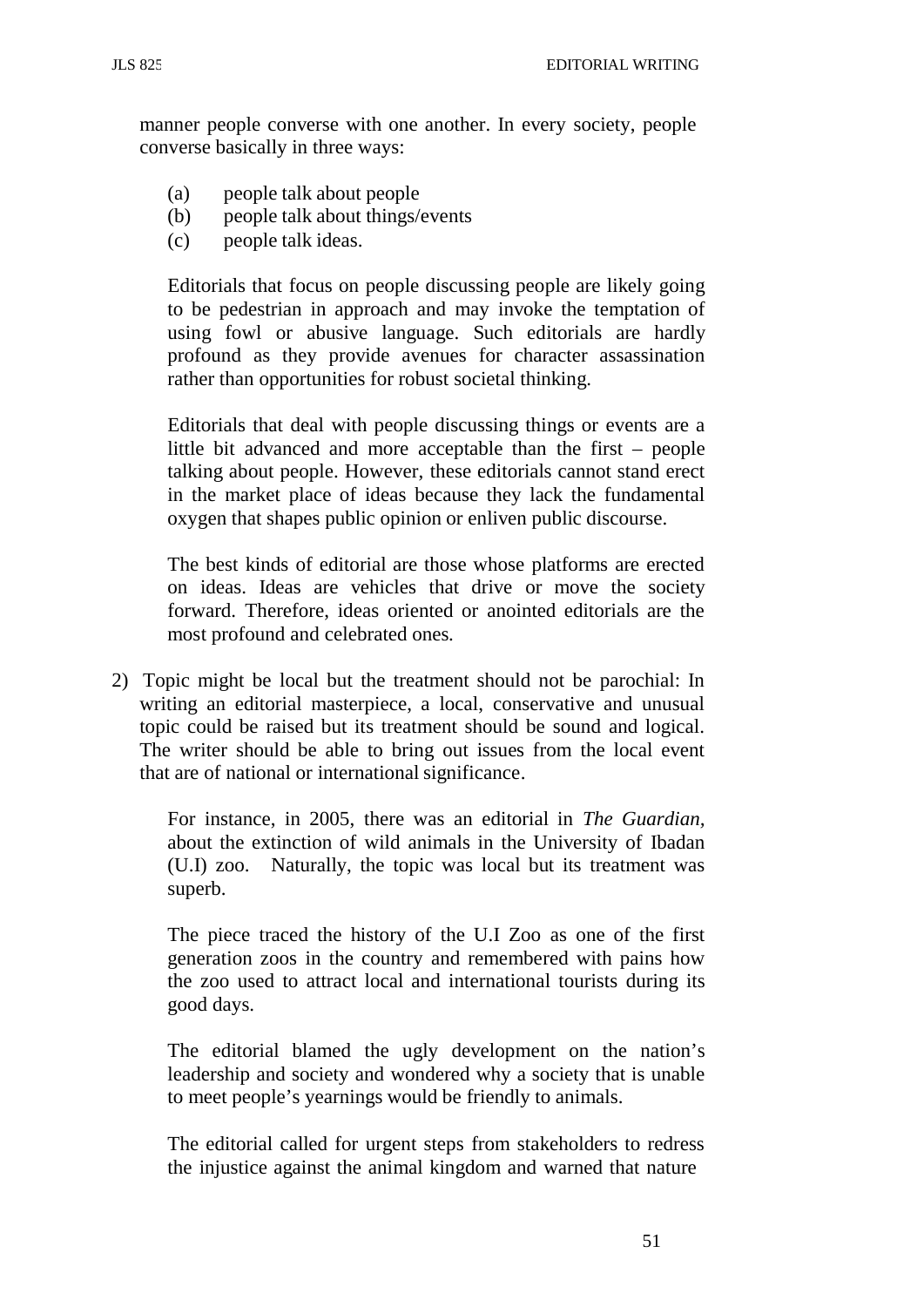manner people converse with one another. In every society, people converse basically in three ways:

(a) people talk about people
(b) people talk about things/events
(c) people talk ideas.

Editorials that focus on people discussing people are likely going to be pedestrian in approach and may invoke the temptation of using fowl or abusive language. Such editorials are hardly profound as they provide avenues for character assassination rather than opportunities for robust societal thinking.

Editorials that deal with people discussing things or events are a little bit advanced and more acceptable than the first – people talking about people. However, these editorials cannot stand erect in the market place of ideas because they lack the fundamental oxygen that shapes public opinion or enliven public discourse.

The best kinds of editorial are those whose platforms are erected on ideas. Ideas are vehicles that drive or move the society forward. Therefore, ideas oriented or anointed editorials are the most profound and celebrated ones.

2) Topic might be local but the treatment should not be parochial: In writing an editorial masterpiece, a local, conservative and unusual topic could be raised but its treatment should be sound and logical. The writer should be able to bring out issues from the local event that are of national or international significance.

   For instance, in 2005, there was an editorial in *The Guardian,* about the extinction of wild animals in the University of Ibadan (U.I) zoo. Naturally, the topic was local but its treatment was superb.

   The piece traced the history of the U.I Zoo as one of the first generation zoos in the country and remembered with pains how the zoo used to attract local and international tourists during its good days.

   The editorial blamed the ugly development on the nation's leadership and society and wondered why a society that is unable to meet people's yearnings would be friendly to animals.

   The editorial called for urgent steps from stakeholders to redress the injustice against the animal kingdom and warned that nature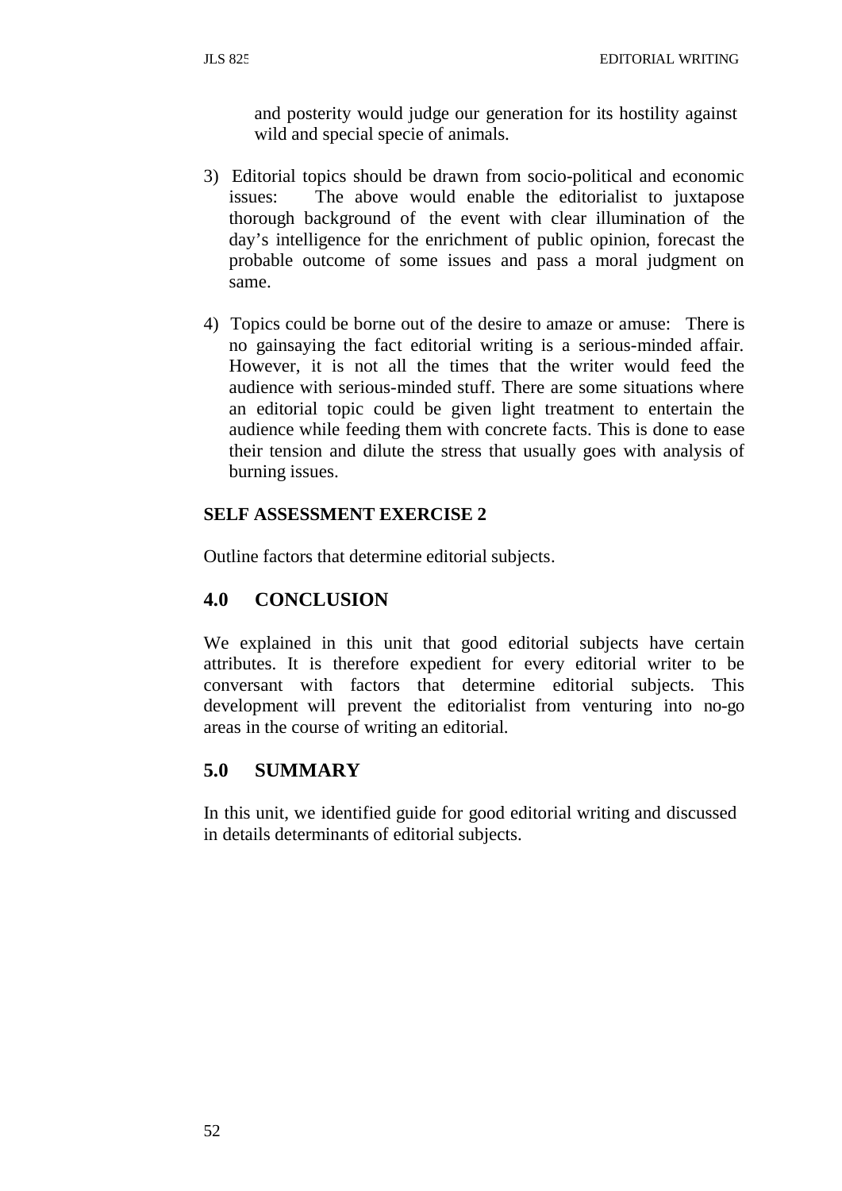and posterity would judge our generation for its hostility against wild and special specie of animals.

3) Editorial topics should be drawn from socio-political and economic issues: The above would enable the editorialist to juxtapose thorough background of the event with clear illumination of the day's intelligence for the enrichment of public opinion, forecast the probable outcome of some issues and pass a moral judgment on same.

4) Topics could be borne out of the desire to amaze or amuse: There is no gainsaying the fact editorial writing is a serious-minded affair. However, it is not all the times that the writer would feed the audience with serious-minded stuff. There are some situations where an editorial topic could be given light treatment to entertain the audience while feeding them with concrete facts. This is done to ease their tension and dilute the stress that usually goes with analysis of burning issues.

**SELF ASSESSMENT EXERCISE 2**

Outline factors that determine editorial subjects.

## 4.0 CONCLUSION

We explained in this unit that good editorial subjects have certain attributes. It is therefore expedient for every editorial writer to be conversant with factors that determine editorial subjects. This development will prevent the editorialist from venturing into no-go areas in the course of writing an editorial.

## 5.0 SUMMARY

In this unit, we identified guide for good editorial writing and discussed in details determinants of editorial subjects.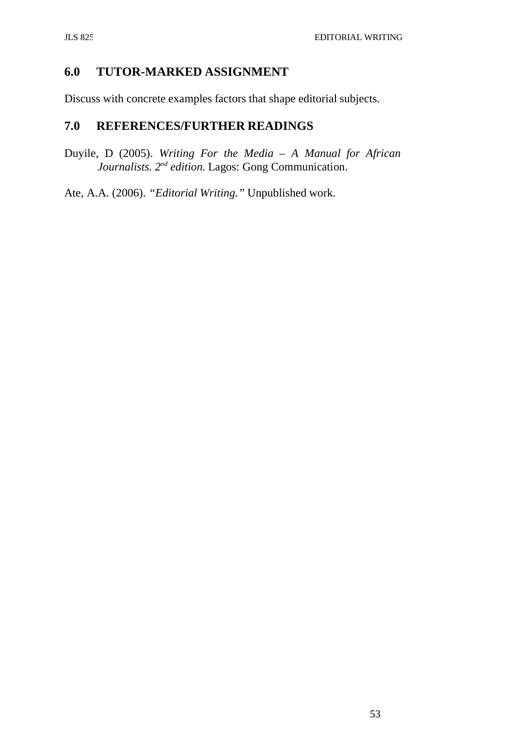## 6.0 TUTOR-MARKED ASSIGNMENT

Discuss with concrete examples factors that shape editorial subjects.

## 7.0 REFERENCES/FURTHER READINGS

Duyile, D (2005). *Writing For the Media – A Manual for African Journalists. 2nd edition.* Lagos: Gong Communication.

Ate, A.A. (2006). *"Editorial Writing."* Unpublished work.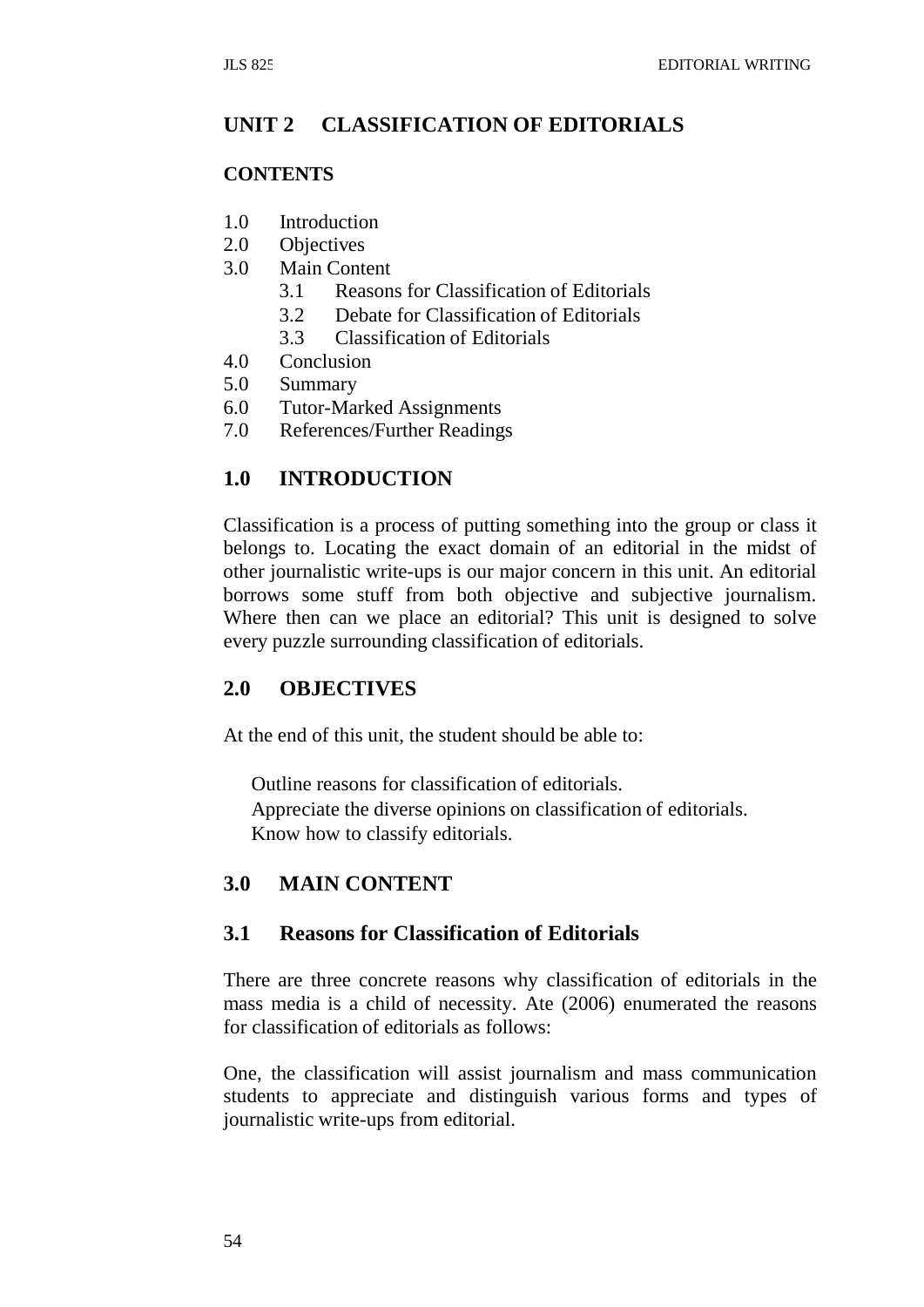## UNIT 2 CLASSIFICATION OF EDITORIALS

**CONTENTS**

1.0 Introduction
2.0 Objectives
3.0 Main Content
   3.1 Reasons for Classification of Editorials
   3.2 Debate for Classification of Editorials
   3.3 Classification of Editorials
4.0 Conclusion
5.0 Summary
6.0 Tutor-Marked Assignments
7.0 References/Further Readings

## 1.0 INTRODUCTION

Classification is a process of putting something into the group or class it belongs to. Locating the exact domain of an editorial in the midst of other journalistic write-ups is our major concern in this unit. An editorial borrows some stuff from both objective and subjective journalism. Where then can we place an editorial? This unit is designed to solve every puzzle surrounding classification of editorials.

## 2.0 OBJECTIVES

At the end of this unit, the student should be able to:

- Outline reasons for classification of editorials.
- Appreciate the diverse opinions on classification of editorials.
- Know how to classify editorials.

## 3.0 MAIN CONTENT

### 3.1 Reasons for Classification of Editorials

There are three concrete reasons why classification of editorials in the mass media is a child of necessity. Ate (2006) enumerated the reasons for classification of editorials as follows:

One, the classification will assist journalism and mass communication students to appreciate and distinguish various forms and types of journalistic write-ups from editorial.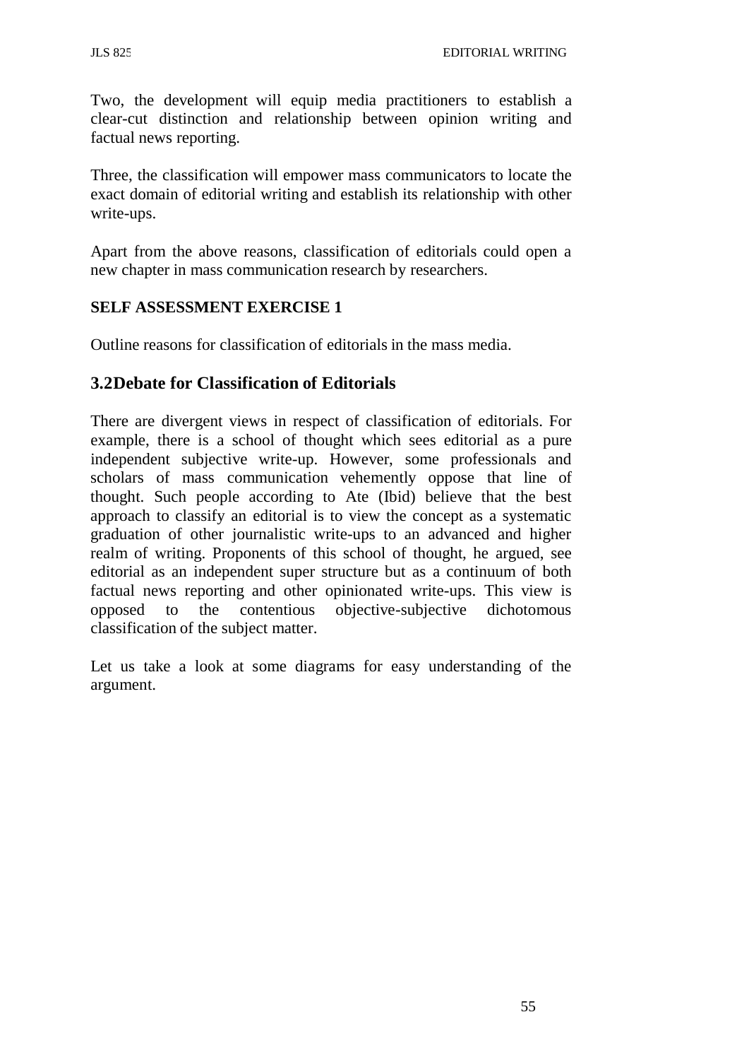Two, the development will equip media practitioners to establish a clear-cut distinction and relationship between opinion writing and factual news reporting.

Three, the classification will empower mass communicators to locate the exact domain of editorial writing and establish its relationship with other write-ups.

Apart from the above reasons, classification of editorials could open a new chapter in mass communication research by researchers.

**SELF ASSESSMENT EXERCISE 1**

Outline reasons for classification of editorials in the mass media.

## 3.2Debate for Classification of Editorials

There are divergent views in respect of classification of editorials. For example, there is a school of thought which sees editorial as a pure independent subjective write-up. However, some professionals and scholars of mass communication vehemently oppose that line of thought. Such people according to Ate (Ibid) believe that the best approach to classify an editorial is to view the concept as a systematic graduation of other journalistic write-ups to an advanced and higher realm of writing. Proponents of this school of thought, he argued, see editorial as an independent super structure but as a continuum of both factual news reporting and other opinionated write-ups. This view is opposed to the contentious objective-subjective dichotomous classification of the subject matter.

Let us take a look at some diagrams for easy understanding of the argument.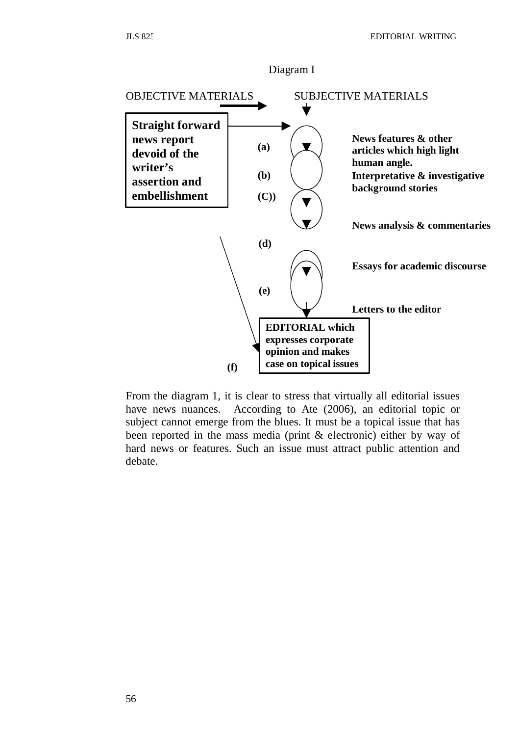Diagram I

OBJECTIVE MATERIALS → SUBJECTIVE MATERIALS

**Straight forward news report devoid of the writer's assertion and embellishment**

**(a)** **News features & other articles which high light human angle.**

**(b)** **Interpretative & investigative background stories**

**(C))** **News analysis & commentaries**

**(d)** **Essays for academic discourse**

**(e)** **Letters to the editor**

**(f)** **EDITORIAL which expresses corporate opinion and makes case on topical issues**

From the diagram 1, it is clear to stress that virtually all editorial issues have news nuances. According to Ate (2006), an editorial topic or subject cannot emerge from the blues. It must be a topical issue that has been reported in the mass media (print & electronic) either by way of hard news or features. Such an issue must attract public attention and debate.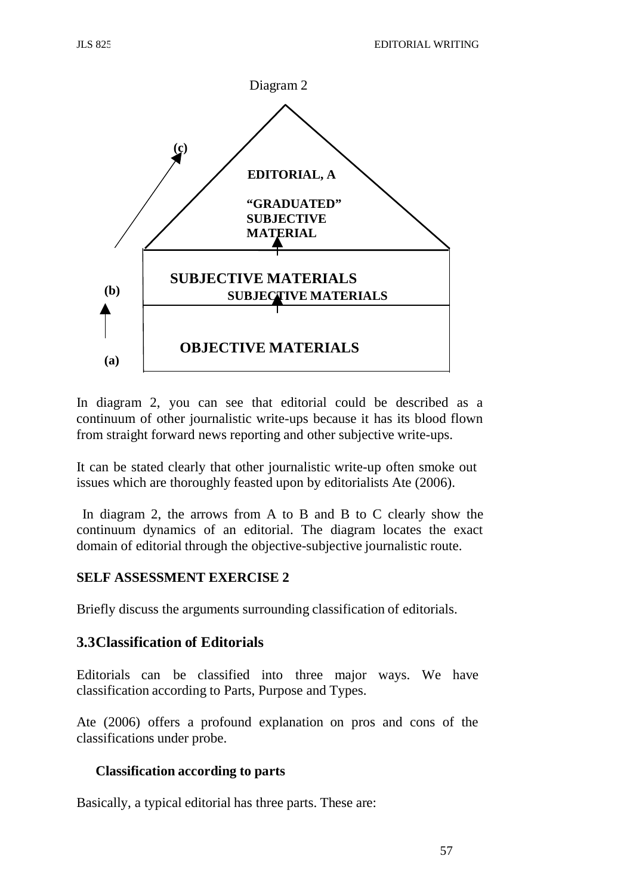Diagram 2

(c)

EDITORIAL, A

"GRADUATED" SUBJECTIVE MATERIAL

SUBJECTIVE MATERIALS

(b)

SUBJECTIVE MATERIALS

OBJECTIVE MATERIALS

(a)

In diagram 2, you can see that editorial could be described as a continuum of other journalistic write-ups because it has its blood flown from straight forward news reporting and other subjective write-ups.

It can be stated clearly that other journalistic write-up often smoke out issues which are thoroughly feasted upon by editorialists Ate (2006).

In diagram 2, the arrows from A to B and B to C clearly show the continuum dynamics of an editorial. The diagram locates the exact domain of editorial through the objective-subjective journalistic route.

**SELF ASSESSMENT EXERCISE 2**

Briefly discuss the arguments surrounding classification of editorials.

## 3.3 Classification of Editorials

Editorials can be classified into three major ways. We have classification according to Parts, Purpose and Types.

Ate (2006) offers a profound explanation on pros and cons of the classifications under probe.

**Classification according to parts**

Basically, a typical editorial has three parts. These are: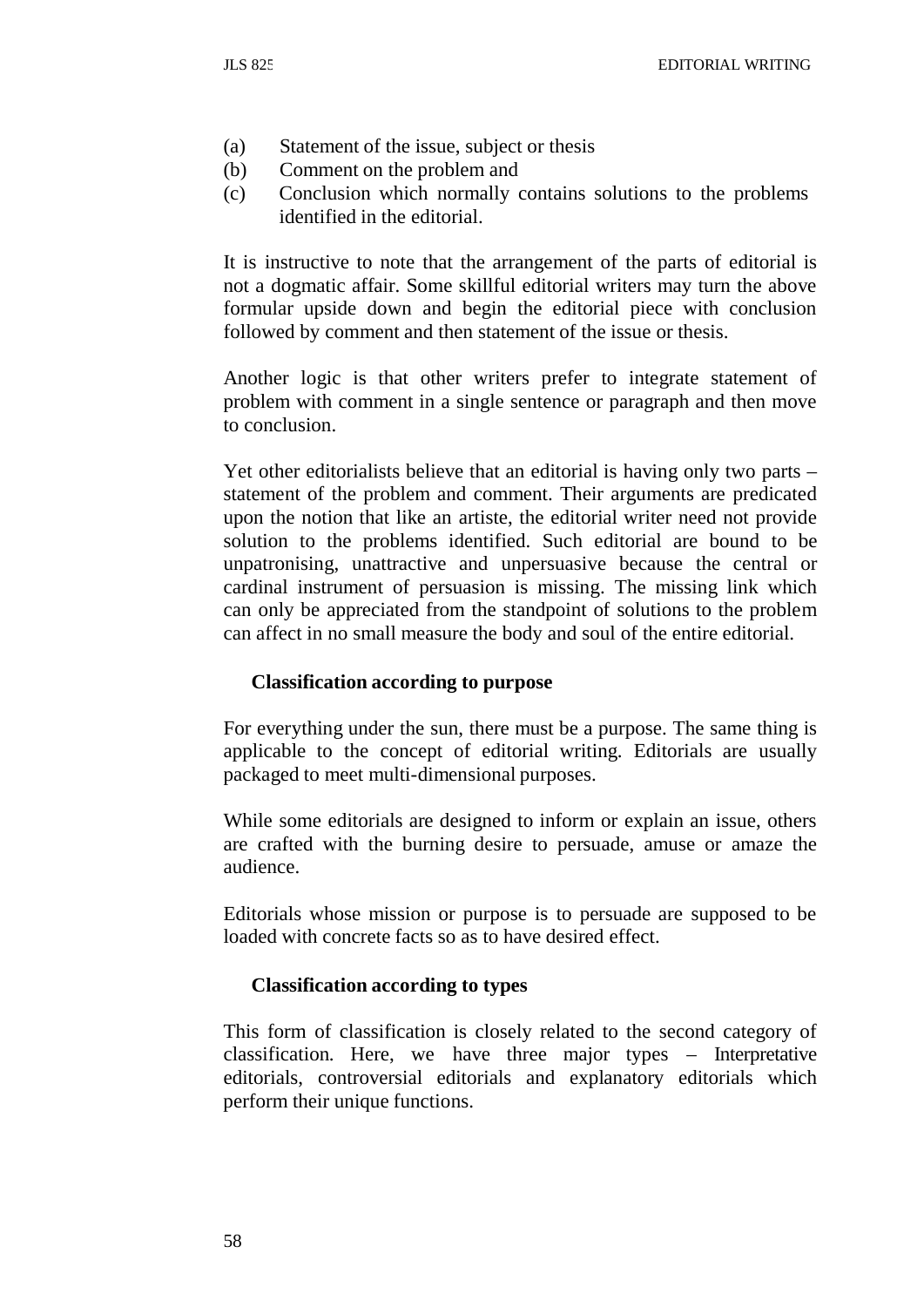(a) Statement of the issue, subject or thesis
(b) Comment on the problem and
(c) Conclusion which normally contains solutions to the problems identified in the editorial.

It is instructive to note that the arrangement of the parts of editorial is not a dogmatic affair. Some skillful editorial writers may turn the above formular upside down and begin the editorial piece with conclusion followed by comment and then statement of the issue or thesis.

Another logic is that other writers prefer to integrate statement of problem with comment in a single sentence or paragraph and then move to conclusion.

Yet other editorialists believe that an editorial is having only two parts – statement of the problem and comment. Their arguments are predicated upon the notion that like an artiste, the editorial writer need not provide solution to the problems identified. Such editorial are bound to be unpatronising, unattractive and unpersuasive because the central or cardinal instrument of persuasion is missing. The missing link which can only be appreciated from the standpoint of solutions to the problem can affect in no small measure the body and soul of the entire editorial.

**Classification according to purpose**

For everything under the sun, there must be a purpose. The same thing is applicable to the concept of editorial writing. Editorials are usually packaged to meet multi-dimensional purposes.

While some editorials are designed to inform or explain an issue, others are crafted with the burning desire to persuade, amuse or amaze the audience.

Editorials whose mission or purpose is to persuade are supposed to be loaded with concrete facts so as to have desired effect.

**Classification according to types**

This form of classification is closely related to the second category of classification. Here, we have three major types – Interpretative editorials, controversial editorials and explanatory editorials which perform their unique functions.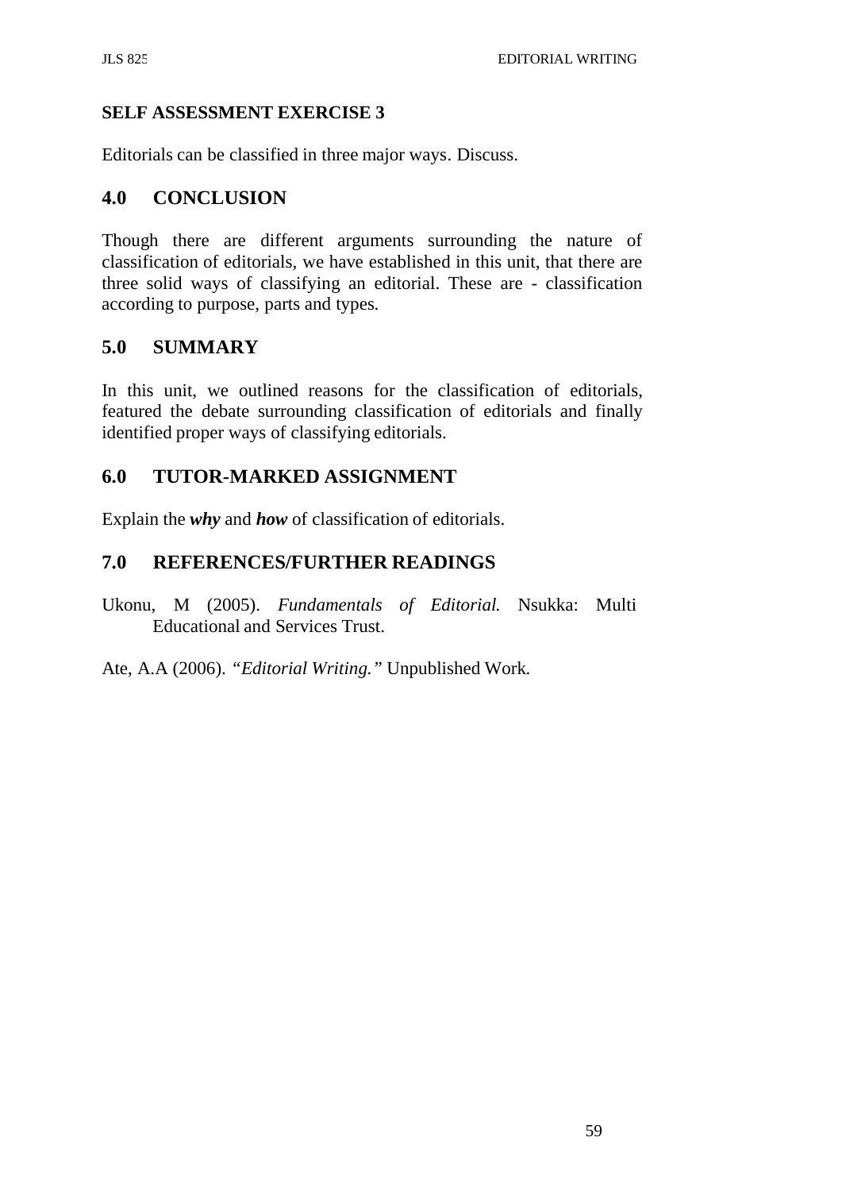**SELF ASSESSMENT EXERCISE 3**

Editorials can be classified in three major ways. Discuss.

## 4.0 CONCLUSION

Though there are different arguments surrounding the nature of classification of editorials, we have established in this unit, that there are three solid ways of classifying an editorial. These are - classification according to purpose, parts and types.

## 5.0 SUMMARY

In this unit, we outlined reasons for the classification of editorials, featured the debate surrounding classification of editorials and finally identified proper ways of classifying editorials.

## 6.0 TUTOR-MARKED ASSIGNMENT

Explain the ***why*** and ***how*** of classification of editorials.

## 7.0 REFERENCES/FURTHER READINGS

Ukonu, M (2005). *Fundamentals of Editorial.* Nsukka: Multi Educational and Services Trust.

Ate, A.A (2006). *"Editorial Writing."* Unpublished Work.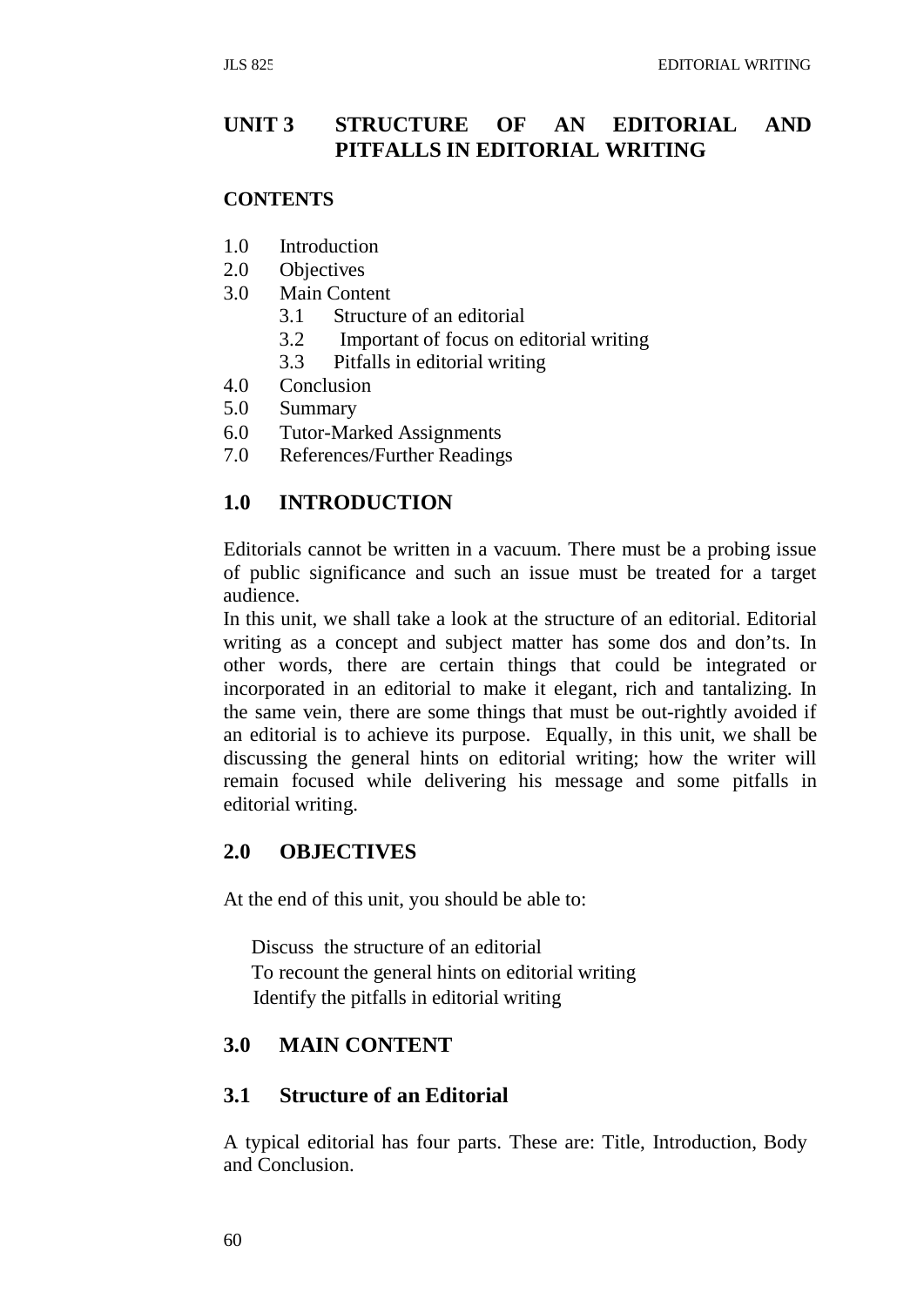# UNIT 3 STRUCTURE OF AN EDITORIAL AND PITFALLS IN EDITORIAL WRITING

**CONTENTS**

1.0 Introduction
2.0 Objectives
3.0 Main Content
    3.1 Structure of an editorial
    3.2 Important of focus on editorial writing
    3.3 Pitfalls in editorial writing
4.0 Conclusion
5.0 Summary
6.0 Tutor-Marked Assignments
7.0 References/Further Readings

## 1.0 INTRODUCTION

Editorials cannot be written in a vacuum. There must be a probing issue of public significance and such an issue must be treated for a target audience.

In this unit, we shall take a look at the structure of an editorial. Editorial writing as a concept and subject matter has some dos and don'ts. In other words, there are certain things that could be integrated or incorporated in an editorial to make it elegant, rich and tantalizing. In the same vein, there are some things that must be out-rightly avoided if an editorial is to achieve its purpose. Equally, in this unit, we shall be discussing the general hints on editorial writing; how the writer will remain focused while delivering his message and some pitfalls in editorial writing.

## 2.0 OBJECTIVES

At the end of this unit, you should be able to:

- Discuss the structure of an editorial
- To recount the general hints on editorial writing
- Identify the pitfalls in editorial writing

## 3.0 MAIN CONTENT

### 3.1 Structure of an Editorial

A typical editorial has four parts. These are: Title, Introduction, Body and Conclusion.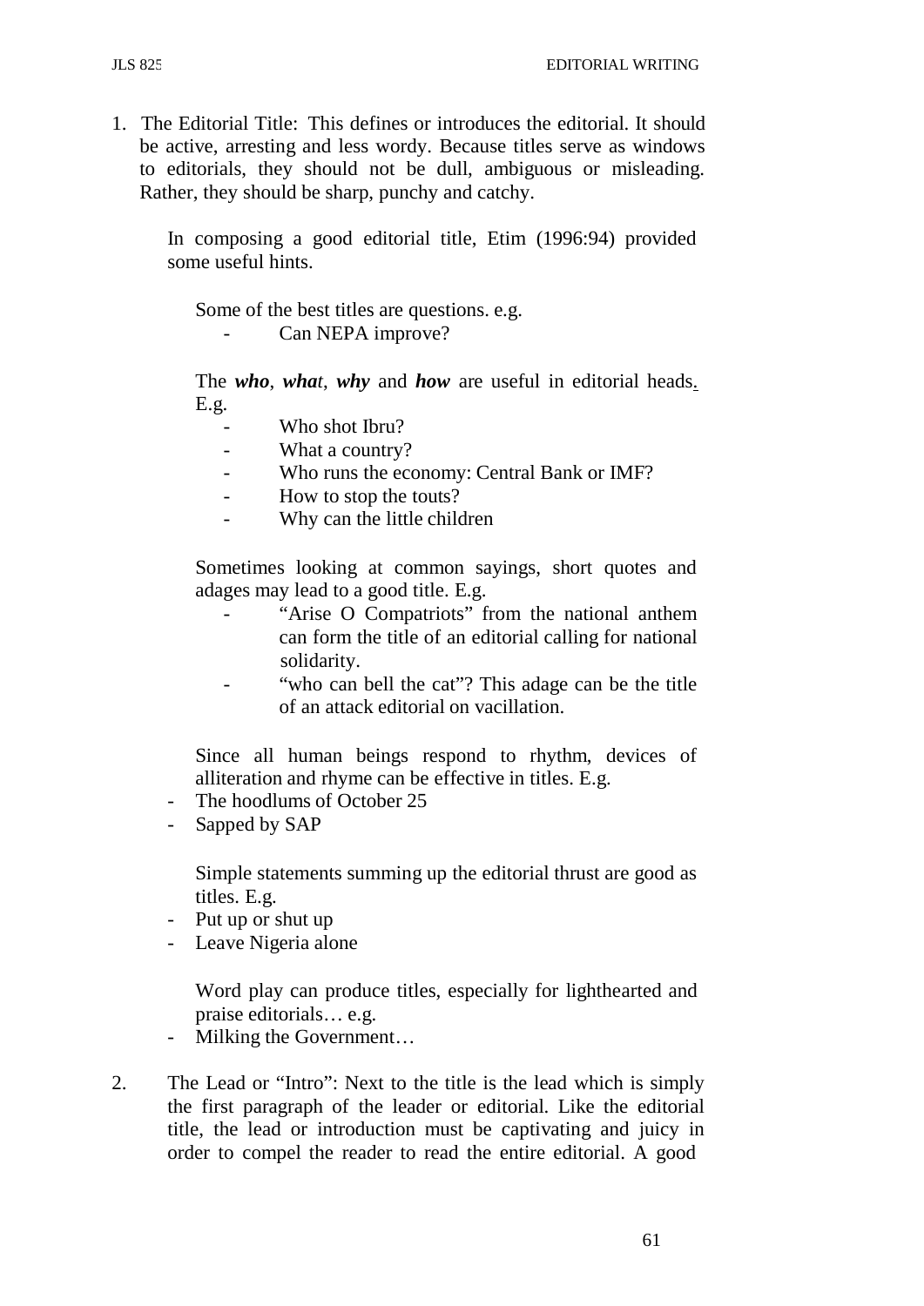1. The Editorial Title: This defines or introduces the editorial. It should be active, arresting and less wordy. Because titles serve as windows to editorials, they should not be dull, ambiguous or misleading. Rather, they should be sharp, punchy and catchy.

   In composing a good editorial title, Etim (1996:94) provided some useful hints.

   Some of the best titles are questions. e.g.
   - Can NEPA improve?

   The ***who***, ***what***, ***why*** and ***how*** are useful in editorial heads. E.g.
   - Who shot Ibru?
   - What a country?
   - Who runs the economy: Central Bank or IMF?
   - How to stop the touts?
   - Why can the little children

   Sometimes looking at common sayings, short quotes and adages may lead to a good title. E.g.
   - "Arise O Compatriots" from the national anthem can form the title of an editorial calling for national solidarity.
   - "who can bell the cat"? This adage can be the title of an attack editorial on vacillation.

   Since all human beings respond to rhythm, devices of alliteration and rhyme can be effective in titles. E.g.
   - The hoodlums of October 25
   - Sapped by SAP

   Simple statements summing up the editorial thrust are good as titles. E.g.
   - Put up or shut up
   - Leave Nigeria alone

   Word play can produce titles, especially for lighthearted and praise editorials… e.g.
   - Milking the Government…

2. The Lead or "Intro": Next to the title is the lead which is simply the first paragraph of the leader or editorial. Like the editorial title, the lead or introduction must be captivating and juicy in order to compel the reader to read the entire editorial. A good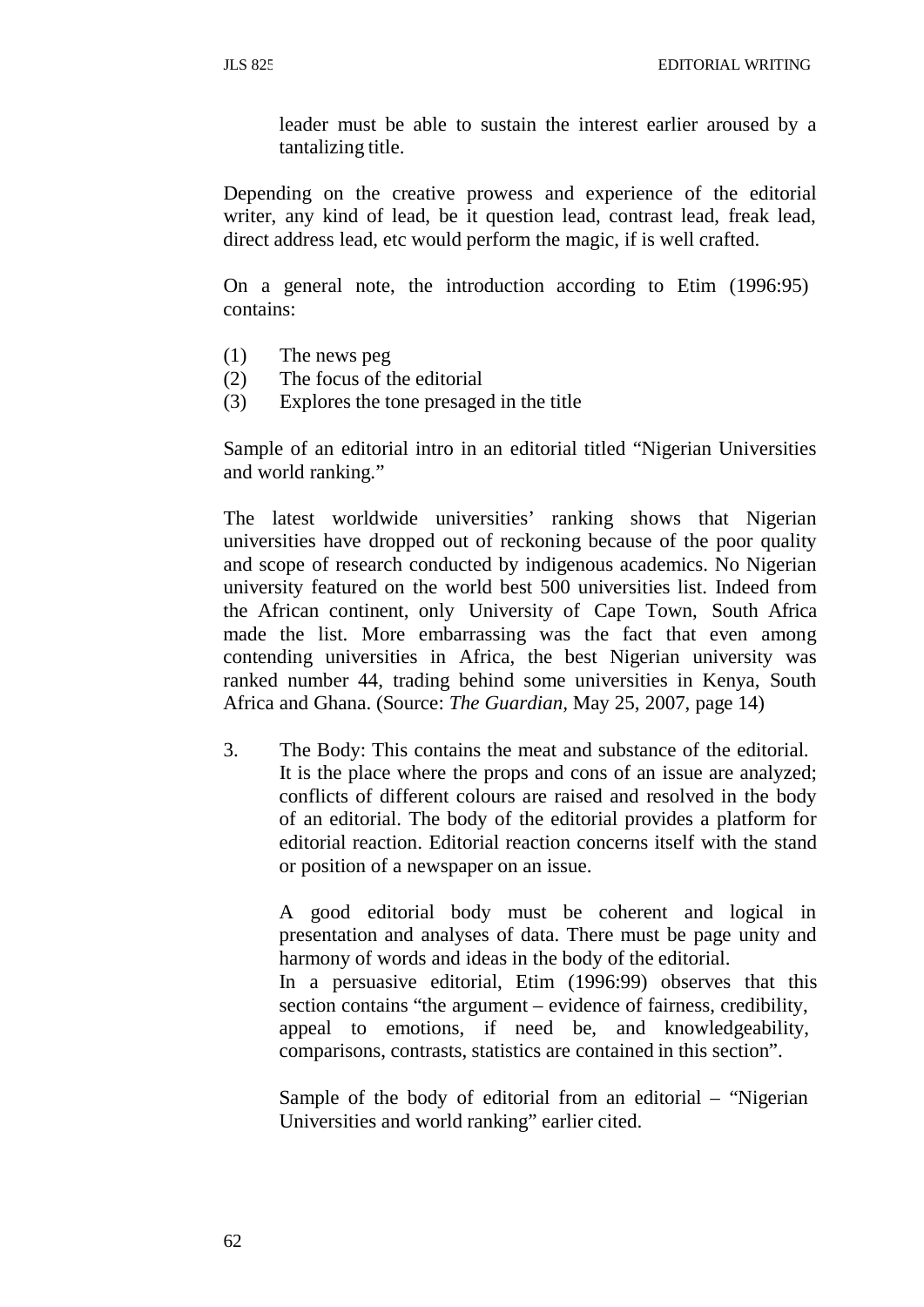leader must be able to sustain the interest earlier aroused by a tantalizing title.

Depending on the creative prowess and experience of the editorial writer, any kind of lead, be it question lead, contrast lead, freak lead, direct address lead, etc would perform the magic, if is well crafted.

On a general note, the introduction according to Etim (1996:95) contains:

(1) The news peg
(2) The focus of the editorial
(3) Explores the tone presaged in the title

Sample of an editorial intro in an editorial titled "Nigerian Universities and world ranking."

The latest worldwide universities' ranking shows that Nigerian universities have dropped out of reckoning because of the poor quality and scope of research conducted by indigenous academics. No Nigerian university featured on the world best 500 universities list. Indeed from the African continent, only University of Cape Town, South Africa made the list. More embarrassing was the fact that even among contending universities in Africa, the best Nigerian university was ranked number 44, trading behind some universities in Kenya, South Africa and Ghana. (Source: *The Guardian*, May 25, 2007, page 14)

3. The Body: This contains the meat and substance of the editorial. It is the place where the props and cons of an issue are analyzed; conflicts of different colours are raised and resolved in the body of an editorial. The body of the editorial provides a platform for editorial reaction. Editorial reaction concerns itself with the stand or position of a newspaper on an issue.

   A good editorial body must be coherent and logical in presentation and analyses of data. There must be page unity and harmony of words and ideas in the body of the editorial.
   In a persuasive editorial, Etim (1996:99) observes that this section contains "the argument – evidence of fairness, credibility, appeal to emotions, if need be, and knowledgeability, comparisons, contrasts, statistics are contained in this section".

   Sample of the body of editorial from an editorial – "Nigerian Universities and world ranking" earlier cited.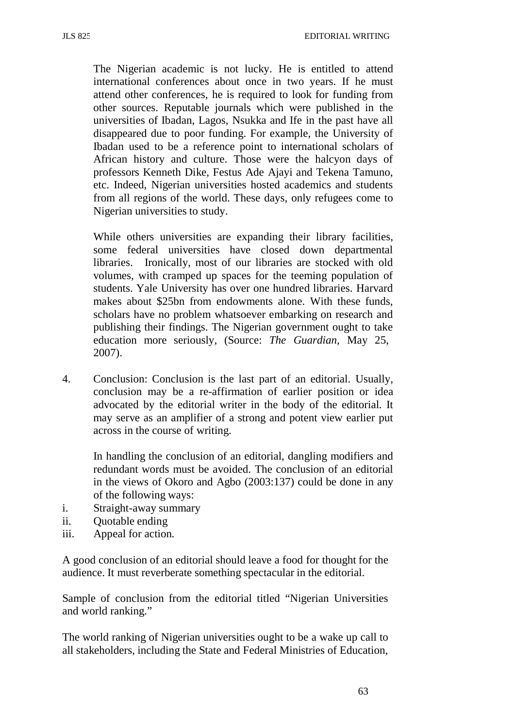The Nigerian academic is not lucky. He is entitled to attend international conferences about once in two years. If he must attend other conferences, he is required to look for funding from other sources. Reputable journals which were published in the universities of Ibadan, Lagos, Nsukka and Ife in the past have all disappeared due to poor funding. For example, the University of Ibadan used to be a reference point to international scholars of African history and culture. Those were the halcyon days of professors Kenneth Dike, Festus Ade Ajayi and Tekena Tamuno, etc. Indeed, Nigerian universities hosted academics and students from all regions of the world. These days, only refugees come to Nigerian universities to study.

While others universities are expanding their library facilities, some federal universities have closed down departmental libraries. Ironically, most of our libraries are stocked with old volumes, with cramped up spaces for the teeming population of students. Yale University has over one hundred libraries. Harvard makes about $25bn from endowments alone. With these funds, scholars have no problem whatsoever embarking on research and publishing their findings. The Nigerian government ought to take education more seriously, (Source: *The Guardian*, May 25, 2007).

4. Conclusion: Conclusion is the last part of an editorial. Usually, conclusion may be a re-affirmation of earlier position or idea advocated by the editorial writer in the body of the editorial. It may serve as an amplifier of a strong and potent view earlier put across in the course of writing.

   In handling the conclusion of an editorial, dangling modifiers and redundant words must be avoided. The conclusion of an editorial in the views of Okoro and Agbo (2003:137) could be done in any of the following ways:

i. Straight-away summary
ii. Quotable ending
iii. Appeal for action.

A good conclusion of an editorial should leave a food for thought for the audience. It must reverberate something spectacular in the editorial.

Sample of conclusion from the editorial titled "Nigerian Universities and world ranking."

The world ranking of Nigerian universities ought to be a wake up call to all stakeholders, including the State and Federal Ministries of Education,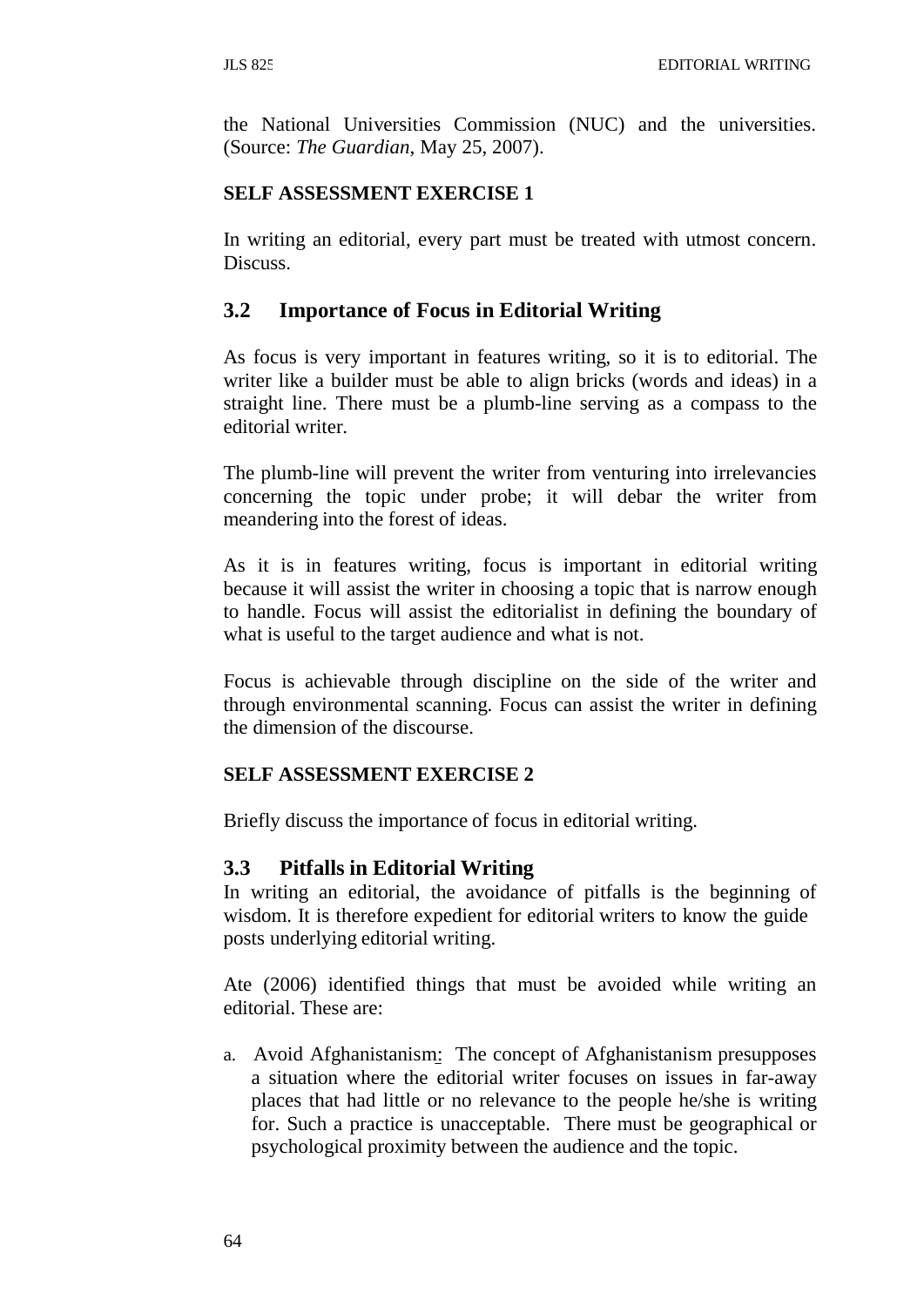the National Universities Commission (NUC) and the universities. (Source: *The Guardian*, May 25, 2007).

**SELF ASSESSMENT EXERCISE 1**

In writing an editorial, every part must be treated with utmost concern. Discuss.

## 3.2 Importance of Focus in Editorial Writing

As focus is very important in features writing, so it is to editorial. The writer like a builder must be able to align bricks (words and ideas) in a straight line. There must be a plumb-line serving as a compass to the editorial writer.

The plumb-line will prevent the writer from venturing into irrelevancies concerning the topic under probe; it will debar the writer from meandering into the forest of ideas.

As it is in features writing, focus is important in editorial writing because it will assist the writer in choosing a topic that is narrow enough to handle. Focus will assist the editorialist in defining the boundary of what is useful to the target audience and what is not.

Focus is achievable through discipline on the side of the writer and through environmental scanning. Focus can assist the writer in defining the dimension of the discourse.

**SELF ASSESSMENT EXERCISE 2**

Briefly discuss the importance of focus in editorial writing.

## 3.3 Pitfalls in Editorial Writing

In writing an editorial, the avoidance of pitfalls is the beginning of wisdom. It is therefore expedient for editorial writers to know the guide posts underlying editorial writing.

Ate (2006) identified things that must be avoided while writing an editorial. These are:

a. Avoid Afghanistanism: The concept of Afghanistanism presupposes a situation where the editorial writer focuses on issues in far-away places that had little or no relevance to the people he/she is writing for. Such a practice is unacceptable. There must be geographical or psychological proximity between the audience and the topic.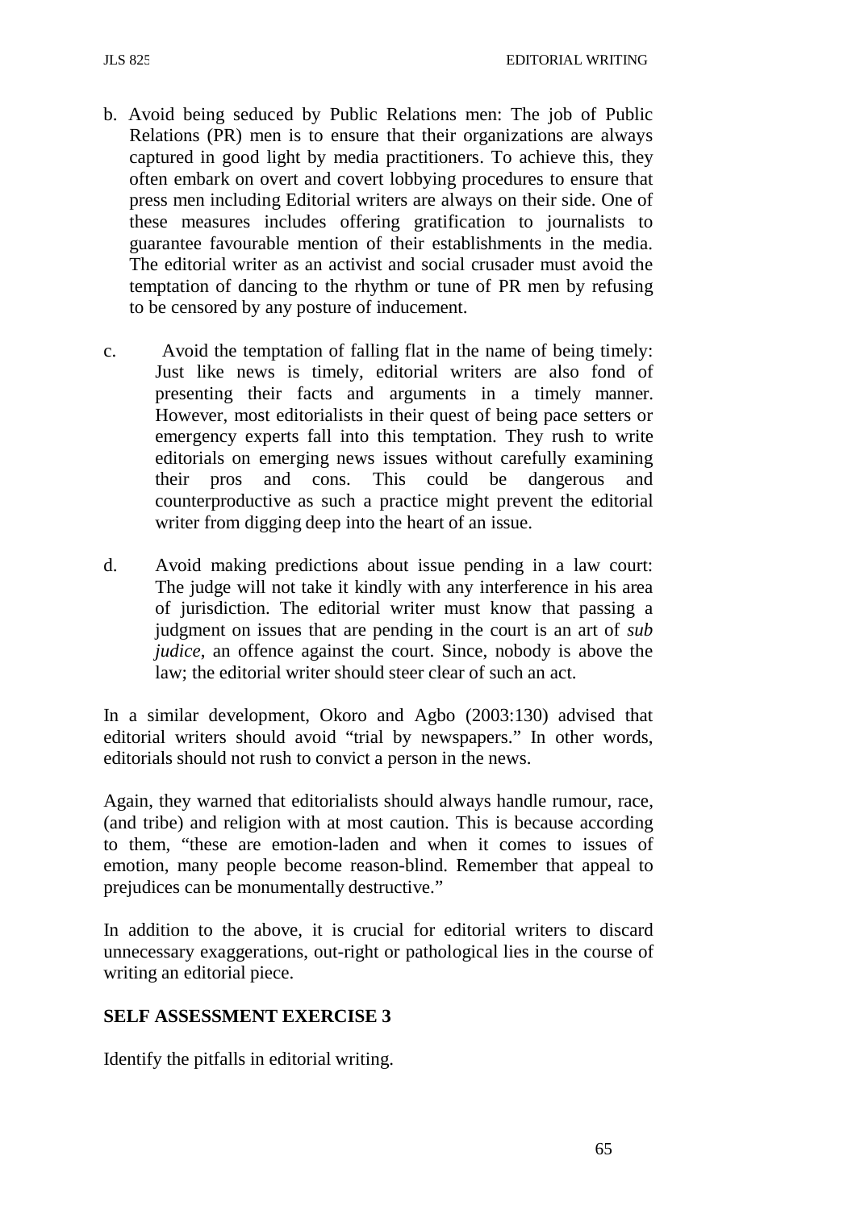b. Avoid being seduced by Public Relations men: The job of Public Relations (PR) men is to ensure that their organizations are always captured in good light by media practitioners. To achieve this, they often embark on overt and covert lobbying procedures to ensure that press men including Editorial writers are always on their side. One of these measures includes offering gratification to journalists to guarantee favourable mention of their establishments in the media. The editorial writer as an activist and social crusader must avoid the temptation of dancing to the rhythm or tune of PR men by refusing to be censored by any posture of inducement.

c. Avoid the temptation of falling flat in the name of being timely: Just like news is timely, editorial writers are also fond of presenting their facts and arguments in a timely manner. However, most editorialists in their quest of being pace setters or emergency experts fall into this temptation. They rush to write editorials on emerging news issues without carefully examining their pros and cons. This could be dangerous and counterproductive as such a practice might prevent the editorial writer from digging deep into the heart of an issue.

d. Avoid making predictions about issue pending in a law court: The judge will not take it kindly with any interference in his area of jurisdiction. The editorial writer must know that passing a judgment on issues that are pending in the court is an art of *sub judice*, an offence against the court. Since, nobody is above the law; the editorial writer should steer clear of such an act.

In a similar development, Okoro and Agbo (2003:130) advised that editorial writers should avoid "trial by newspapers." In other words, editorials should not rush to convict a person in the news.

Again, they warned that editorialists should always handle rumour, race, (and tribe) and religion with at most caution. This is because according to them, "these are emotion-laden and when it comes to issues of emotion, many people become reason-blind. Remember that appeal to prejudices can be monumentally destructive."

In addition to the above, it is crucial for editorial writers to discard unnecessary exaggerations, out-right or pathological lies in the course of writing an editorial piece.

**SELF ASSESSMENT EXERCISE 3**

Identify the pitfalls in editorial writing.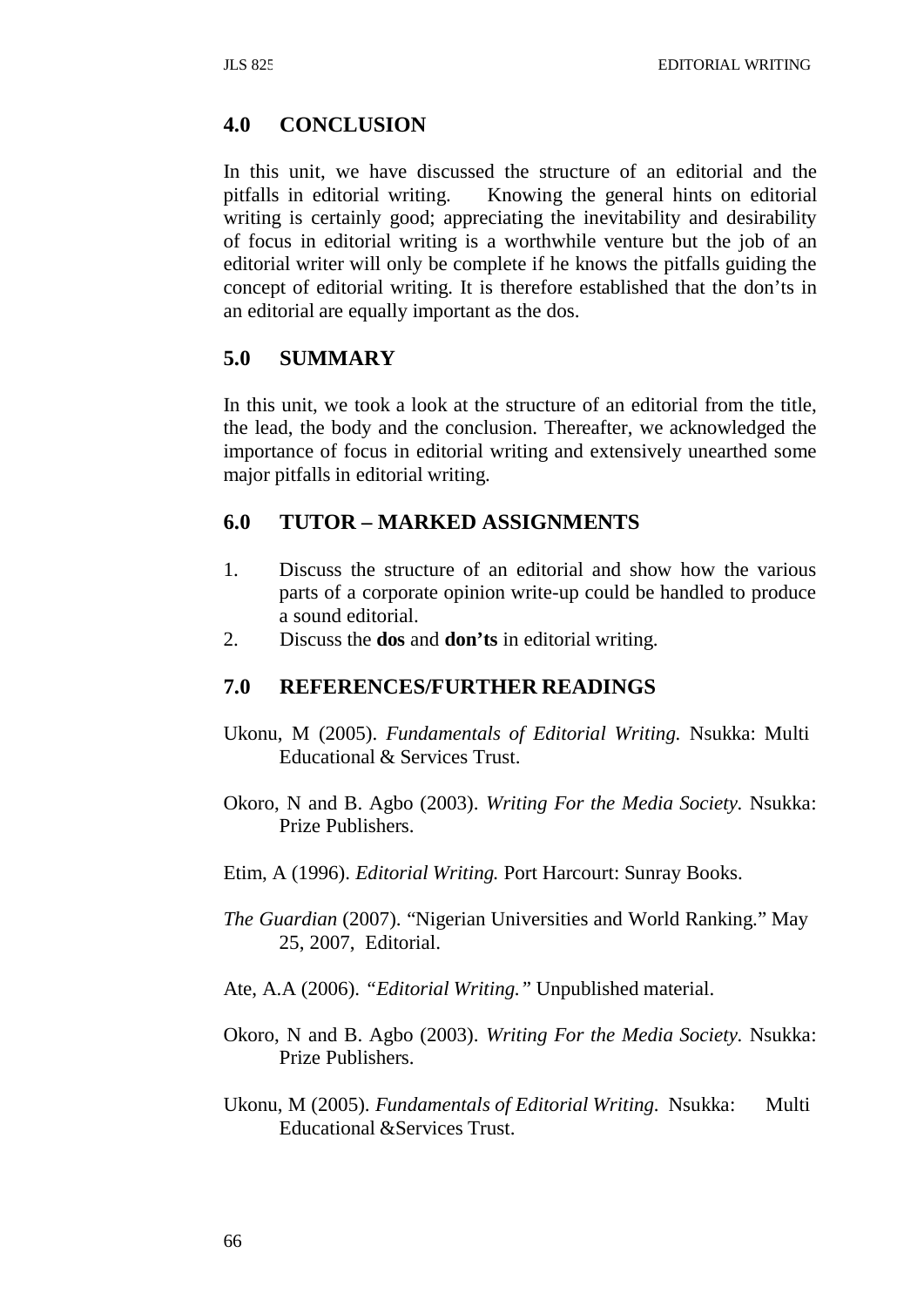## 4.0 CONCLUSION

In this unit, we have discussed the structure of an editorial and the pitfalls in editorial writing. Knowing the general hints on editorial writing is certainly good; appreciating the inevitability and desirability of focus in editorial writing is a worthwhile venture but the job of an editorial writer will only be complete if he knows the pitfalls guiding the concept of editorial writing. It is therefore established that the don't's in an editorial are equally important as the dos.

## 5.0 SUMMARY

In this unit, we took a look at the structure of an editorial from the title, the lead, the body and the conclusion. Thereafter, we acknowledged the importance of focus in editorial writing and extensively unearthed some major pitfalls in editorial writing.

## 6.0 TUTOR – MARKED ASSIGNMENTS

1. Discuss the structure of an editorial and show how the various parts of a corporate opinion write-up could be handled to produce a sound editorial.
2. Discuss the **dos** and **don't's** in editorial writing.

## 7.0 REFERENCES/FURTHER READINGS

Ukonu, M (2005). *Fundamentals of Editorial Writing.* Nsukka: Multi Educational & Services Trust.

Okoro, N and B. Agbo (2003). *Writing For the Media Society.* Nsukka: Prize Publishers.

Etim, A (1996). *Editorial Writing.* Port Harcourt: Sunray Books.

*The Guardian* (2007). "Nigerian Universities and World Ranking." May 25, 2007, Editorial.

Ate, A.A (2006). *"Editorial Writing."* Unpublished material.

Okoro, N and B. Agbo (2003). *Writing For the Media Society.* Nsukka: Prize Publishers.

Ukonu, M (2005). *Fundamentals of Editorial Writing.* Nsukka: Multi Educational &Services Trust.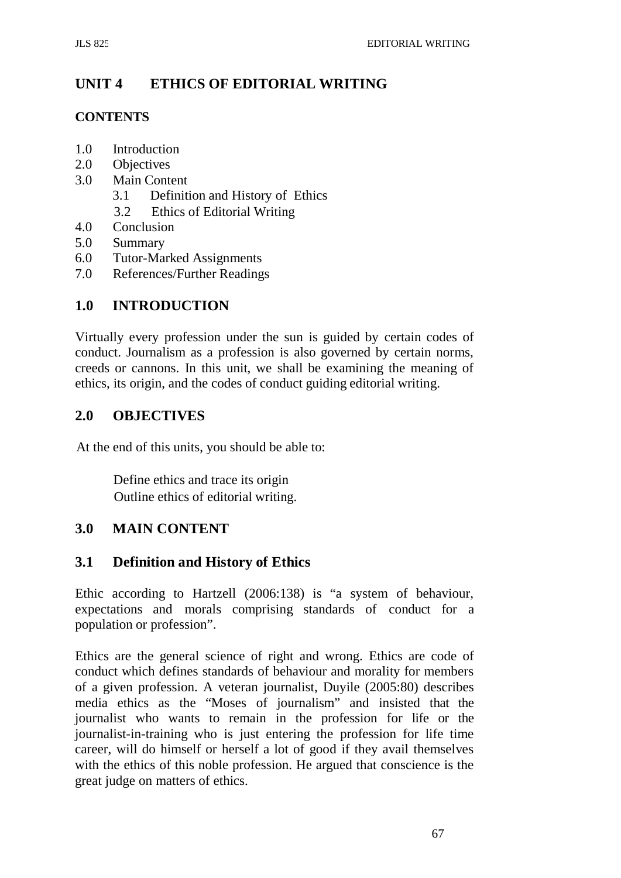## UNIT 4 ETHICS OF EDITORIAL WRITING

**CONTENTS**

1.0 Introduction
2.0 Objectives
3.0 Main Content
   3.1 Definition and History of Ethics
   3.2 Ethics of Editorial Writing
4.0 Conclusion
5.0 Summary
6.0 Tutor-Marked Assignments
7.0 References/Further Readings

## 1.0 INTRODUCTION

Virtually every profession under the sun is guided by certain codes of conduct. Journalism as a profession is also governed by certain norms, creeds or cannons. In this unit, we shall be examining the meaning of ethics, its origin, and the codes of conduct guiding editorial writing.

## 2.0 OBJECTIVES

At the end of this units, you should be able to:

- Define ethics and trace its origin
- Outline ethics of editorial writing.

## 3.0 MAIN CONTENT

### 3.1 Definition and History of Ethics

Ethic according to Hartzell (2006:138) is "a system of behaviour, expectations and morals comprising standards of conduct for a population or profession".

Ethics are the general science of right and wrong. Ethics are code of conduct which defines standards of behaviour and morality for members of a given profession. A veteran journalist, Duyile (2005:80) describes media ethics as the "Moses of journalism" and insisted that the journalist who wants to remain in the profession for life or the journalist-in-training who is just entering the profession for life time career, will do himself or herself a lot of good if they avail themselves with the ethics of this noble profession. He argued that conscience is the great judge on matters of ethics.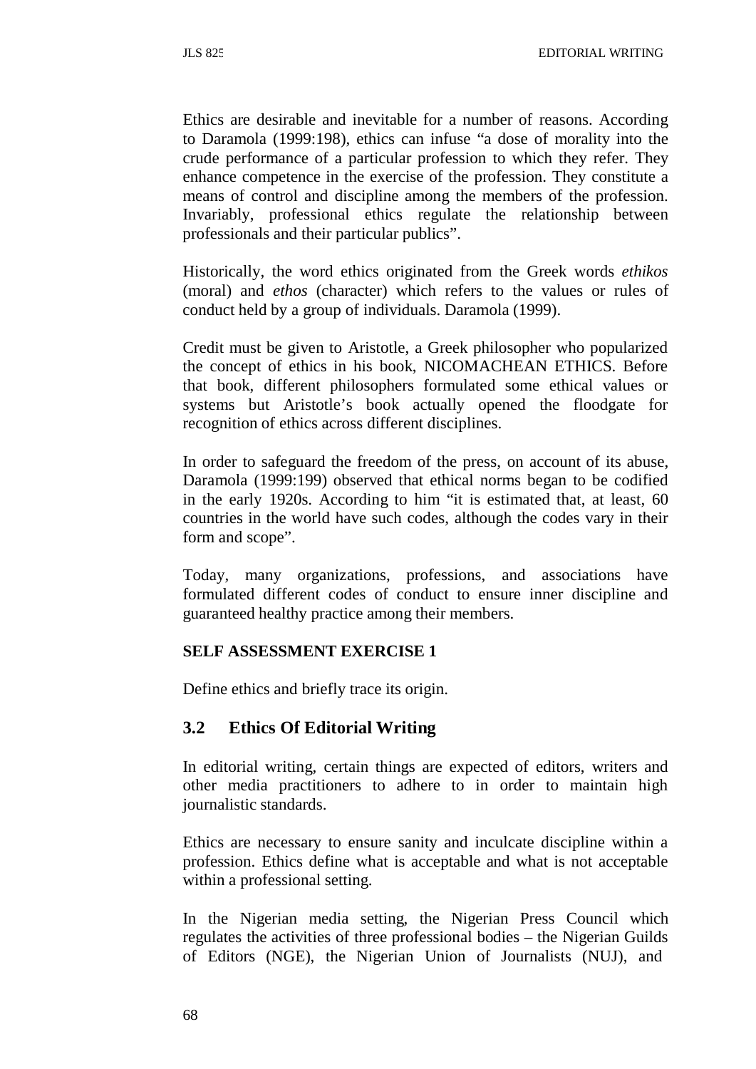Ethics are desirable and inevitable for a number of reasons. According to Daramola (1999:198), ethics can infuse "a dose of morality into the crude performance of a particular profession to which they refer. They enhance competence in the exercise of the profession. They constitute a means of control and discipline among the members of the profession. Invariably, professional ethics regulate the relationship between professionals and their particular publics".

Historically, the word ethics originated from the Greek words *ethikos* (moral) and *ethos* (character) which refers to the values or rules of conduct held by a group of individuals. Daramola (1999).

Credit must be given to Aristotle, a Greek philosopher who popularized the concept of ethics in his book, NICOMACHEAN ETHICS. Before that book, different philosophers formulated some ethical values or systems but Aristotle's book actually opened the floodgate for recognition of ethics across different disciplines.

In order to safeguard the freedom of the press, on account of its abuse, Daramola (1999:199) observed that ethical norms began to be codified in the early 1920s. According to him "it is estimated that, at least, 60 countries in the world have such codes, although the codes vary in their form and scope".

Today, many organizations, professions, and associations have formulated different codes of conduct to ensure inner discipline and guaranteed healthy practice among their members.

**SELF ASSESSMENT EXERCISE 1**

Define ethics and briefly trace its origin.

## 3.2 Ethics Of Editorial Writing

In editorial writing, certain things are expected of editors, writers and other media practitioners to adhere to in order to maintain high journalistic standards.

Ethics are necessary to ensure sanity and inculcate discipline within a profession. Ethics define what is acceptable and what is not acceptable within a professional setting.

In the Nigerian media setting, the Nigerian Press Council which regulates the activities of three professional bodies – the Nigerian Guilds of Editors (NGE), the Nigerian Union of Journalists (NUJ), and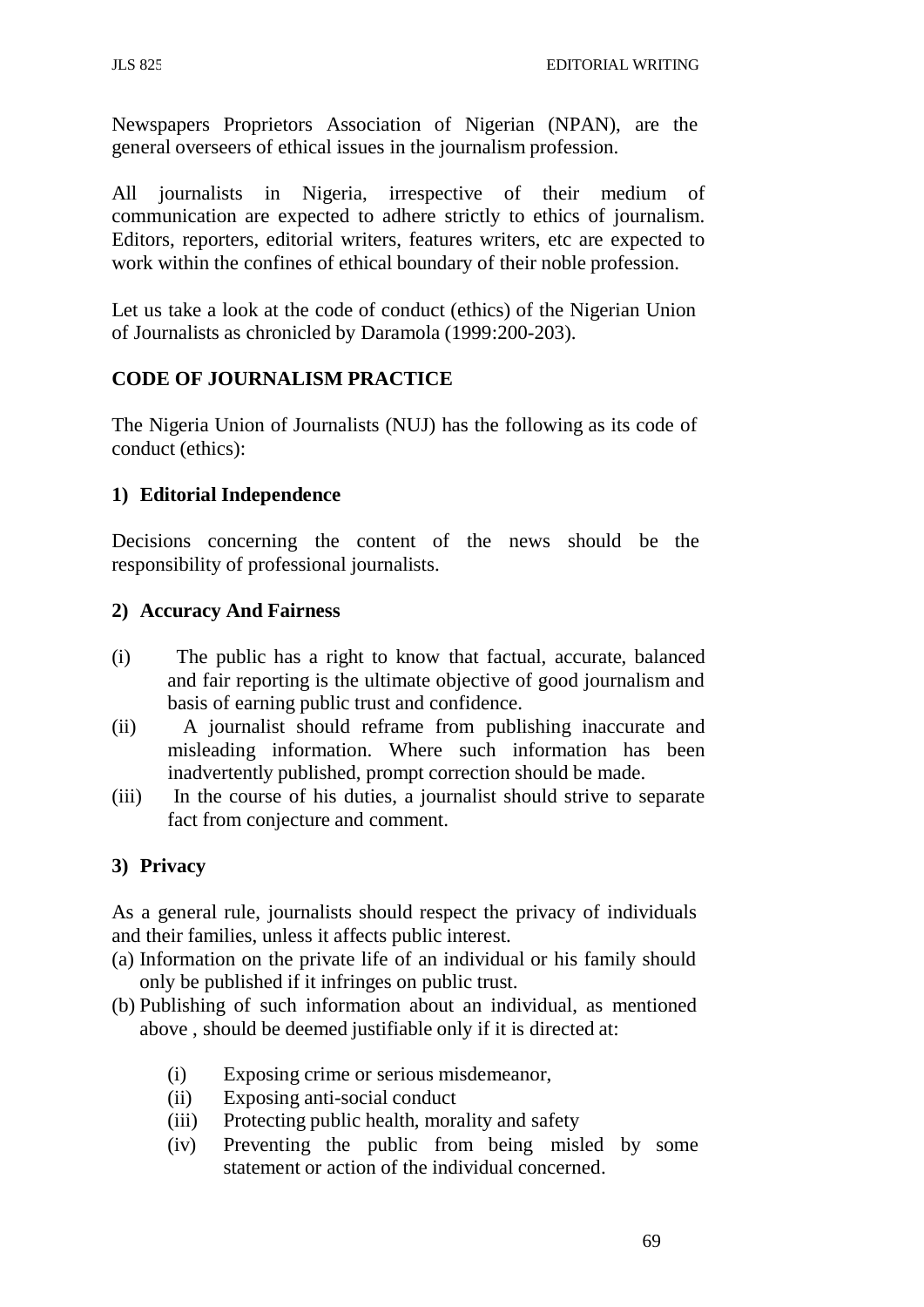Newspapers Proprietors Association of Nigerian (NPAN), are the general overseers of ethical issues in the journalism profession.

All journalists in Nigeria, irrespective of their medium of communication are expected to adhere strictly to ethics of journalism. Editors, reporters, editorial writers, features writers, etc are expected to work within the confines of ethical boundary of their noble profession.

Let us take a look at the code of conduct (ethics) of the Nigerian Union of Journalists as chronicled by Daramola (1999:200-203).

**CODE OF JOURNALISM PRACTICE**

The Nigeria Union of Journalists (NUJ) has the following as its code of conduct (ethics):

**1) Editorial Independence**

Decisions concerning the content of the news should be the responsibility of professional journalists.

**2) Accuracy And Fairness**

(i) The public has a right to know that factual, accurate, balanced and fair reporting is the ultimate objective of good journalism and basis of earning public trust and confidence.

(ii) A journalist should reframe from publishing inaccurate and misleading information. Where such information has been inadvertently published, prompt correction should be made.

(iii) In the course of his duties, a journalist should strive to separate fact from conjecture and comment.

**3) Privacy**

As a general rule, journalists should respect the privacy of individuals and their families, unless it affects public interest.

(a) Information on the private life of an individual or his family should only be published if it infringes on public trust.

(b) Publishing of such information about an individual, as mentioned above , should be deemed justifiable only if it is directed at:

   (i) Exposing crime or serious misdemeanor,
   (ii) Exposing anti-social conduct
   (iii) Protecting public health, morality and safety
   (iv) Preventing the public from being misled by some statement or action of the individual concerned.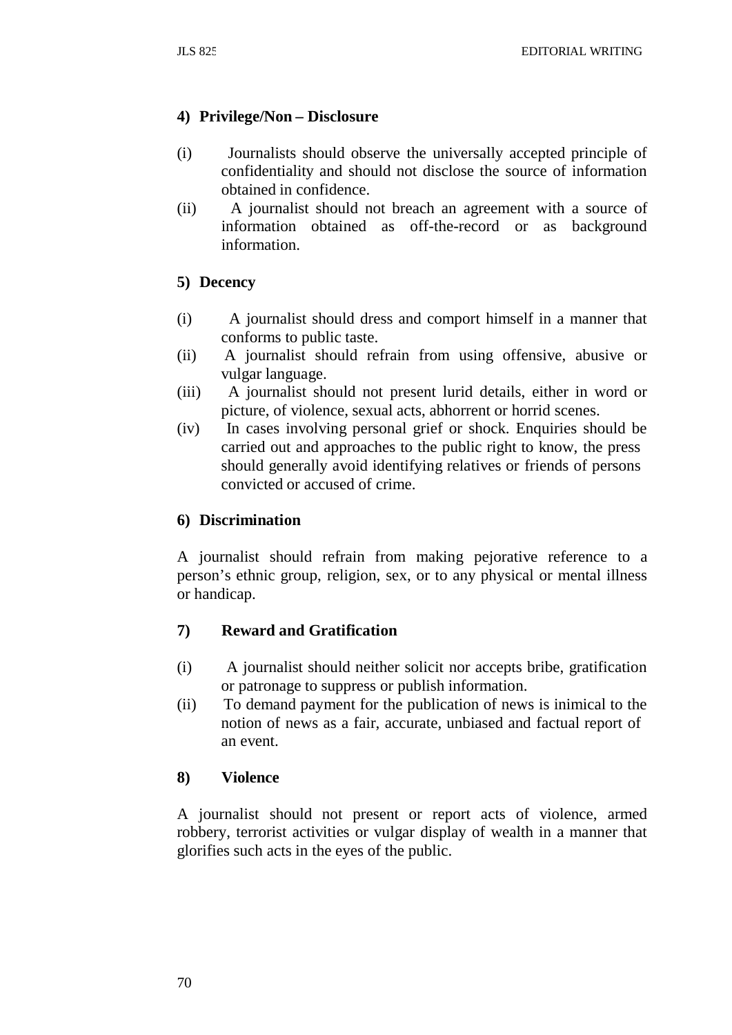**4) Privilege/Non – Disclosure**

(i) Journalists should observe the universally accepted principle of confidentiality and should not disclose the source of information obtained in confidence.

(ii) A journalist should not breach an agreement with a source of information obtained as off-the-record or as background information.

**5) Decency**

(i) A journalist should dress and comport himself in a manner that conforms to public taste.

(ii) A journalist should refrain from using offensive, abusive or vulgar language.

(iii) A journalist should not present lurid details, either in word or picture, of violence, sexual acts, abhorrent or horrid scenes.

(iv) In cases involving personal grief or shock. Enquiries should be carried out and approaches to the public right to know, the press should generally avoid identifying relatives or friends of persons convicted or accused of crime.

**6) Discrimination**

A journalist should refrain from making pejorative reference to a person's ethnic group, religion, sex, or to any physical or mental illness or handicap.

**7) Reward and Gratification**

(i) A journalist should neither solicit nor accepts bribe, gratification or patronage to suppress or publish information.

(ii) To demand payment for the publication of news is inimical to the notion of news as a fair, accurate, unbiased and factual report of an event.

**8) Violence**

A journalist should not present or report acts of violence, armed robbery, terrorist activities or vulgar display of wealth in a manner that glorifies such acts in the eyes of the public.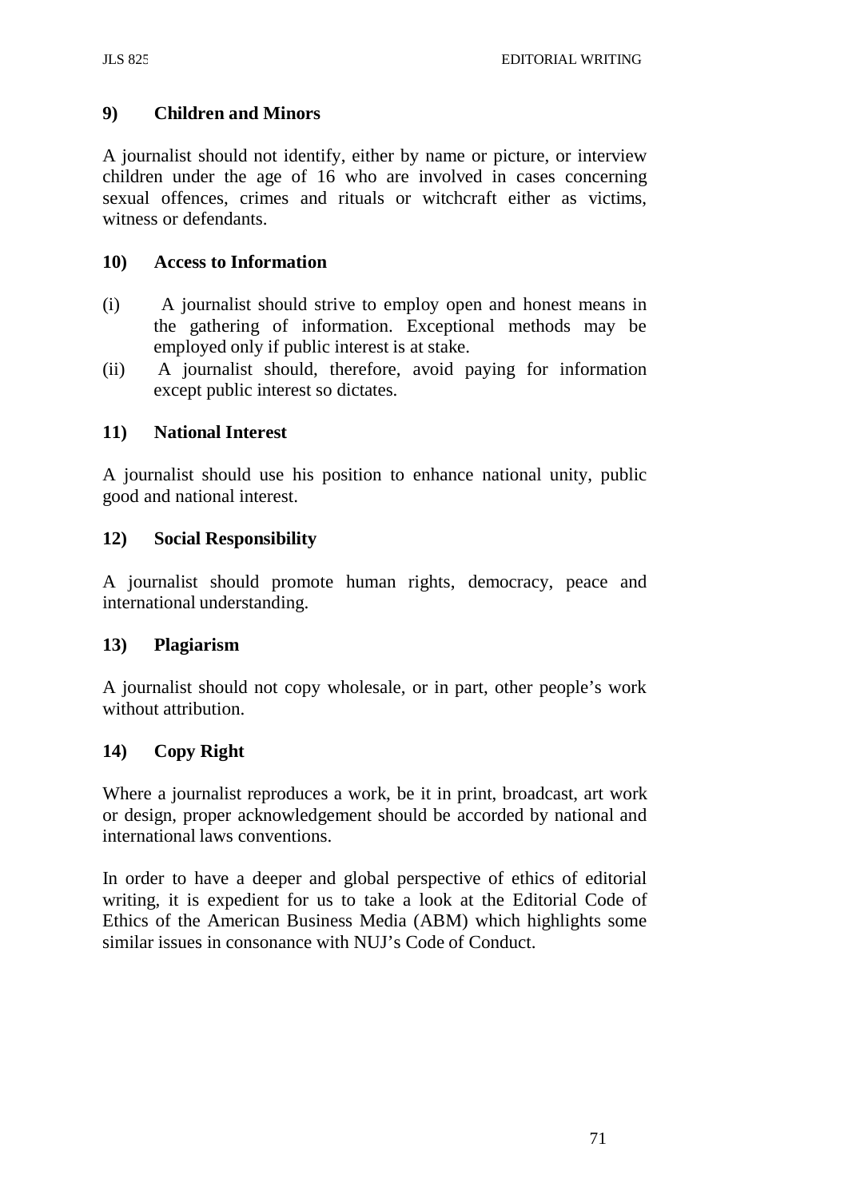**9) Children and Minors**

A journalist should not identify, either by name or picture, or interview children under the age of 16 who are involved in cases concerning sexual offences, crimes and rituals or witchcraft either as victims, witness or defendants.

**10) Access to Information**

(i) A journalist should strive to employ open and honest means in the gathering of information. Exceptional methods may be employed only if public interest is at stake.

(ii) A journalist should, therefore, avoid paying for information except public interest so dictates.

**11) National Interest**

A journalist should use his position to enhance national unity, public good and national interest.

**12) Social Responsibility**

A journalist should promote human rights, democracy, peace and international understanding.

**13) Plagiarism**

A journalist should not copy wholesale, or in part, other people's work without attribution.

**14) Copy Right**

Where a journalist reproduces a work, be it in print, broadcast, art work or design, proper acknowledgement should be accorded by national and international laws conventions.

In order to have a deeper and global perspective of ethics of editorial writing, it is expedient for us to take a look at the Editorial Code of Ethics of the American Business Media (ABM) which highlights some similar issues in consonance with NUJ's Code of Conduct.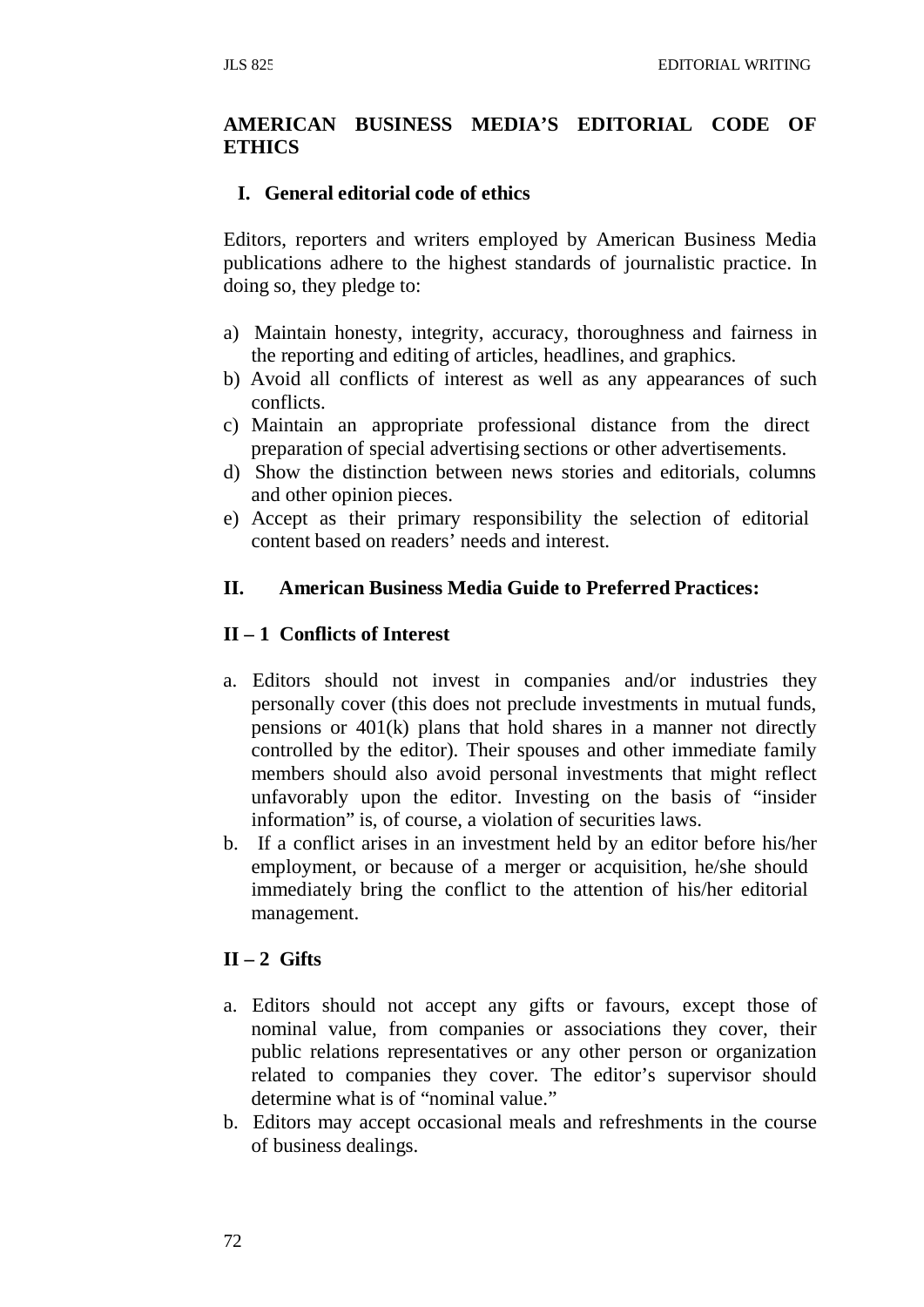## AMERICAN BUSINESS MEDIA'S EDITORIAL CODE OF ETHICS

### I. General editorial code of ethics

Editors, reporters and writers employed by American Business Media publications adhere to the highest standards of journalistic practice. In doing so, they pledge to:

a) Maintain honesty, integrity, accuracy, thoroughness and fairness in the reporting and editing of articles, headlines, and graphics.
b) Avoid all conflicts of interest as well as any appearances of such conflicts.
c) Maintain an appropriate professional distance from the direct preparation of special advertising sections or other advertisements.
d) Show the distinction between news stories and editorials, columns and other opinion pieces.
e) Accept as their primary responsibility the selection of editorial content based on readers' needs and interest.

### II. American Business Media Guide to Preferred Practices:

#### II – 1 Conflicts of Interest

a. Editors should not invest in companies and/or industries they personally cover (this does not preclude investments in mutual funds, pensions or 401(k) plans that hold shares in a manner not directly controlled by the editor). Their spouses and other immediate family members should also avoid personal investments that might reflect unfavorably upon the editor. Investing on the basis of "insider information" is, of course, a violation of securities laws.
b. If a conflict arises in an investment held by an editor before his/her employment, or because of a merger or acquisition, he/she should immediately bring the conflict to the attention of his/her editorial management.

#### II – 2 Gifts

a. Editors should not accept any gifts or favours, except those of nominal value, from companies or associations they cover, their public relations representatives or any other person or organization related to companies they cover. The editor's supervisor should determine what is of "nominal value."
b. Editors may accept occasional meals and refreshments in the course of business dealings.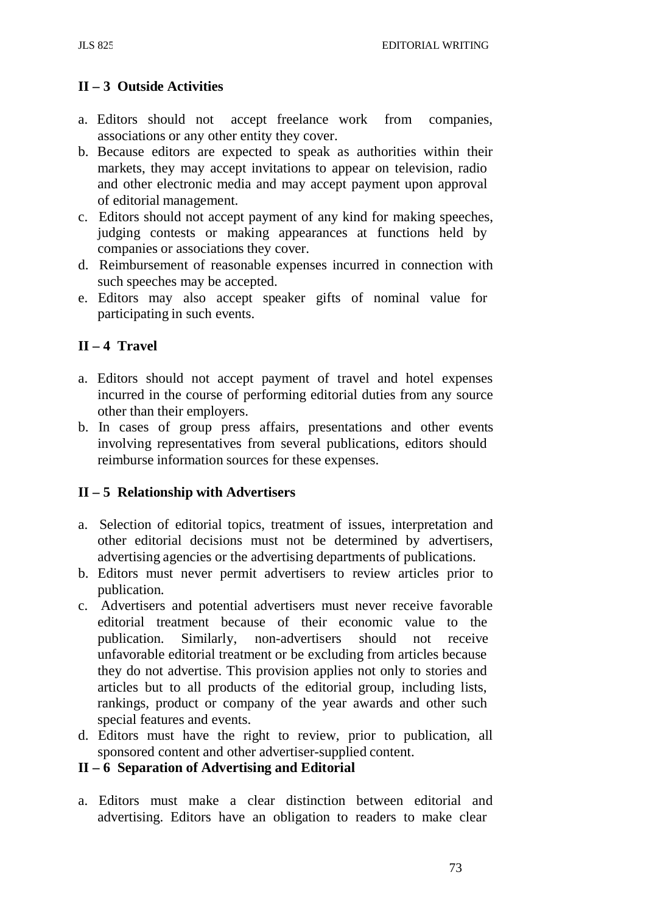## II – 3 Outside Activities

a. Editors should not accept freelance work from companies, associations or any other entity they cover.
b. Because editors are expected to speak as authorities within their markets, they may accept invitations to appear on television, radio and other electronic media and may accept payment upon approval of editorial management.
c. Editors should not accept payment of any kind for making speeches, judging contests or making appearances at functions held by companies or associations they cover.
d. Reimbursement of reasonable expenses incurred in connection with such speeches may be accepted.
e. Editors may also accept speaker gifts of nominal value for participating in such events.

## II – 4 Travel

a. Editors should not accept payment of travel and hotel expenses incurred in the course of performing editorial duties from any source other than their employers.
b. In cases of group press affairs, presentations and other events involving representatives from several publications, editors should reimburse information sources for these expenses.

## II – 5 Relationship with Advertisers

a. Selection of editorial topics, treatment of issues, interpretation and other editorial decisions must not be determined by advertisers, advertising agencies or the advertising departments of publications.
b. Editors must never permit advertisers to review articles prior to publication.
c. Advertisers and potential advertisers must never receive favorable editorial treatment because of their economic value to the publication. Similarly, non-advertisers should not receive unfavorable editorial treatment or be excluding from articles because they do not advertise. This provision applies not only to stories and articles but to all products of the editorial group, including lists, rankings, product or company of the year awards and other such special features and events.
d. Editors must have the right to review, prior to publication, all sponsored content and other advertiser-supplied content.

## II – 6 Separation of Advertising and Editorial

a. Editors must make a clear distinction between editorial and advertising. Editors have an obligation to readers to make clear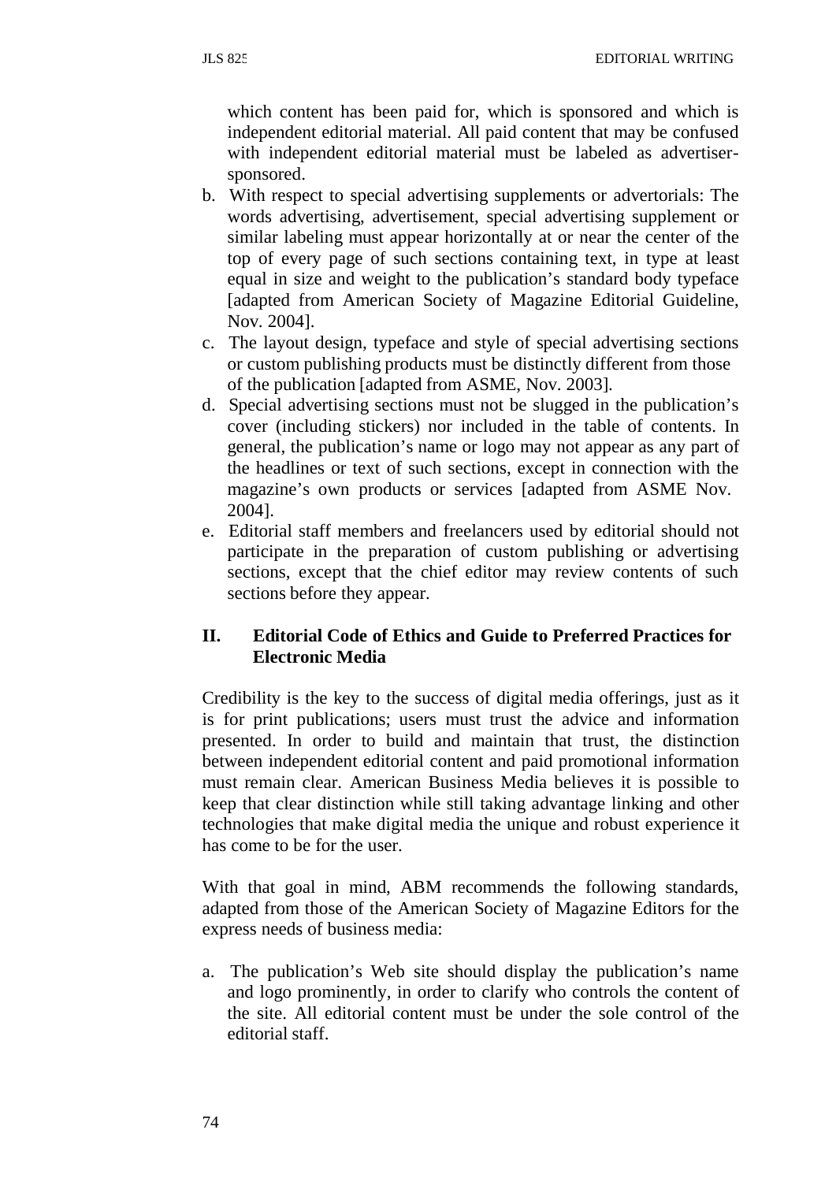which content has been paid for, which is sponsored and which is independent editorial material. All paid content that may be confused with independent editorial material must be labeled as advertiser-sponsored.

b. With respect to special advertising supplements or advertorials: The words advertising, advertisement, special advertising supplement or similar labeling must appear horizontally at or near the center of the top of every page of such sections containing text, in type at least equal in size and weight to the publication's standard body typeface [adapted from American Society of Magazine Editorial Guideline, Nov. 2004].
c. The layout design, typeface and style of special advertising sections or custom publishing products must be distinctly different from those of the publication [adapted from ASME, Nov. 2003].
d. Special advertising sections must not be slugged in the publication's cover (including stickers) nor included in the table of contents. In general, the publication's name or logo may not appear as any part of the headlines or text of such sections, except in connection with the magazine's own products or services [adapted from ASME Nov. 2004].
e. Editorial staff members and freelancers used by editorial should not participate in the preparation of custom publishing or advertising sections, except that the chief editor may review contents of such sections before they appear.

## II. Editorial Code of Ethics and Guide to Preferred Practices for Electronic Media

Credibility is the key to the success of digital media offerings, just as it is for print publications; users must trust the advice and information presented. In order to build and maintain that trust, the distinction between independent editorial content and paid promotional information must remain clear. American Business Media believes it is possible to keep that clear distinction while still taking advantage linking and other technologies that make digital media the unique and robust experience it has come to be for the user.

With that goal in mind, ABM recommends the following standards, adapted from those of the American Society of Magazine Editors for the express needs of business media:

a. The publication's Web site should display the publication's name and logo prominently, in order to clarify who controls the content of the site. All editorial content must be under the sole control of the editorial staff.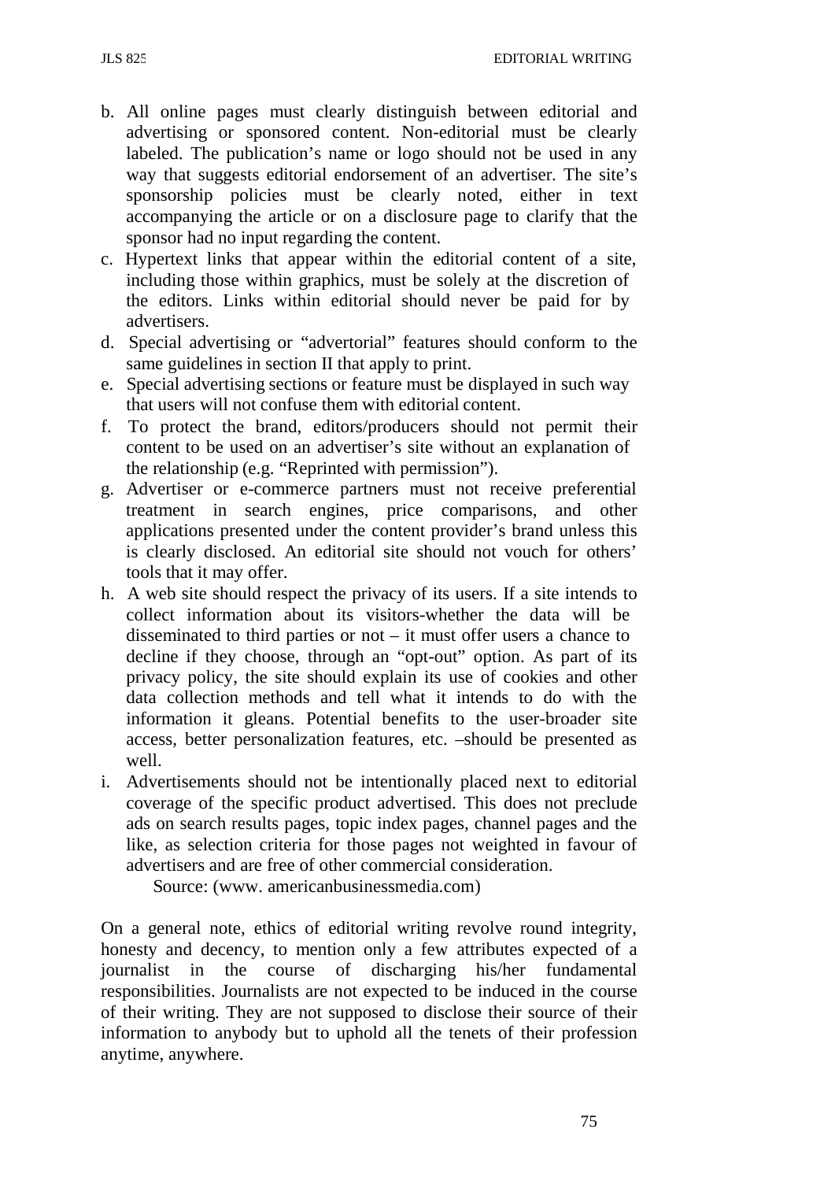b. All online pages must clearly distinguish between editorial and advertising or sponsored content. Non-editorial must be clearly labeled. The publication's name or logo should not be used in any way that suggests editorial endorsement of an advertiser. The site's sponsorship policies must be clearly noted, either in text accompanying the article or on a disclosure page to clarify that the sponsor had no input regarding the content.

c. Hypertext links that appear within the editorial content of a site, including those within graphics, must be solely at the discretion of the editors. Links within editorial should never be paid for by advertisers.

d. Special advertising or "advertorial" features should conform to the same guidelines in section II that apply to print.

e. Special advertising sections or feature must be displayed in such way that users will not confuse them with editorial content.

f. To protect the brand, editors/producers should not permit their content to be used on an advertiser's site without an explanation of the relationship (e.g. "Reprinted with permission").

g. Advertiser or e-commerce partners must not receive preferential treatment in search engines, price comparisons, and other applications presented under the content provider's brand unless this is clearly disclosed. An editorial site should not vouch for others' tools that it may offer.

h. A web site should respect the privacy of its users. If a site intends to collect information about its visitors-whether the data will be disseminated to third parties or not – it must offer users a chance to decline if they choose, through an "opt-out" option. As part of its privacy policy, the site should explain its use of cookies and other data collection methods and tell what it intends to do with the information it gleans. Potential benefits to the user-broader site access, better personalization features, etc. –should be presented as well.

i. Advertisements should not be intentionally placed next to editorial coverage of the specific product advertised. This does not preclude ads on search results pages, topic index pages, channel pages and the like, as selection criteria for those pages not weighted in favour of advertisers and are free of other commercial consideration.

Source: (www. americanbusinessmedia.com)

On a general note, ethics of editorial writing revolve round integrity, honesty and decency, to mention only a few attributes expected of a journalist in the course of discharging his/her fundamental responsibilities. Journalists are not expected to be induced in the course of their writing. They are not supposed to disclose their source of their information to anybody but to uphold all the tenets of their profession anytime, anywhere.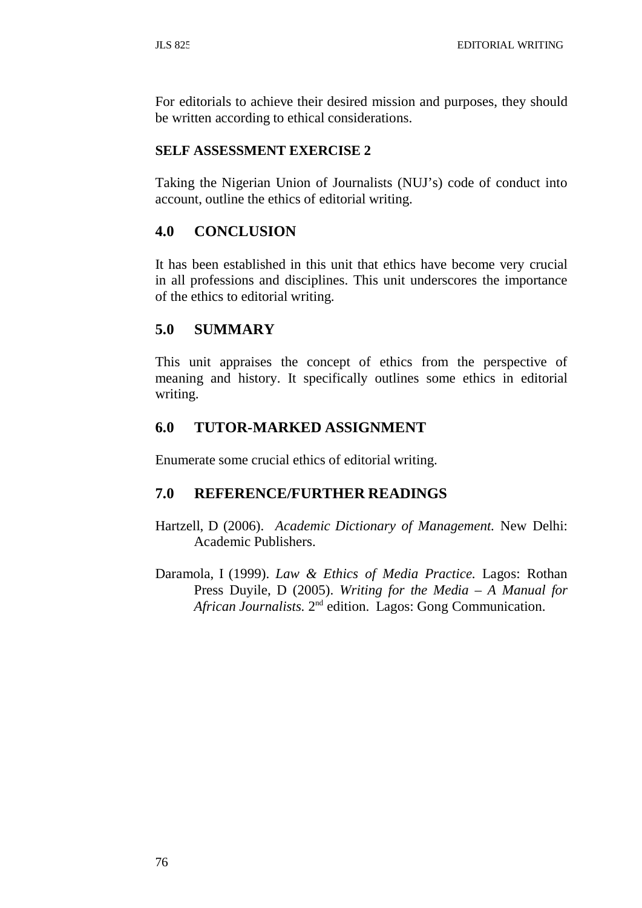For editorials to achieve their desired mission and purposes, they should be written according to ethical considerations.

**SELF ASSESSMENT EXERCISE 2**

Taking the Nigerian Union of Journalists (NUJ's) code of conduct into account, outline the ethics of editorial writing.

## 4.0 CONCLUSION

It has been established in this unit that ethics have become very crucial in all professions and disciplines. This unit underscores the importance of the ethics to editorial writing.

## 5.0 SUMMARY

This unit appraises the concept of ethics from the perspective of meaning and history. It specifically outlines some ethics in editorial writing.

## 6.0 TUTOR-MARKED ASSIGNMENT

Enumerate some crucial ethics of editorial writing.

## 7.0 REFERENCE/FURTHER READINGS

Hartzell, D (2006). *Academic Dictionary of Management.* New Delhi: Academic Publishers.

Daramola, I (1999). *Law & Ethics of Media Practice.* Lagos: Rothan Press Duyile, D (2005). *Writing for the Media – A Manual for African Journalists.* 2nd edition. Lagos: Gong Communication.